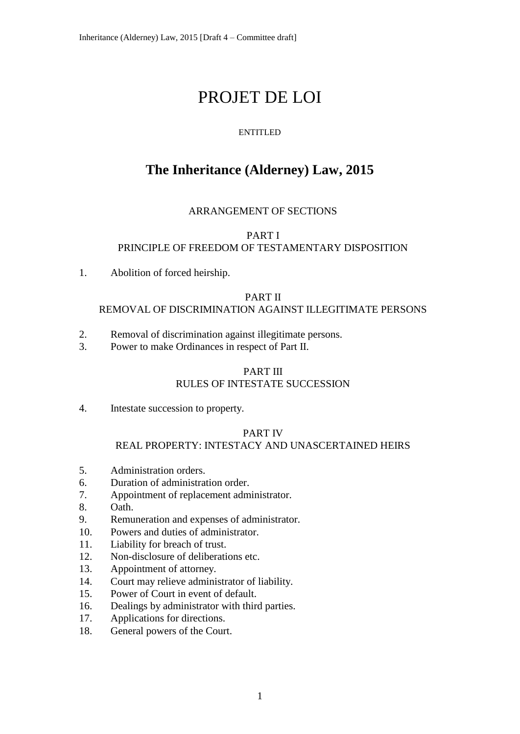# PROJET DE LOI

ENTITLED

## The Inheritance (Alderney) Law, 2015

ARRANGEMENT OF SECTIONS

PART I
PRINCIPLE OF FREEDOM OF TESTAMENTARY DISPOSITION

1. Abolition of forced heirship.

PART II
REMOVAL OF DISCRIMINATION AGAINST ILLEGITIMATE PERSONS

2. Removal of discrimination against illegitimate persons.
3. Power to make Ordinances in respect of Part II.

PART III
RULES OF INTESTATE SUCCESSION

4. Intestate succession to property.

PART IV
REAL PROPERTY: INTESTACY AND UNASCERTAINED HEIRS

5. Administration orders.
6. Duration of administration order.
7. Appointment of replacement administrator.
8. Oath.
9. Remuneration and expenses of administrator.
10. Powers and duties of administrator.
11. Liability for breach of trust.
12. Non-disclosure of deliberations etc.
13. Appointment of attorney.
14. Court may relieve administrator of liability.
15. Power of Court in event of default.
16. Dealings by administrator with third parties.
17. Applications for directions.
18. General powers of the Court.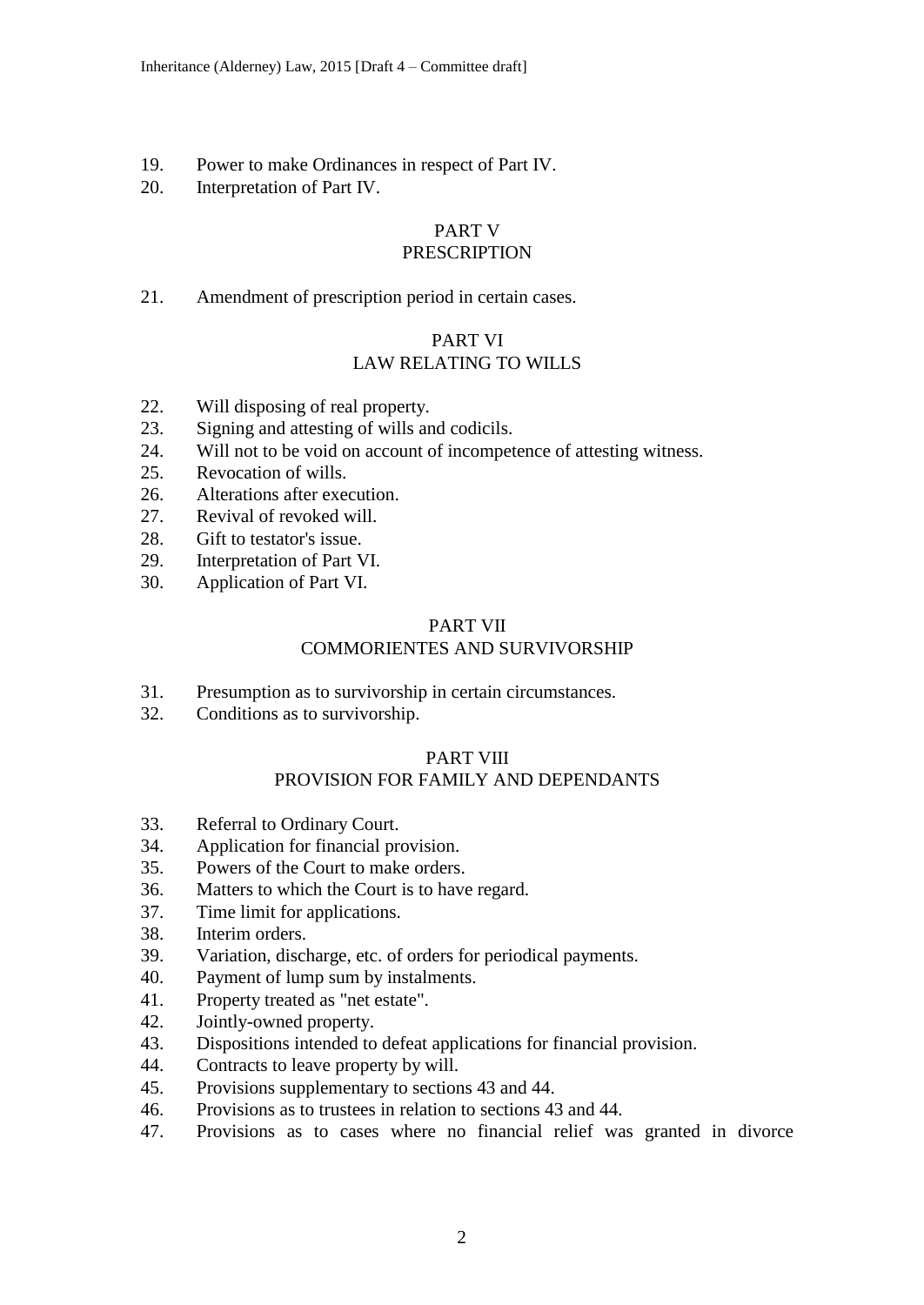19. Power to make Ordinances in respect of Part IV.
20. Interpretation of Part IV.

PART V
PRESCRIPTION

21. Amendment of prescription period in certain cases.

PART VI
LAW RELATING TO WILLS

22. Will disposing of real property.
23. Signing and attesting of wills and codicils.
24. Will not to be void on account of incompetence of attesting witness.
25. Revocation of wills.
26. Alterations after execution.
27. Revival of revoked will.
28. Gift to testator's issue.
29. Interpretation of Part VI.
30. Application of Part VI.

PART VII
COMMORIENTES AND SURVIVORSHIP

31. Presumption as to survivorship in certain circumstances.
32. Conditions as to survivorship.

PART VIII
PROVISION FOR FAMILY AND DEPENDANTS

33. Referral to Ordinary Court.
34. Application for financial provision.
35. Powers of the Court to make orders.
36. Matters to which the Court is to have regard.
37. Time limit for applications.
38. Interim orders.
39. Variation, discharge, etc. of orders for periodical payments.
40. Payment of lump sum by instalments.
41. Property treated as "net estate".
42. Jointly-owned property.
43. Dispositions intended to defeat applications for financial provision.
44. Contracts to leave property by will.
45. Provisions supplementary to sections 43 and 44.
46. Provisions as to trustees in relation to sections 43 and 44.
47. Provisions as to cases where no financial relief was granted in divorce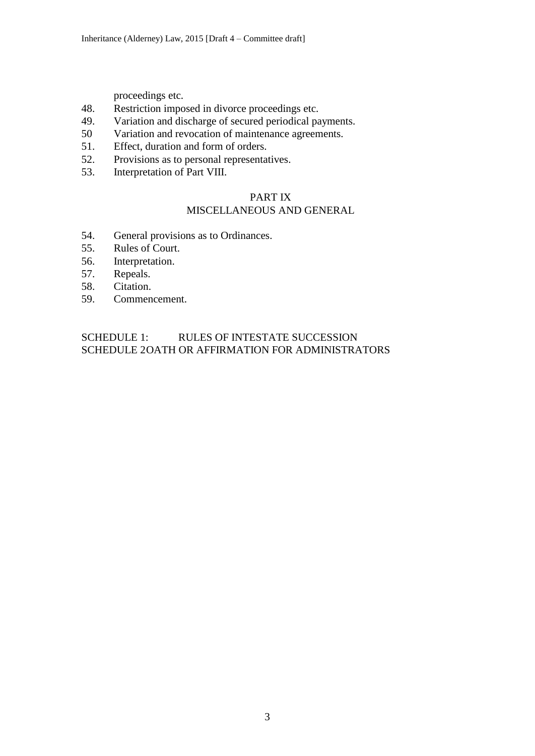proceedings etc.

48. Restriction imposed in divorce proceedings etc.
49. Variation and discharge of secured periodical payments.
50 Variation and revocation of maintenance agreements.
51. Effect, duration and form of orders.
52. Provisions as to personal representatives.
53. Interpretation of Part VIII.

## PART IX
## MISCELLANEOUS AND GENERAL

54. General provisions as to Ordinances.
55. Rules of Court.
56. Interpretation.
57. Repeals.
58. Citation.
59. Commencement.

SCHEDULE 1: RULES OF INTESTATE SUCCESSION
SCHEDULE 2 OATH OR AFFIRMATION FOR ADMINISTRATORS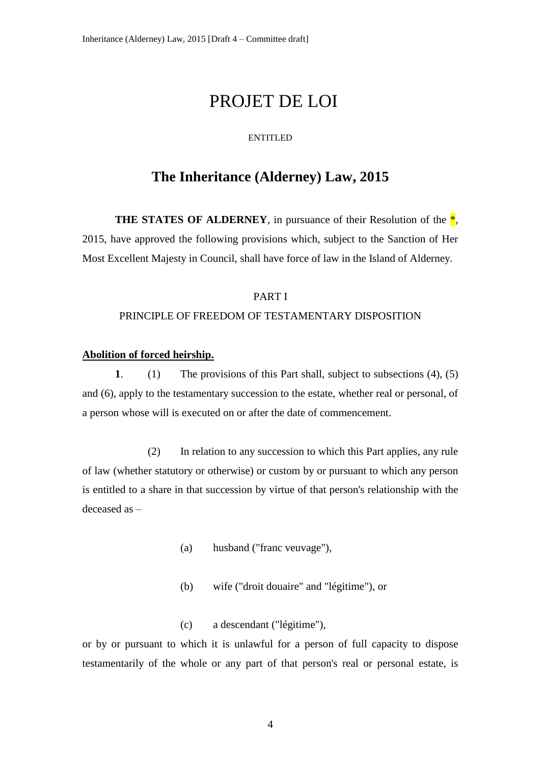# PROJET DE LOI

ENTITLED

## The Inherita﻿nce (Alderney) Law, 2015

**THE STATES OF ALDERNEY**, in pursuance of their Resolution of the *, 2015, have approved the following provisions which, subject to the Sanction of Her Most Excellent Majesty in Council, shall have force of law in the Island of Alderney.

PART I

PRINCIPLE OF FREEDOM OF TESTAMENTARY DISPOSITION

**Abolition of forced heirship.**

**1**. (1) The provisions of this Part shall, subject to subsections (4), (5) and (6), apply to the testamentary succession to the estate, whether real or personal, of a person whose will is executed on or after the date of commencement.

(2) In relation to any succession to which this Part applies, any rule of law (whether statutory or otherwise) or custom by or pursuant to which any person is entitled to a share in that succession by virtue of that person's relationship with the deceased as –

(a) husband ("franc veuvage"),

(b) wife ("droit douaire" and "légitime"), or

(c) a descendant ("légitime"),

or by or pursuant to which it is unlawful for a person of full capacity to dispose testamentarily of the whole or any part of that person's real or personal estate, is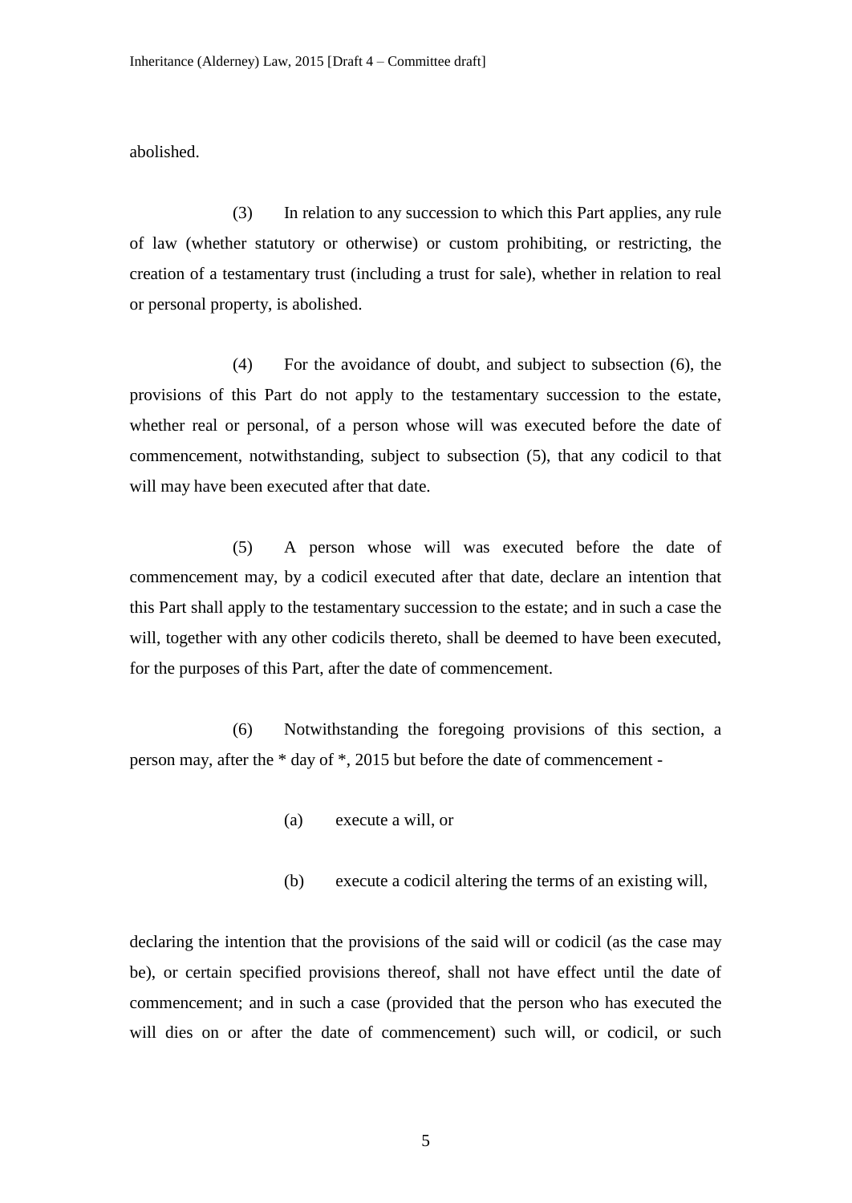abolished.

(3) In relation to any succession to which this Part applies, any rule of law (whether statutory or otherwise) or custom prohibiting, or restricting, the creation of a testamentary trust (including a trust for sale), whether in relation to real or personal property, is abolished.

(4) For the avoidance of doubt, and subject to subsection (6), the provisions of this Part do not apply to the testamentary succession to the estate, whether real or personal, of a person whose will was executed before the date of commencement, notwithstanding, subject to subsection (5), that any codicil to that will may have been executed after that date.

(5) A person whose will was executed before the date of commencement may, by a codicil executed after that date, declare an intention that this Part shall apply to the testamentary succession to the estate; and in such a case the will, together with any other codicils thereto, shall be deemed to have been executed, for the purposes of this Part, after the date of commencement.

(6) Notwithstanding the foregoing provisions of this section, a person may, after the * day of *, 2015 but before the date of commencement -

(a) execute a will, or

(b) execute a codicil altering the terms of an existing will,

declaring the intention that the provisions of the said will or codicil (as the case may be), or certain specified provisions thereof, shall not have effect until the date of commencement; and in such a case (provided that the person who has executed the will dies on or after the date of commencement) such will, or codicil, or such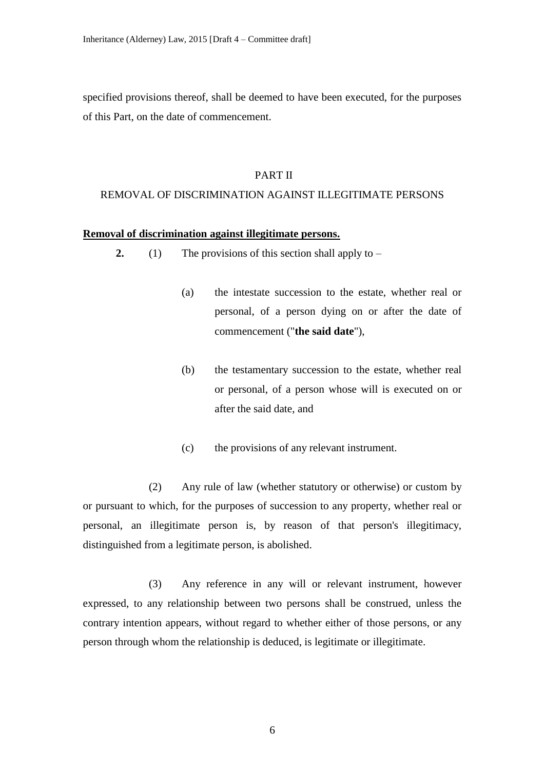specified provisions thereof, shall be deemed to have been executed, for the purposes of this Part, on the date of commencement.

## PART II

## REMOVAL OF DISCRIMINATION AGAINST ILLEGITIMATE PERSONS

**Removal of discrimination against illegitimate persons.**

**2.** (1) The provisions of this section shall apply to –

(a) the intestate succession to the estate, whether real or personal, of a person dying on or after the date of commencement ("**the said date**"),

(b) the testamentary succession to the estate, whether real or personal, of a person whose will is executed on or after the said date, and

(c) the provisions of any relevant instrument.

(2) Any rule of law (whether statutory or otherwise) or custom by or pursuant to which, for the purposes of succession to any property, whether real or personal, an illegitimate person is, by reason of that person's illegitimacy, distinguished from a legitimate person, is abolished.

(3) Any reference in any will or relevant instrument, however expressed, to any relationship between two persons shall be construed, unless the contrary intention appears, without regard to whether either of those persons, or any person through whom the relationship is deduced, is legitimate or illegitimate.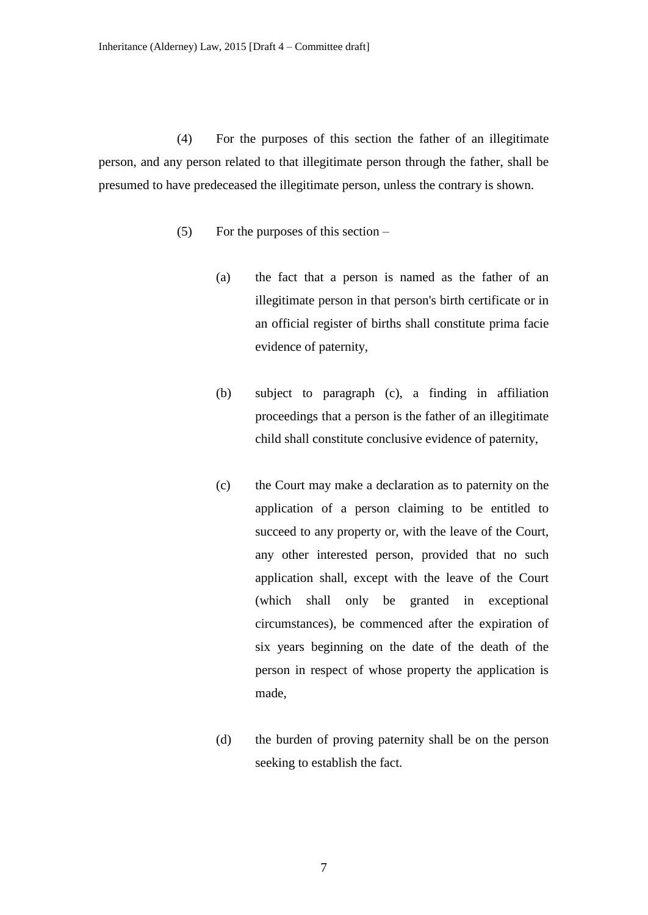(4) For the purposes of this section the father of an illegitimate person, and any person related to that illegitimate person through the father, shall be presumed to have predeceased the illegitimate person, unless the contrary is shown.

(5) For the purposes of this section –

(a) the fact that a person is named as the father of an illegitimate person in that person's birth certificate or in an official register of births shall constitute prima facie evidence of paternity,

(b) subject to paragraph (c), a finding in affiliation proceedings that a person is the father of an illegitimate child shall constitute conclusive evidence of paternity,

(c) the Court may make a declaration as to paternity on the application of a person claiming to be entitled to succeed to any property or, with the leave of the Court, any other interested person, provided that no such application shall, except with the leave of the Court (which shall only be granted in exceptional circumstances), be commenced after the expiration of six years beginning on the date of the death of the person in respect of whose property the application is made,

(d) the burden of proving paternity shall be on the person seeking to establish the fact.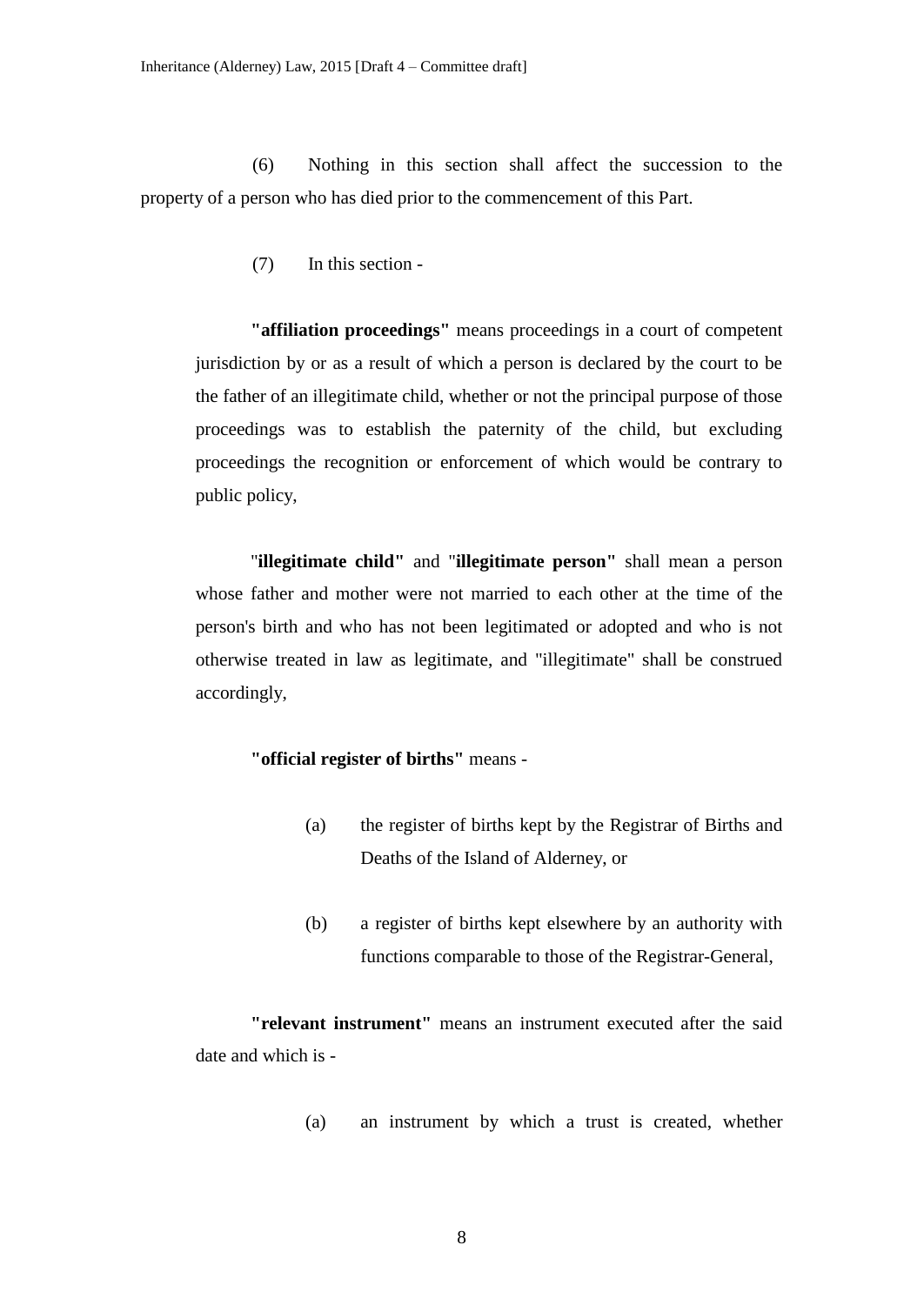(6) Nothing in this section shall affect the succession to the property of a person who has died prior to the commencement of this Part.

(7) In this section -

**"affiliation proceedings"** means proceedings in a court of competent jurisdiction by or as a result of which a person is declared by the court to be the father of an illegitimate child, whether or not the principal purpose of those proceedings was to establish the paternity of the child, but excluding proceedings the recognition or enforcement of which would be contrary to public policy,

"**illegitimate child"** and "**illegitimate person"** shall mean a person whose father and mother were not married to each other at the time of the person's birth and who has not been legitimated or adopted and who is not otherwise treated in law as legitimate, and "illegitimate" shall be construed accordingly,

**"official register of births"** means -

(a) the register of births kept by the Registrar of Births and Deaths of the Island of Alderney, or

(b) a register of births kept elsewhere by an authority with functions comparable to those of the Registrar-General,

**"relevant instrument"** means an instrument executed after the said date and which is -

(a) an instrument by which a trust is created, whether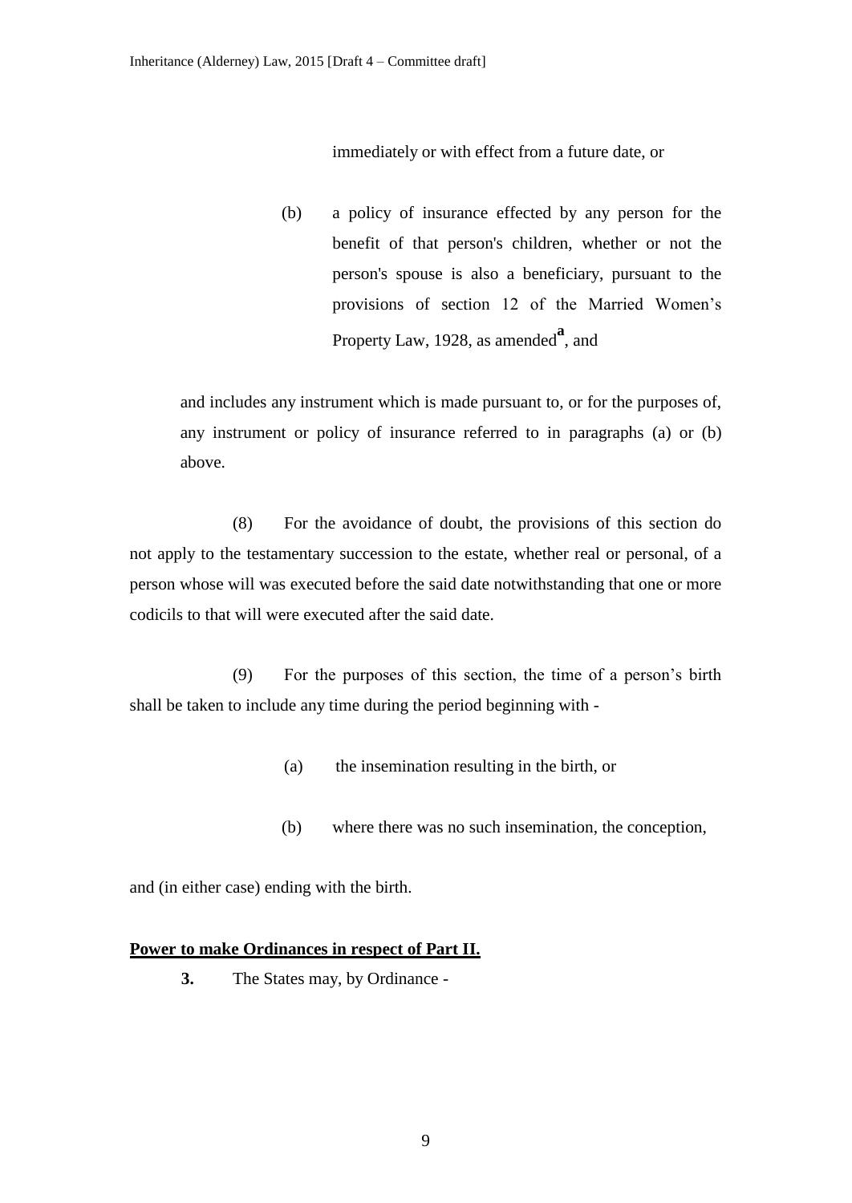immediately or with effect from a future date, or

(b) a policy of insurance effected by any person for the benefit of that person's children, whether or not the person's spouse is also a beneficiary, pursuant to the provisions of section 12 of the Married Women's Property Law, 1928, as amended[a], and

and includes any instrument which is made pursuant to, or for the purposes of, any instrument or policy of insurance referred to in paragraphs (a) or (b) above.

(8) For the avoidance of doubt, the provisions of this section do not apply to the testamentary succession to the estate, whether real or personal, of a person whose will was executed before the said date notwithstanding that one or more codicils to that will were executed after the said date.

(9) For the purposes of this section, the time of a person's birth shall be taken to include any time during the period beginning with -

(a) the insemination resulting in the birth, or

(b) where there was no such insemination, the conception,

and (in either case) ending with the birth.

**Power to make Ordinances in respect of Part II.**

**3.** The States may, by Ordinance -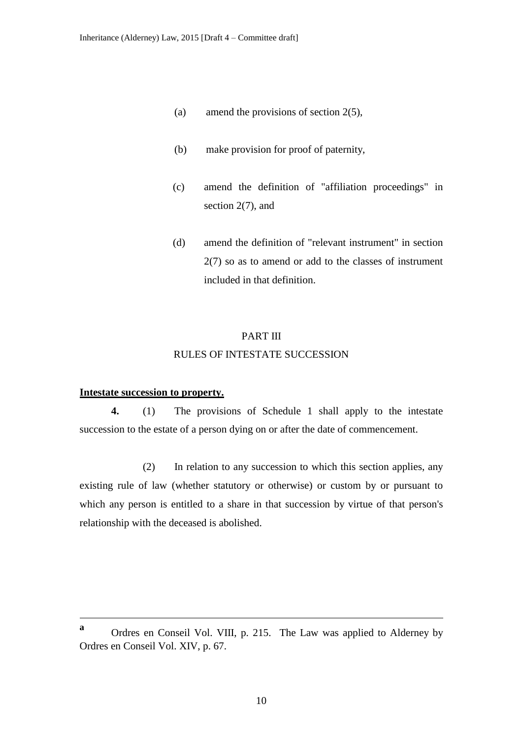(a) amend the provisions of section 2(5),

(b) make provision for proof of paternity,

(c) amend the definition of "affiliation proceedings" in section 2(7), and

(d) amend the definition of "relevant instrument" in section 2(7) so as to amend or add to the classes of instrument included in that definition.

PART III

RULES OF INTESTATE SUCCESSION

**Intestate succession to property.**

**4.** (1) The provisions of Schedule 1 shall apply to the intestate succession to the estate of a person dying on or after the date of commencement.

(2) In relation to any succession to which this section applies, any existing rule of law (whether statutory or otherwise) or custom by or pursuant to which any person is entitled to a share in that succession by virtue of that person's relationship with the deceased is abolished.

---

[a] Ordres en Conseil Vol. VIII, p. 215. The Law was applied to Alderney by Ordres en Conseil Vol. XIV, p. 67.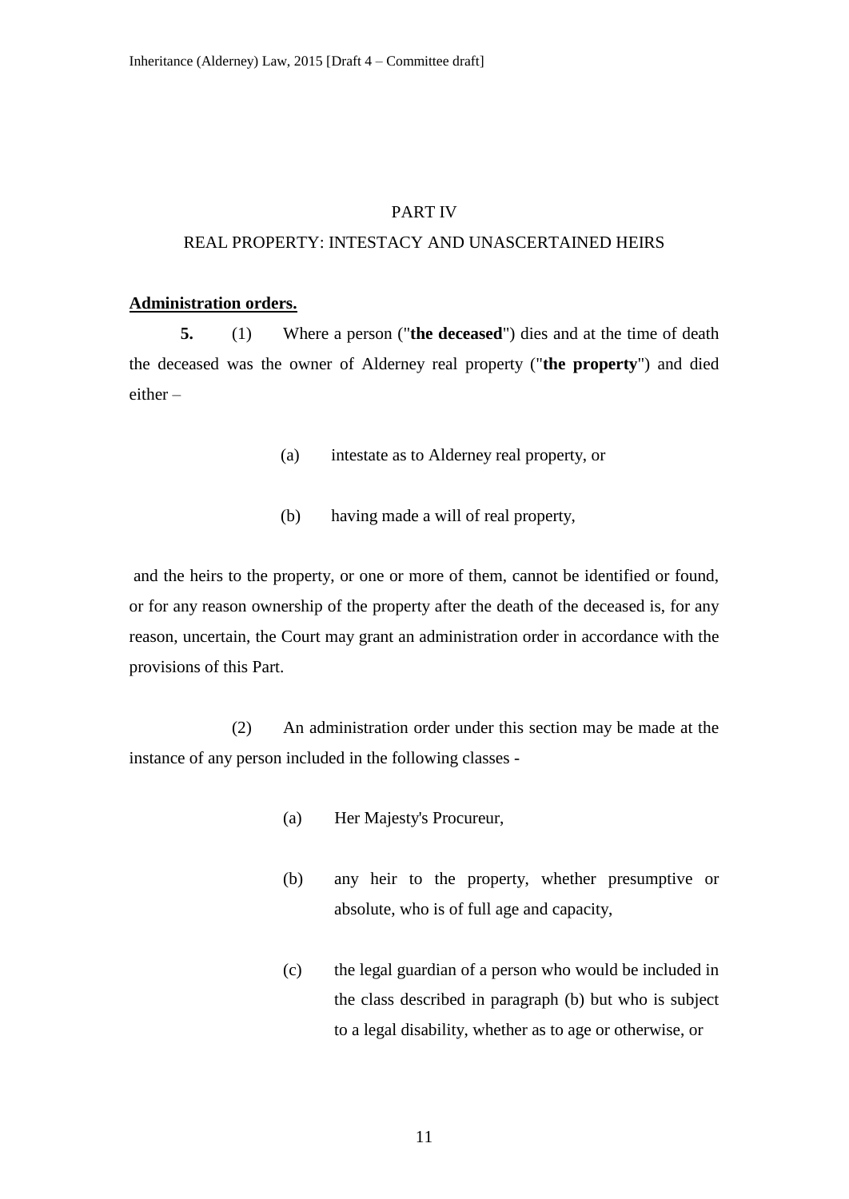# PART IV

## REAL PROPERTY: INTESTACY AND UNASCERTAINED HEIRS

**Administration orders.**

**5.** (1) Where a person ("**the deceased**") dies and at the time of death the deceased was the owner of Alderney real property ("**the property**") and died either –

> (a) intestate as to Alderney real property, or
>
> (b) having made a will of real property,

and the heirs to the property, or one or more of them, cannot be identified or found, or for any reason ownership of the property after the death of the deceased is, for any reason, uncertain, the Court may grant an administration order in accordance with the provisions of this Part.

(2) An administration order under this section may be made at the instance of any person included in the following classes -

> (a) Her Majesty's Procureur,
>
> (b) any heir to the property, whether presumptive or absolute, who is of full age and capacity,
>
> (c) the legal guardian of a person who would be included in the class described in paragraph (b) but who is subject to a legal disability, whether as to age or otherwise, or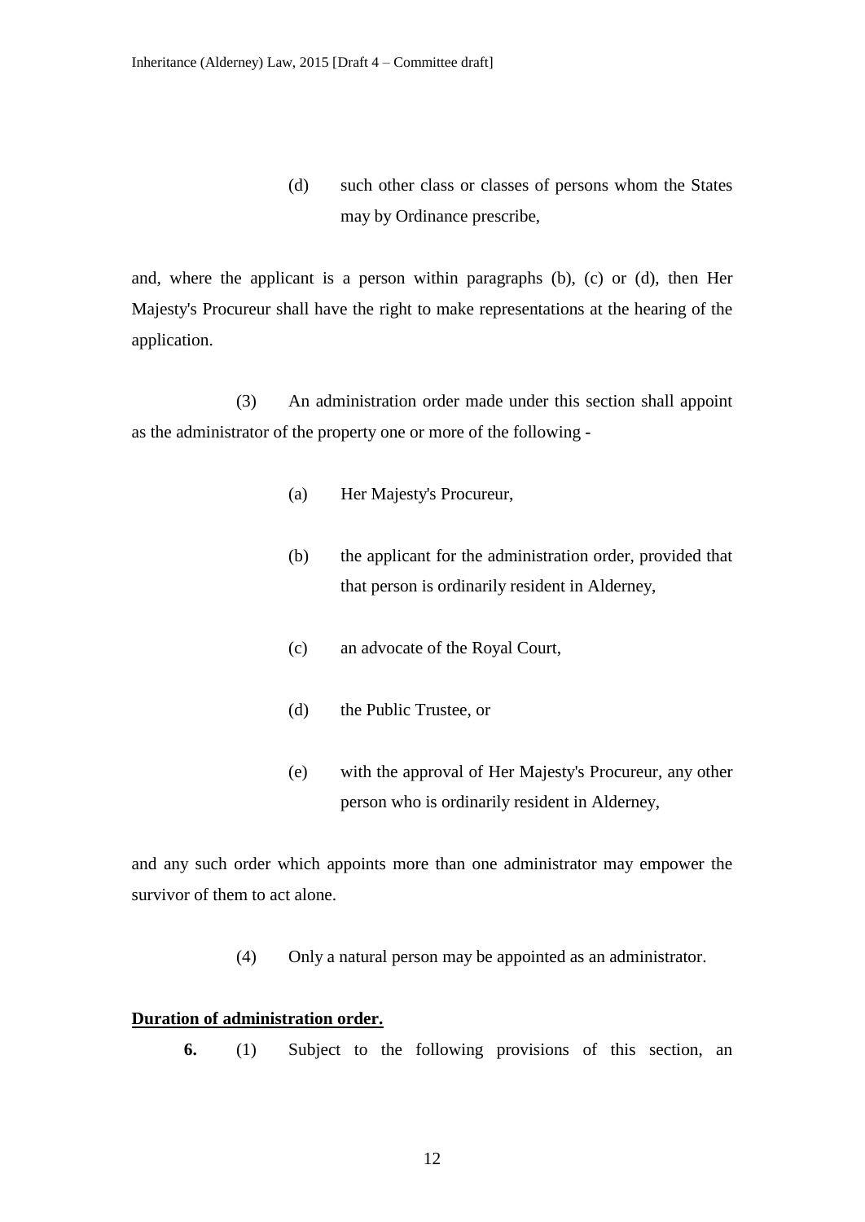(d) such other class or classes of persons whom the States may by Ordinance prescribe,

and, where the applicant is a person within paragraphs (b), (c) or (d), then Her Majesty's Procureur shall have the right to make representations at the hearing of the application.

(3) An administration order made under this section shall appoint as the administrator of the property one or more of the following -

(a) Her Majesty's Procureur,

(b) the applicant for the administration order, provided that that person is ordinarily resident in Alderney,

(c) an advocate of the Royal Court,

(d) the Public Trustee, or

(e) with the approval of Her Majesty's Procureur, any other person who is ordinarily resident in Alderney,

and any such order which appoints more than one administrator may empower the survivor of them to act alone.

(4) Only a natural person may be appointed as an administrator.

**Duration of administration order.**

**6.** (1) Subject to the following provisions of this section, an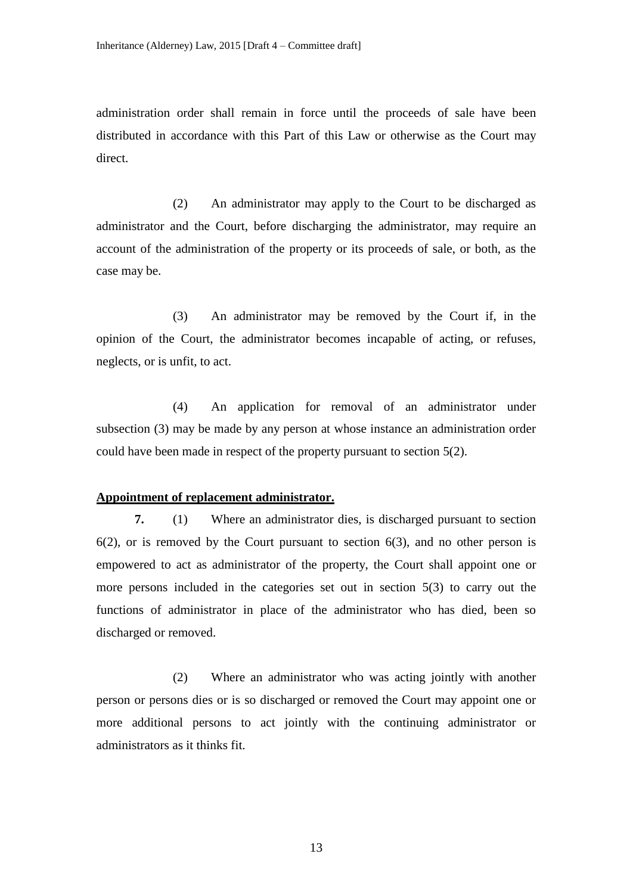administration order shall remain in force until the proceeds of sale have been distributed in accordance with this Part of this Law or otherwise as the Court may direct.

(2) An administrator may apply to the Court to be discharged as administrator and the Court, before discharging the administrator, may require an account of the administration of the property or its proceeds of sale, or both, as the case may be.

(3) An administrator may be removed by the Court if, in the opinion of the Court, the administrator becomes incapable of acting, or refuses, neglects, or is unfit, to act.

(4) An application for removal of an administrator under subsection (3) may be made by any person at whose instance an administration order could have been made in respect of the property pursuant to section 5(2).

**Appointment of replacement administrator.**

**7.** (1) Where an administrator dies, is discharged pursuant to section 6(2), or is removed by the Court pursuant to section 6(3), and no other person is empowered to act as administrator of the property, the Court shall appoint one or more persons included in the categories set out in section 5(3) to carry out the functions of administrator in place of the administrator who has died, been so discharged or removed.

(2) Where an administrator who was acting jointly with another person or persons dies or is so discharged or removed the Court may appoint one or more additional persons to act jointly with the continuing administrator or administrators as it thinks fit.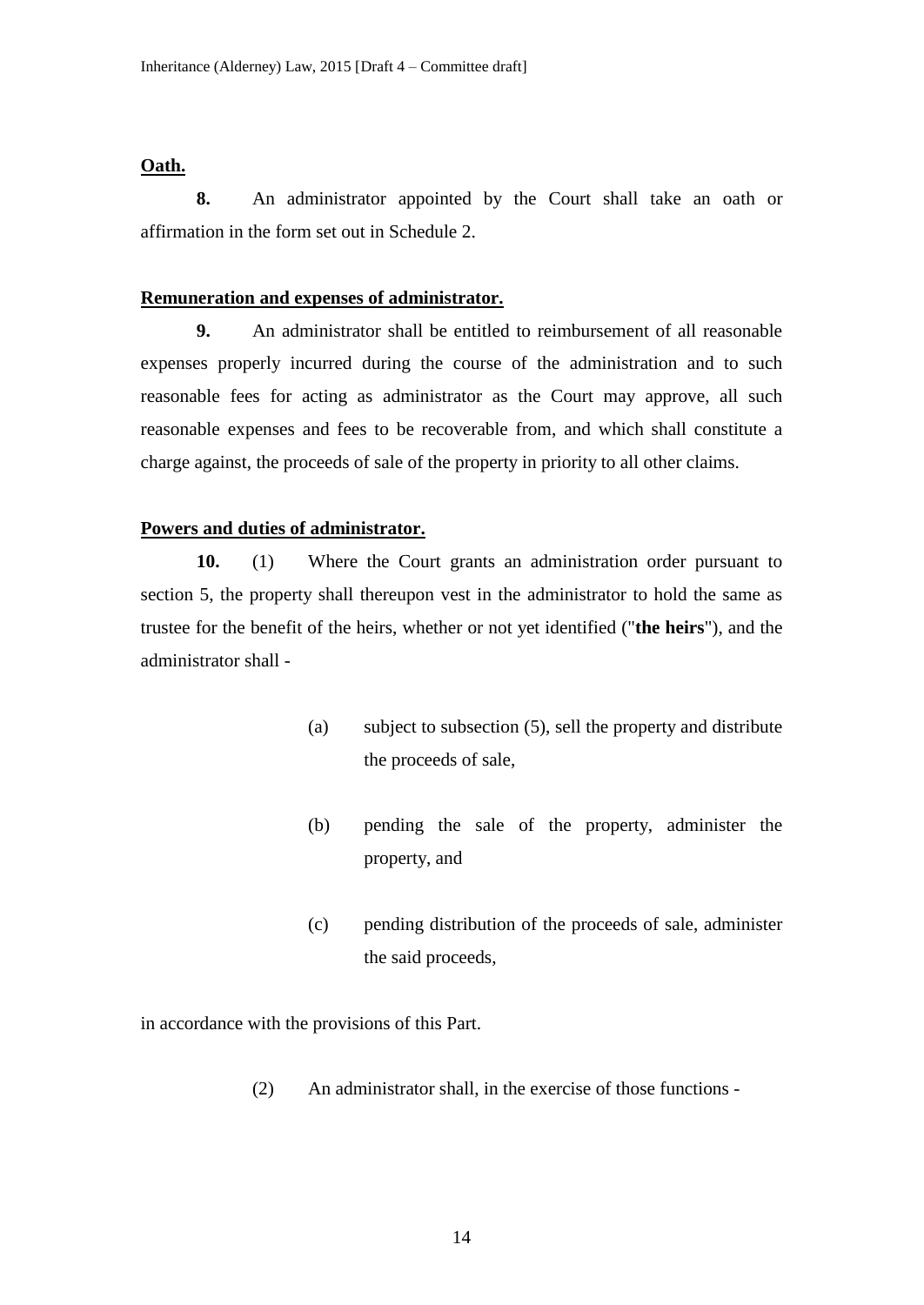**Oath.**

**8.** An administrator appointed by the Court shall take an oath or affirmation in the form set out in Schedule 2.

**Remuneration and expenses of administrator.**

**9.** An administrator shall be entitled to reimbursement of all reasonable expenses properly incurred during the course of the administration and to such reasonable fees for acting as administrator as the Court may approve, all such reasonable expenses and fees to be recoverable from, and which shall constitute a charge against, the proceeds of sale of the property in priority to all other claims.

**Powers and duties of administrator.**

**10.** (1) Where the Court grants an administration order pursuant to section 5, the property shall thereupon vest in the administrator to hold the same as trustee for the benefit of the heirs, whether or not yet identified ("**the heirs**"), and the administrator shall -

(a) subject to subsection (5), sell the property and distribute the proceeds of sale,

(b) pending the sale of the property, administer the property, and

(c) pending distribution of the proceeds of sale, administer the said proceeds,

in accordance with the provisions of this Part.

(2) An administrator shall, in the exercise of those functions -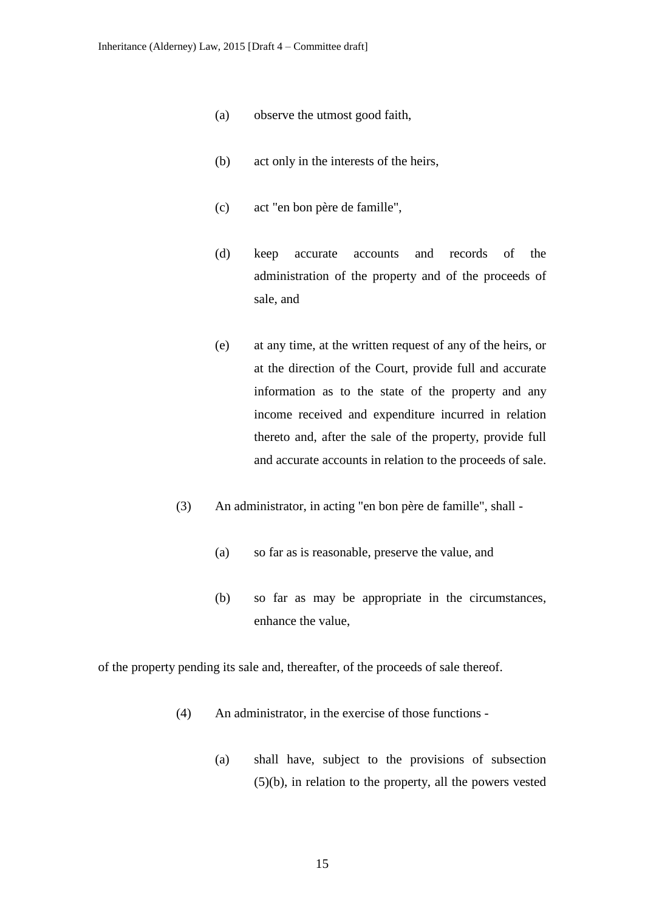(a) observe the utmost good faith,

(b) act only in the interests of the heirs,

(c) act "en bon père de famille",

(d) keep accurate accounts and records of the administration of the property and of the proceeds of sale, and

(e) at any time, at the written request of any of the heirs, or at the direction of the Court, provide full and accurate information as to the state of the property and any income received and expenditure incurred in relation thereto and, after the sale of the property, provide full and accurate accounts in relation to the proceeds of sale.

(3) An administrator, in acting "en bon père de famille", shall -

(a) so far as is reasonable, preserve the value, and

(b) so far as may be appropriate in the circumstances, enhance the value,

of the property pending its sale and, thereafter, of the proceeds of sale thereof.

(4) An administrator, in the exercise of those functions -

(a) shall have, subject to the provisions of subsection (5)(b), in relation to the property, all the powers vested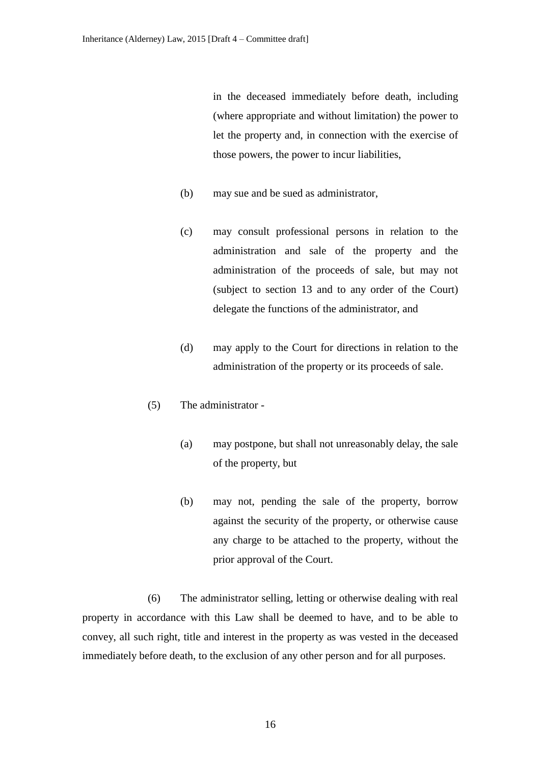in the deceased immediately before death, including (where appropriate and without limitation) the power to let the property and, in connection with the exercise of those powers, the power to incur liabilities,

(b) may sue and be sued as administrator,

(c) may consult professional persons in relation to the administration and sale of the property and the administration of the proceeds of sale, but may not (subject to section 13 and to any order of the Court) delegate the functions of the administrator, and

(d) may apply to the Court for directions in relation to the administration of the property or its proceeds of sale.

(5) The administrator -

(a) may postpone, but shall not unreasonably delay, the sale of the property, but

(b) may not, pending the sale of the property, borrow against the security of the property, or otherwise cause any charge to be attached to the property, without the prior approval of the Court.

(6) The administrator selling, letting or otherwise dealing with real property in accordance with this Law shall be deemed to have, and to be able to convey, all such right, title and interest in the property as was vested in the deceased immediately before death, to the exclusion of any other person and for all purposes.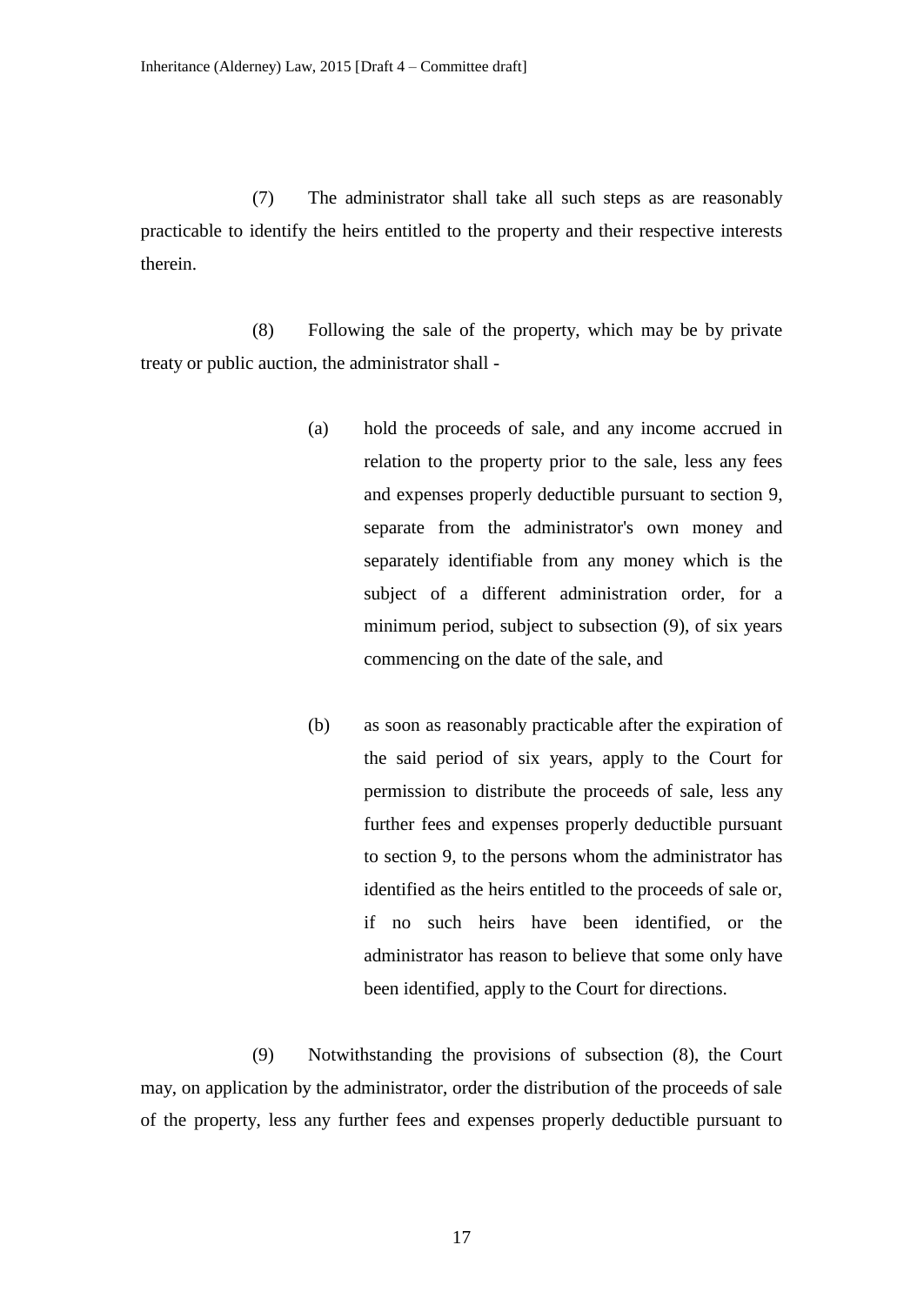(7) The administrator shall take all such steps as are reasonably practicable to identify the heirs entitled to the property and their respective interests therein.

(8) Following the sale of the property, which may be by private treaty or public auction, the administrator shall -

(a) hold the proceeds of sale, and any income accrued in relation to the property prior to the sale, less any fees and expenses properly deductible pursuant to section 9, separate from the administrator's own money and separately identifiable from any money which is the subject of a different administration order, for a minimum period, subject to subsection (9), of six years commencing on the date of the sale, and

(b) as soon as reasonably practicable after the expiration of the said period of six years, apply to the Court for permission to distribute the proceeds of sale, less any further fees and expenses properly deductible pursuant to section 9, to the persons whom the administrator has identified as the heirs entitled to the proceeds of sale or, if no such heirs have been identified, or the administrator has reason to believe that some only have been identified, apply to the Court for directions.

(9) Notwithstanding the provisions of subsection (8), the Court may, on application by the administrator, order the distribution of the proceeds of sale of the property, less any further fees and expenses properly deductible pursuant to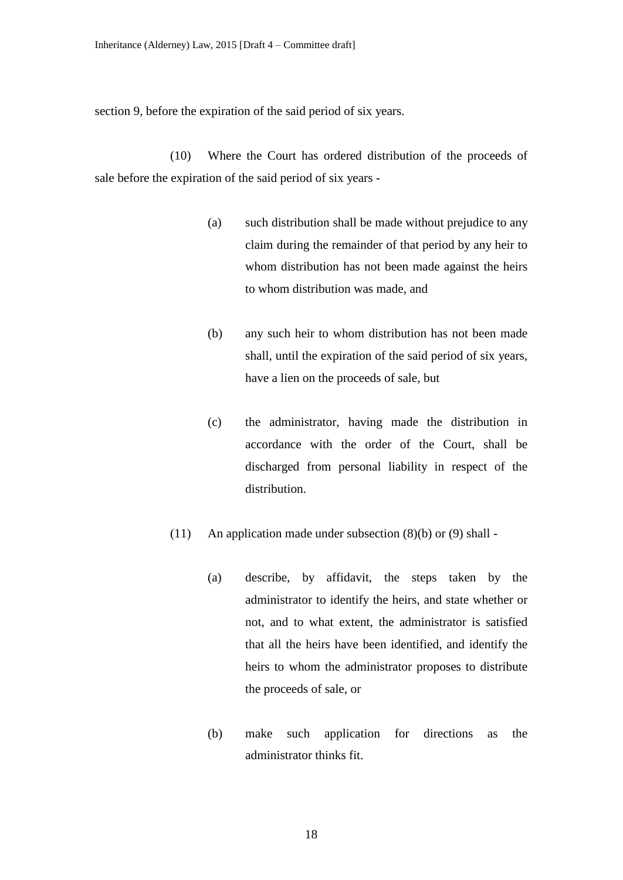section 9, before the expiration of the said period of six years.

(10) Where the Court has ordered distribution of the proceeds of sale before the expiration of the said period of six years -

(a) such distribution shall be made without prejudice to any claim during the remainder of that period by any heir to whom distribution has not been made against the heirs to whom distribution was made, and

(b) any such heir to whom distribution has not been made shall, until the expiration of the said period of six years, have a lien on the proceeds of sale, but

(c) the administrator, having made the distribution in accordance with the order of the Court, shall be discharged from personal liability in respect of the distribution.

(11) An application made under subsection (8)(b) or (9) shall -

(a) describe, by affidavit, the steps taken by the administrator to identify the heirs, and state whether or not, and to what extent, the administrator is satisfied that all the heirs have been identified, and identify the heirs to whom the administrator proposes to distribute the proceeds of sale, or

(b) make such application for directions as the administrator thinks fit.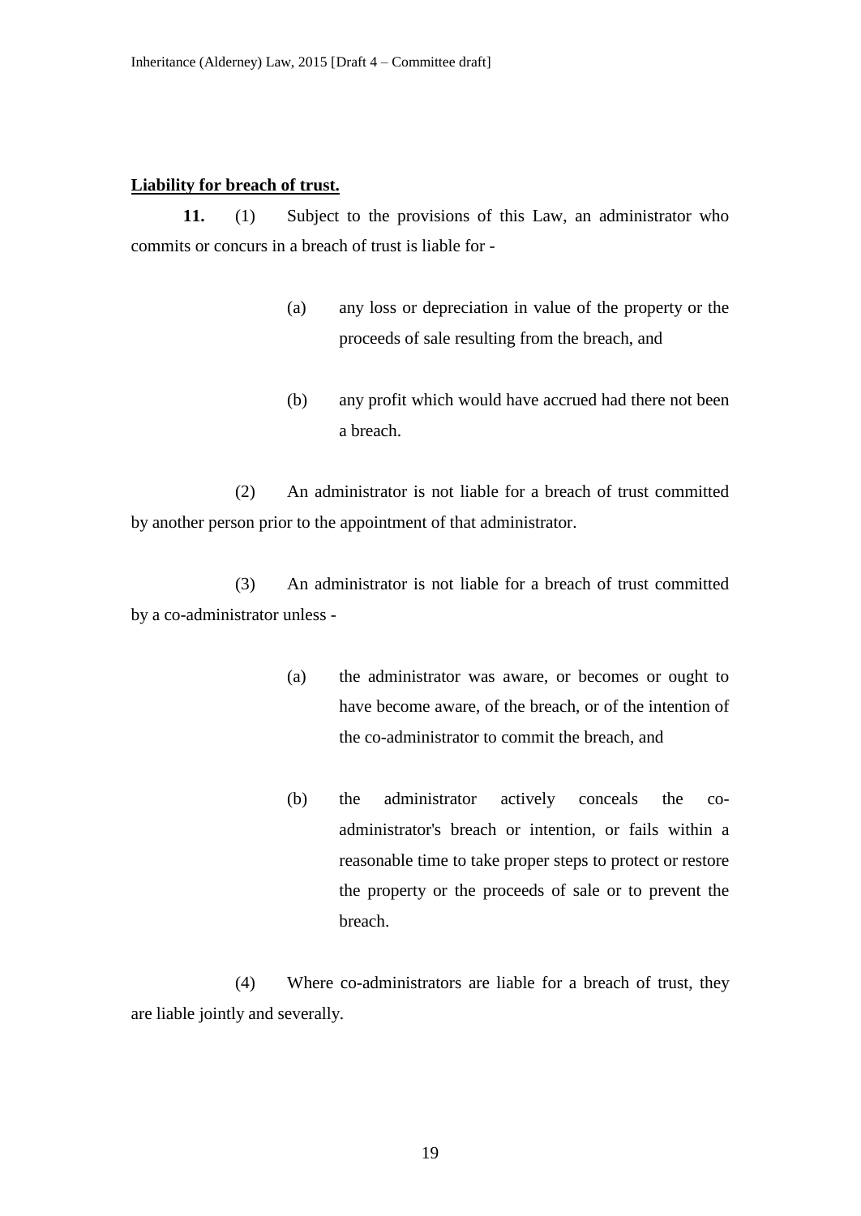**Liability for breach of trust.**

**11.** (1) Subject to the provisions of this Law, an administrator who commits or concurs in a breach of trust is liable for -

(a) any loss or depreciation in value of the property or the proceeds of sale resulting from the breach, and

(b) any profit which would have accrued had there not been a breach.

(2) An administrator is not liable for a breach of trust committed by another person prior to the appointment of that administrator.

(3) An administrator is not liable for a breach of trust committed by a co-administrator unless -

(a) the administrator was aware, or becomes or ought to have become aware, of the breach, or of the intention of the co-administrator to commit the breach, and

(b) the administrator actively conceals the co-administrator's breach or intention, or fails within a reasonable time to take proper steps to protect or restore the property or the proceeds of sale or to prevent the breach.

(4) Where co-administrators are liable for a breach of trust, they are liable jointly and severally.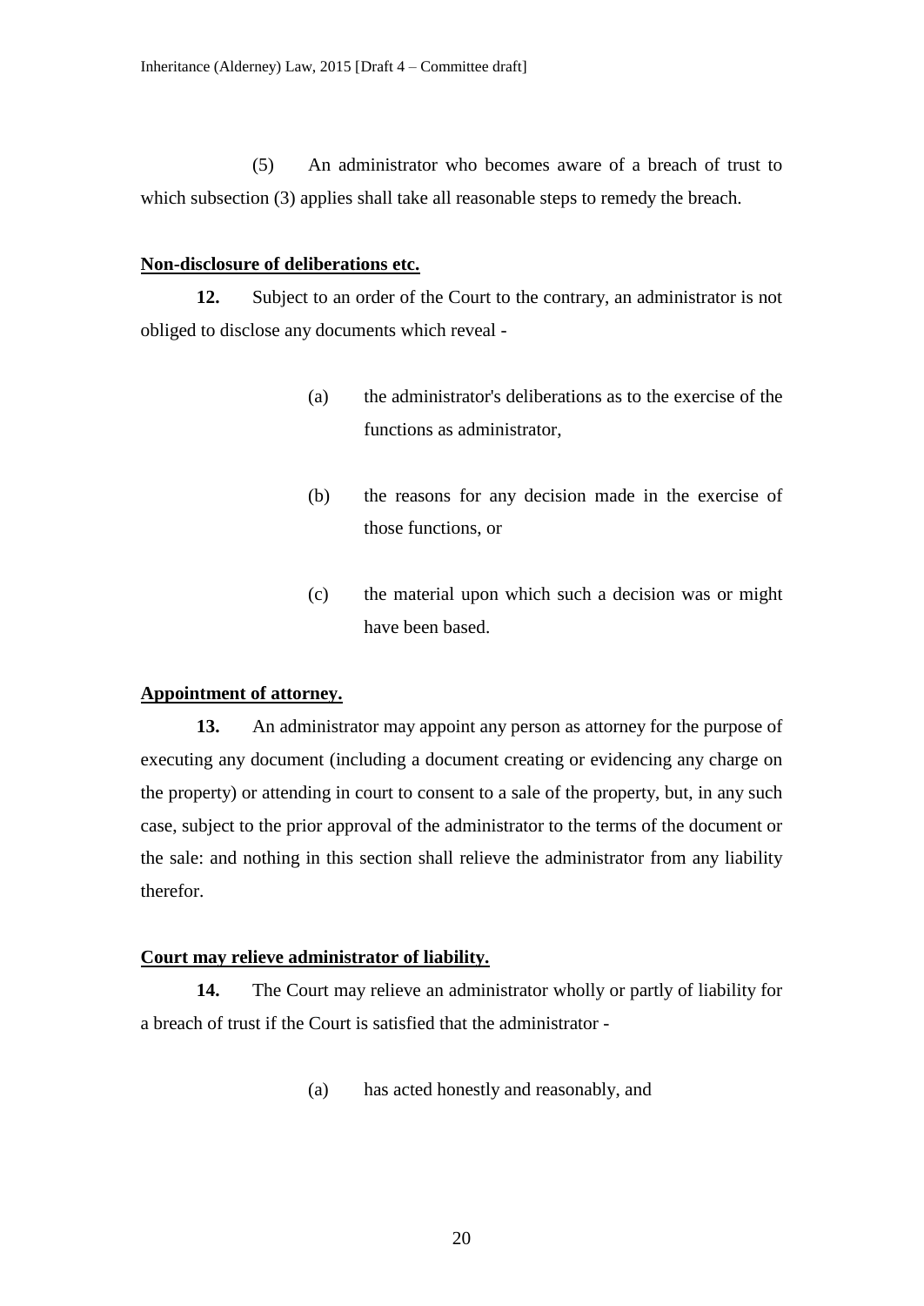(5) An administrator who becomes aware of a breach of trust to which subsection (3) applies shall take all reasonable steps to remedy the breach.

**Non-disclosure of deliberations etc.**

**12.** Subject to an order of the Court to the contrary, an administrator is not obliged to disclose any documents which reveal -

(a) the administrator's deliberations as to the exercise of the functions as administrator,

(b) the reasons for any decision made in the exercise of those functions, or

(c) the material upon which such a decision was or might have been based.

**Appointment of attorney.**

**13.** An administrator may appoint any person as attorney for the purpose of executing any document (including a document creating or evidencing any charge on the property) or attending in court to consent to a sale of the property, but, in any such case, subject to the prior approval of the administrator to the terms of the document or the sale: and nothing in this section shall relieve the administrator from any liability therefor.

**Court may relieve administrator of liability.**

**14.** The Court may relieve an administrator wholly or partly of liability for a breach of trust if the Court is satisfied that the administrator -

(a) has acted honestly and reasonably, and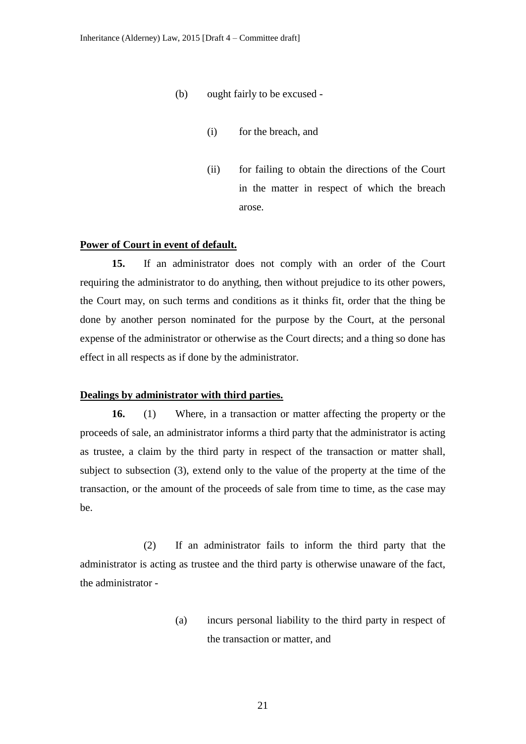(b) ought fairly to be excused -

(i) for the breach, and

(ii) for failing to obtain the directions of the Court in the matter in respect of which the breach arose.

**Power of Court in event of default.**

**15.** If an administrator does not comply with an order of the Court requiring the administrator to do anything, then without prejudice to its other powers, the Court may, on such terms and conditions as it thinks fit, order that the thing be done by another person nominated for the purpose by the Court, at the personal expense of the administrator or otherwise as the Court directs; and a thing so done has effect in all respects as if done by the administrator.

**Dealings by administrator with third parties.**

**16.** (1) Where, in a transaction or matter affecting the property or the proceeds of sale, an administrator informs a third party that the administrator is acting as trustee, a claim by the third party in respect of the transaction or matter shall, subject to subsection (3), extend only to the value of the property at the time of the transaction, or the amount of the proceeds of sale from time to time, as the case may be.

(2) If an administrator fails to inform the third party that the administrator is acting as trustee and the third party is otherwise unaware of the fact, the administrator -

(a) incurs personal liability to the third party in respect of the transaction or matter, and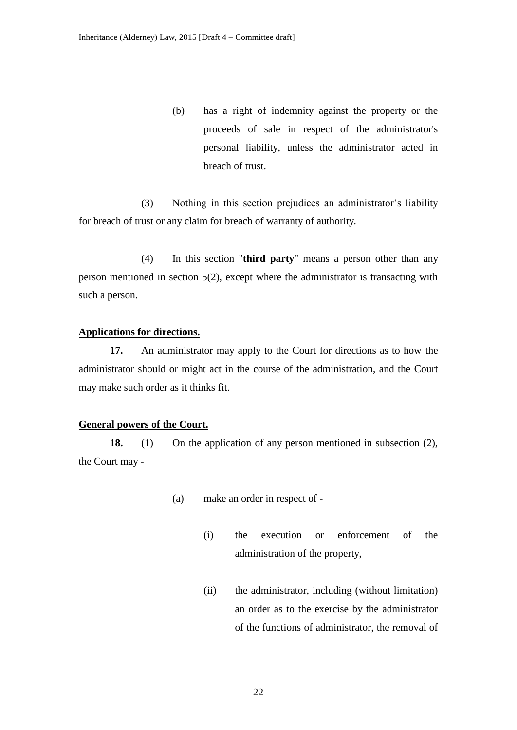(b) has a right of indemnity against the property or the proceeds of sale in respect of the administrator's personal liability, unless the administrator acted in breach of trust.

(3) Nothing in this section prejudices an administrator's liability for breach of trust or any claim for breach of warranty of authority.

(4) In this section "**third party**" means a person other than any person mentioned in section 5(2), except where the administrator is transacting with such a person.

**Applications for directions.**

**17.** An administrator may apply to the Court for directions as to how the administrator should or might act in the course of the administration, and the Court may make such order as it thinks fit.

**General powers of the Court.**

**18.** (1) On the application of any person mentioned in subsection (2), the Court may -

- (a) make an order in respect of -
  - (i) the execution or enforcement of the administration of the property,
  - (ii) the administrator, including (without limitation) an order as to the exercise by the administrator of the functions of administrator, the removal of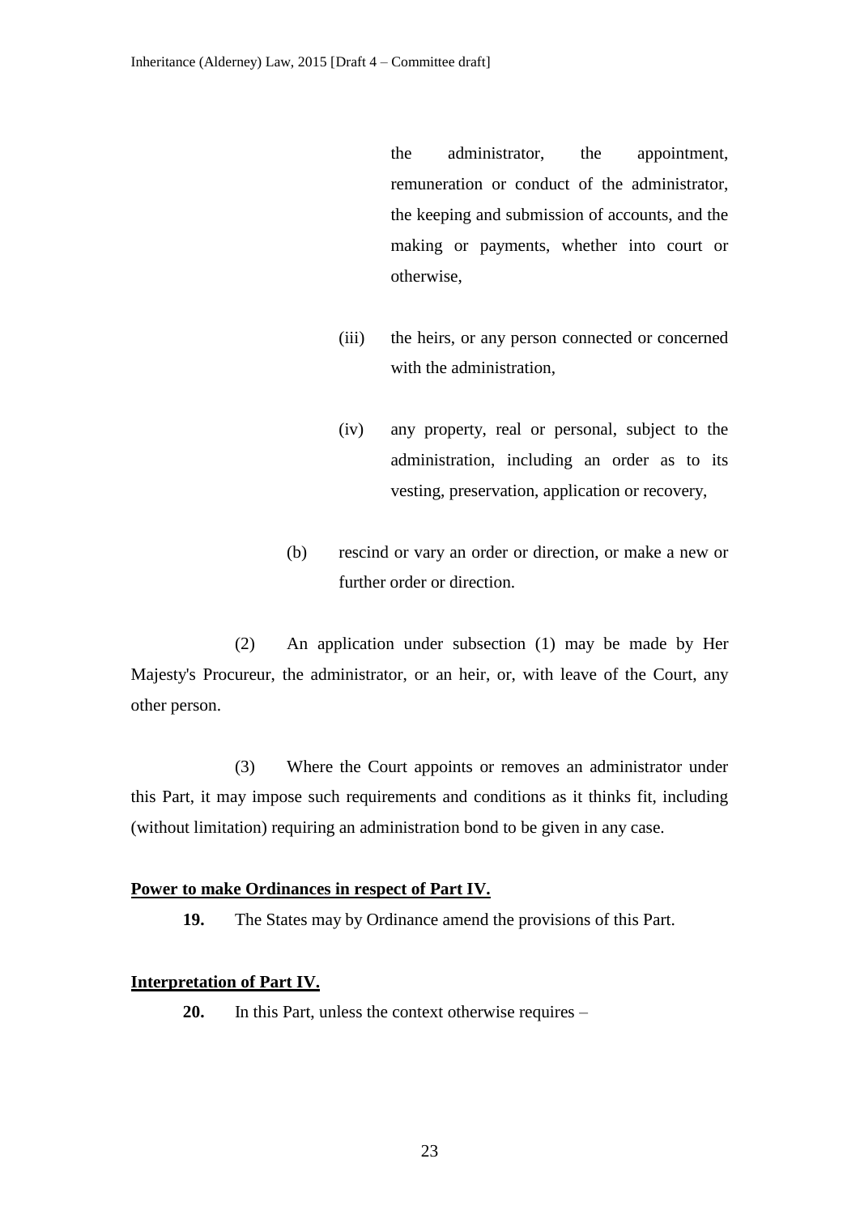the administrator, the appointment, remuneration or conduct of the administrator, the keeping and submission of accounts, and the making or payments, whether into court or otherwise,

(iii) the heirs, or any person connected or concerned with the administration,

(iv) any property, real or personal, subject to the administration, including an order as to its vesting, preservation, application or recovery,

(b) rescind or vary an order or direction, or make a new or further order or direction.

(2) An application under subsection (1) may be made by Her Majesty's Procureur, the administrator, or an heir, or, with leave of the Court, any other person.

(3) Where the Court appoints or removes an administrator under this Part, it may impose such requirements and conditions as it thinks fit, including (without limitation) requiring an administration bond to be given in any case.

**Power to make Ordinances in respect of Part IV.**

**19.** The States may by Ordinance amend the provisions of this Part.

**Interpretation of Part IV.**

**20.** In this Part, unless the context otherwise requires –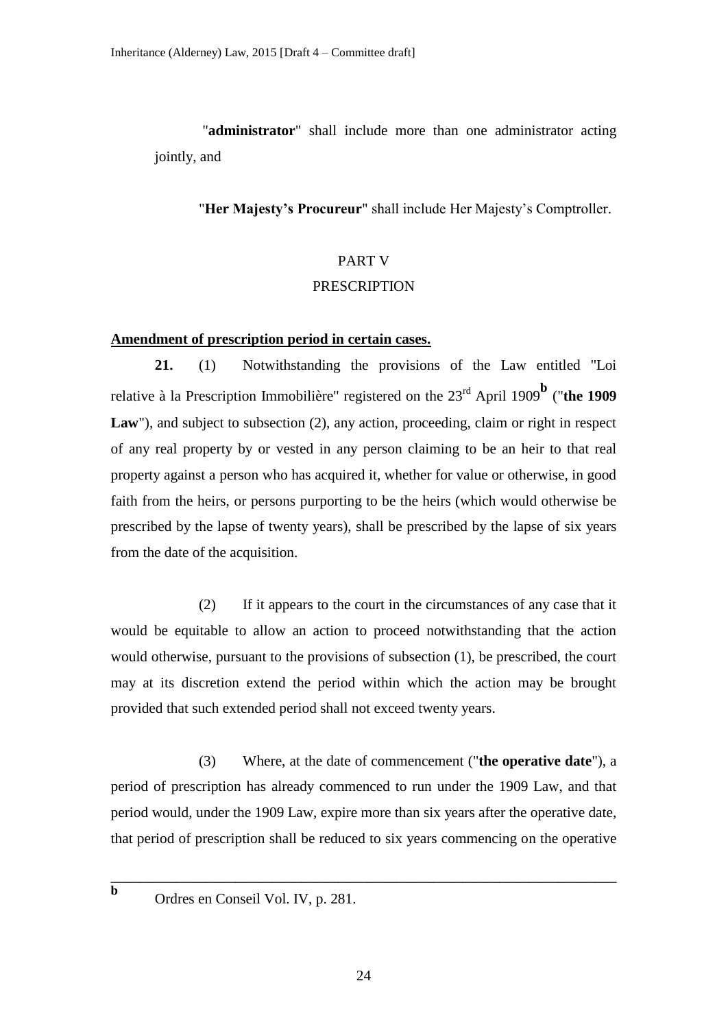"**administrator**" shall include more than one administrator acting jointly, and

"**Her Majesty's Procureur**" shall include Her Majesty's Comptroller.

PART V

PRESCRIPTION

**Amendment of prescription period in certain cases.**

**21.** (1) Notwithstanding the provisions of the Law entitled "Loi relative à la Prescription Immobilière" registered on the 23rd April 1909[b] ("**the 1909 Law**"), and subject to subsection (2), any action, proceeding, claim or right in respect of any real property by or vested in any person claiming to be an heir to that real property against a person who has acquired it, whether for value or otherwise, in good faith from the heirs, or persons purporting to be the heirs (which would otherwise be prescribed by the lapse of twenty years), shall be prescribed by the lapse of six years from the date of the acquisition.

(2) If it appears to the court in the circumstances of any case that it would be equitable to allow an action to proceed notwithstanding that the action would otherwise, pursuant to the provisions of subsection (1), be prescribed, the court may at its discretion extend the period within which the action may be brought provided that such extended period shall not exceed twenty years.

(3) Where, at the date of commencement ("**the operative date**"), a period of prescription has already commenced to run under the 1909 Law, and that period would, under the 1909 Law, expire more than six years after the operative date, that period of prescription shall be reduced to six years commencing on the operative

---

[b] Ordres en Conseil Vol. IV, p. 281.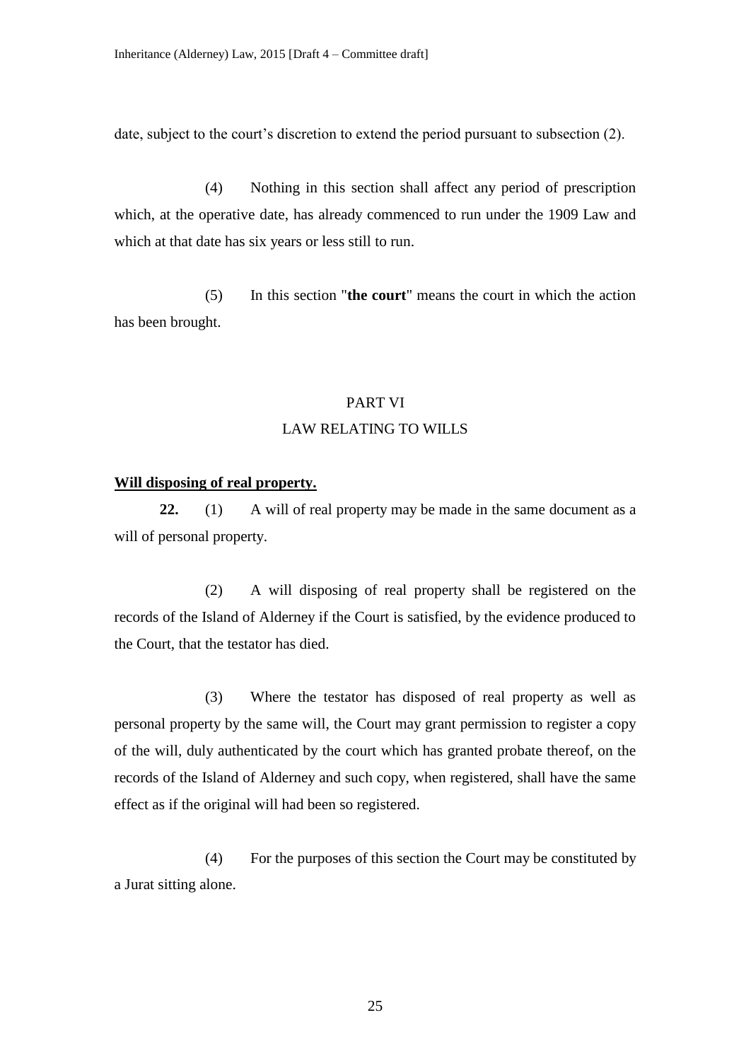date, subject to the court's discretion to extend the period pursuant to subsection (2).

(4) Nothing in this section shall affect any period of prescription which, at the operative date, has already commenced to run under the 1909 Law and which at that date has six years or less still to run.

(5) In this section "**the court**" means the court in which the action has been brought.

## PART VI
## LAW RELATING TO WILLS

**Will disposing of real property.**

**22.** (1) A will of real property may be made in the same document as a will of personal property.

(2) A will disposing of real property shall be registered on the records of the Island of Alderney if the Court is satisfied, by the evidence produced to the Court, that the testator has died.

(3) Where the testator has disposed of real property as well as personal property by the same will, the Court may grant permission to register a copy of the will, duly authenticated by the court which has granted probate thereof, on the records of the Island of Alderney and such copy, when registered, shall have the same effect as if the original will had been so registered.

(4) For the purposes of this section the Court may be constituted by a Jurat sitting alone.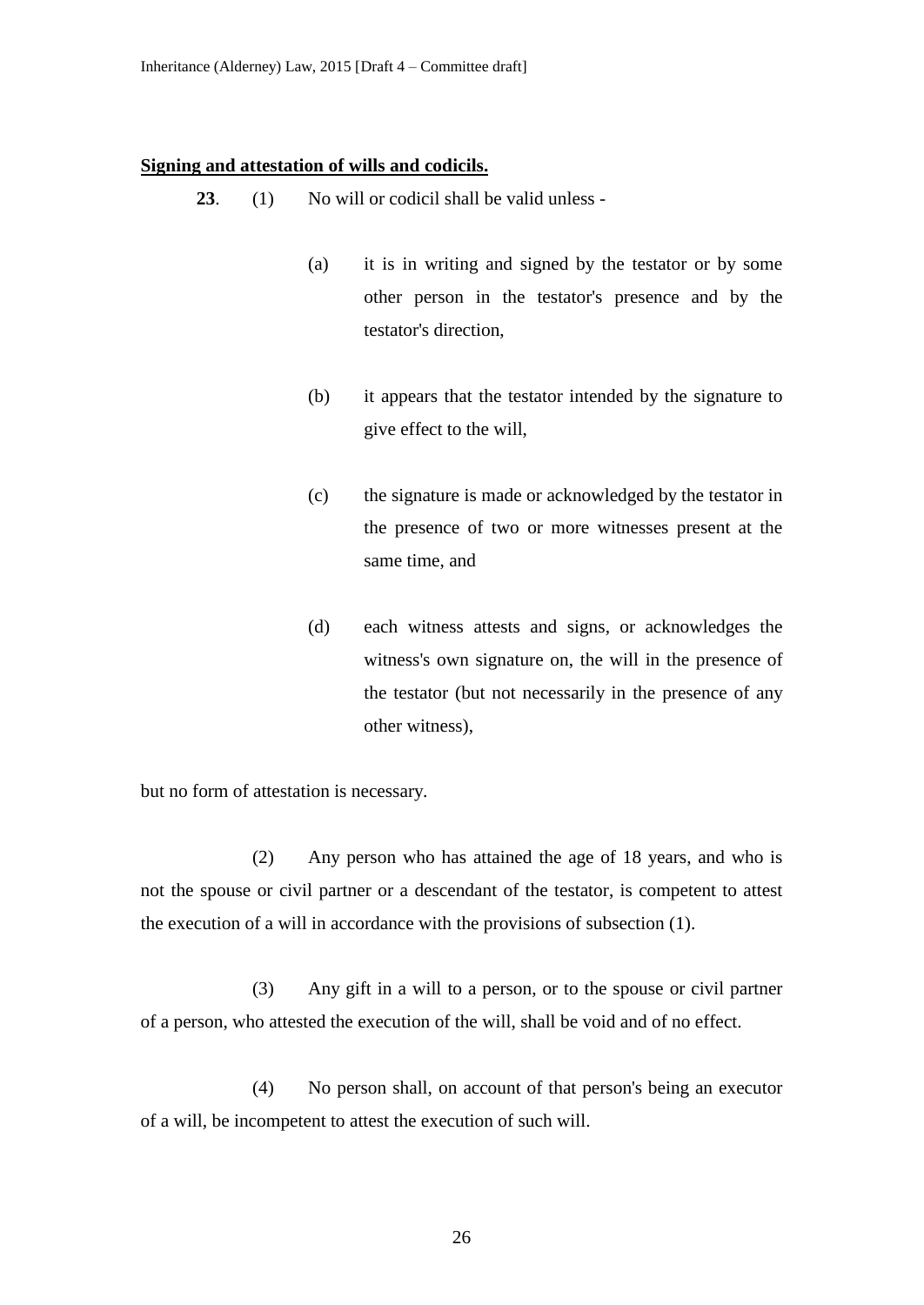**Signing and attestation of wills and codicils.**

**23**. (1) No will or codicil shall be valid unless -

(a) it is in writing and signed by the testator or by some other person in the testator's presence and by the testator's direction,

(b) it appears that the testator intended by the signature to give effect to the will,

(c) the signature is made or acknowledged by the testator in the presence of two or more witnesses present at the same time, and

(d) each witness attests and signs, or acknowledges the witness's own signature on, the will in the presence of the testator (but not necessarily in the presence of any other witness),

but no form of attestation is necessary.

(2) Any person who has attained the age of 18 years, and who is not the spouse or civil partner or a descendant of the testator, is competent to attest the execution of a will in accordance with the provisions of subsection (1).

(3) Any gift in a will to a person, or to the spouse or civil partner of a person, who attested the execution of the will, shall be void and of no effect.

(4) No person shall, on account of that person's being an executor of a will, be incompetent to attest the execution of such will.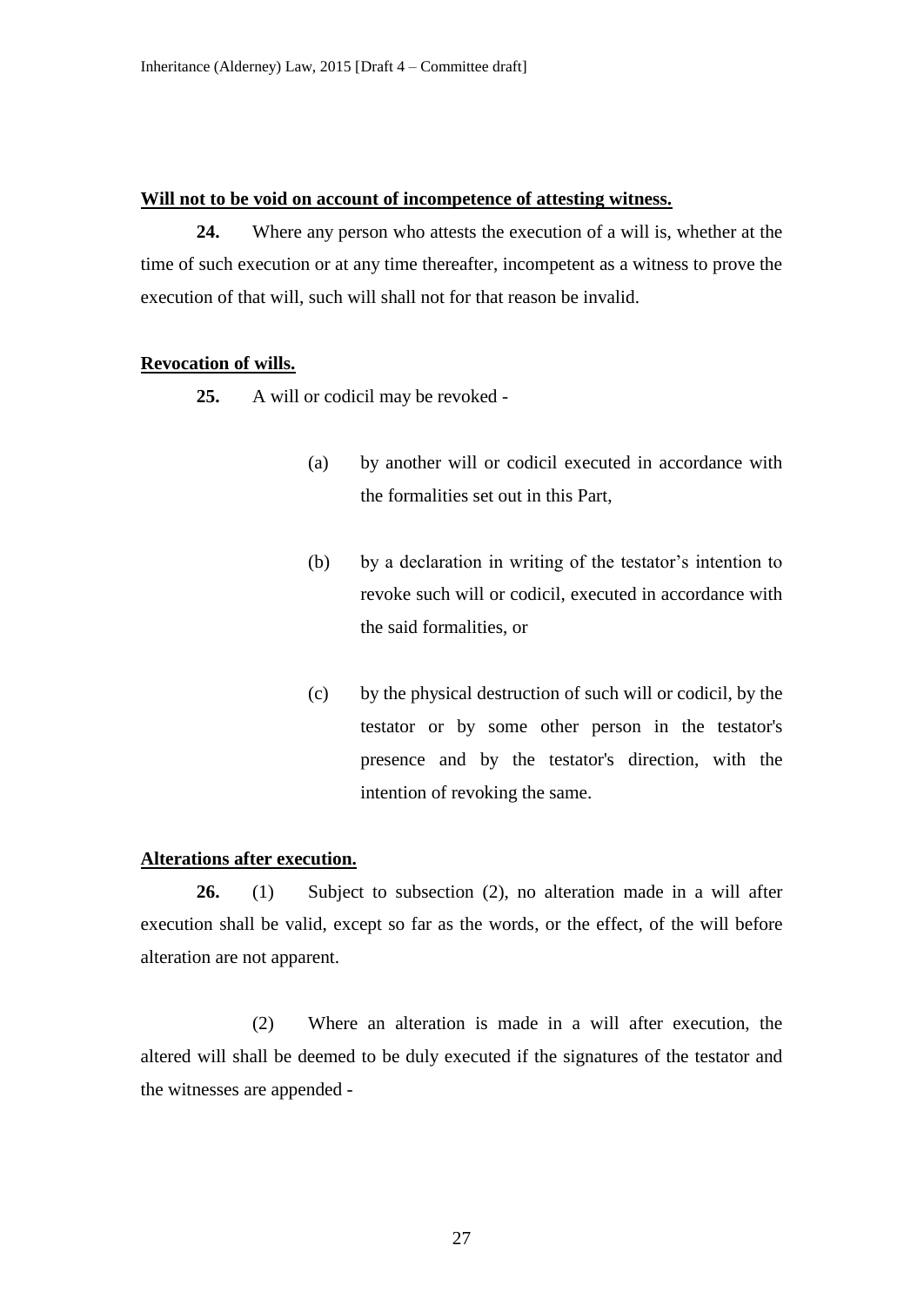**Will not to be void on account of incompetence of attesting witness.**

**24.** Where any person who attests the execution of a will is, whether at the time of such execution or at any time thereafter, incompetent as a witness to prove the execution of that will, such will shall not for that reason be invalid.

**Revocation of wills.**

**25.** A will or codicil may be revoked -

(a) by another will or codicil executed in accordance with the formalities set out in this Part,

(b) by a declaration in writing of the testator's intention to revoke such will or codicil, executed in accordance with the said formalities, or

(c) by the physical destruction of such will or codicil, by the testator or by some other person in the testator's presence and by the testator's direction, with the intention of revoking the same.

**Alterations after execution.**

**26.** (1) Subject to subsection (2), no alteration made in a will after execution shall be valid, except so far as the words, or the effect, of the will before alteration are not apparent.

(2) Where an alteration is made in a will after execution, the altered will shall be deemed to be duly executed if the signatures of the testator and the witnesses are appended -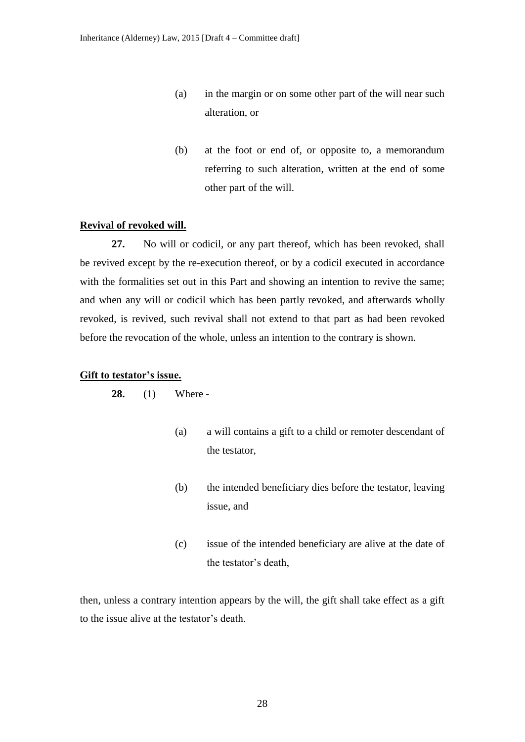(a) in the margin or on some other part of the will near such alteration, or

(b) at the foot or end of, or opposite to, a memorandum referring to such alteration, written at the end of some other part of the will.

**Revival of revoked will.**

**27.** No will or codicil, or any part thereof, which has been revoked, shall be revived except by the re-execution thereof, or by a codicil executed in accordance with the formalities set out in this Part and showing an intention to revive the same; and when any will or codicil which has been partly revoked, and afterwards wholly revoked, is revived, such revival shall not extend to that part as had been revoked before the revocation of the whole, unless an intention to the contrary is shown.

**Gift to testator's issue.**

**28.** (1) Where -

(a) a will contains a gift to a child or remoter descendant of the testator,

(b) the intended beneficiary dies before the testator, leaving issue, and

(c) issue of the intended beneficiary are alive at the date of the testator's death,

then, unless a contrary intention appears by the will, the gift shall take effect as a gift to the issue alive at the testator's death.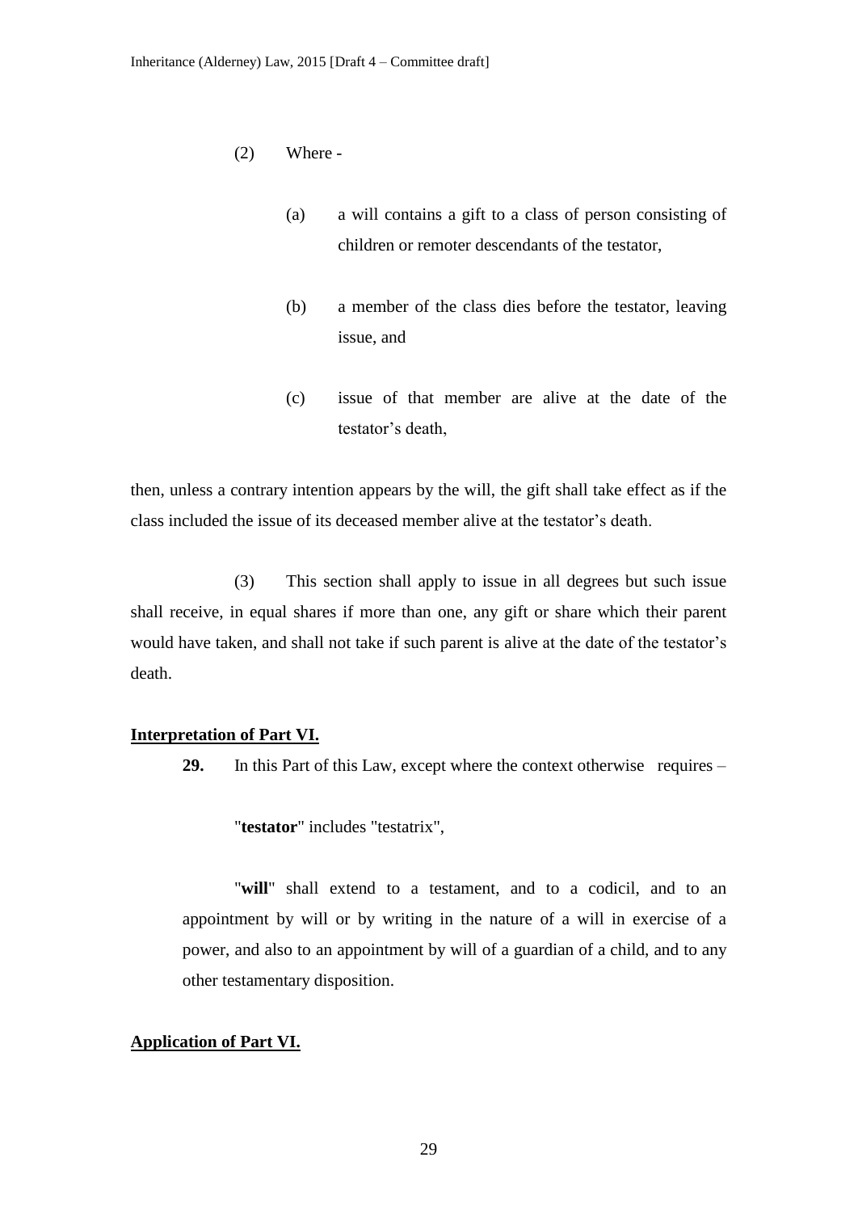(2) Where -

(a) a will contains a gift to a class of person consisting of children or remoter descendants of the testator,

(b) a member of the class dies before the testator, leaving issue, and

(c) issue of that member are alive at the date of the testator's death,

then, unless a contrary intention appears by the will, the gift shall take effect as if the class included the issue of its deceased member alive at the testator's death.

(3) This section shall apply to issue in all degrees but such issue shall receive, in equal shares if more than one, any gift or share which their parent would have taken, and shall not take if such parent is alive at the date of the testator's death.

**Interpretation of Part VI.**

**29.** In this Part of this Law, except where the context otherwise requires –

"**testator**" includes "testatrix",

"**will**" shall extend to a testament, and to a codicil, and to an appointment by will or by writing in the nature of a will in exercise of a power, and also to an appointment by will of a guardian of a child, and to any other testamentary disposition.

**Application of Part VI.**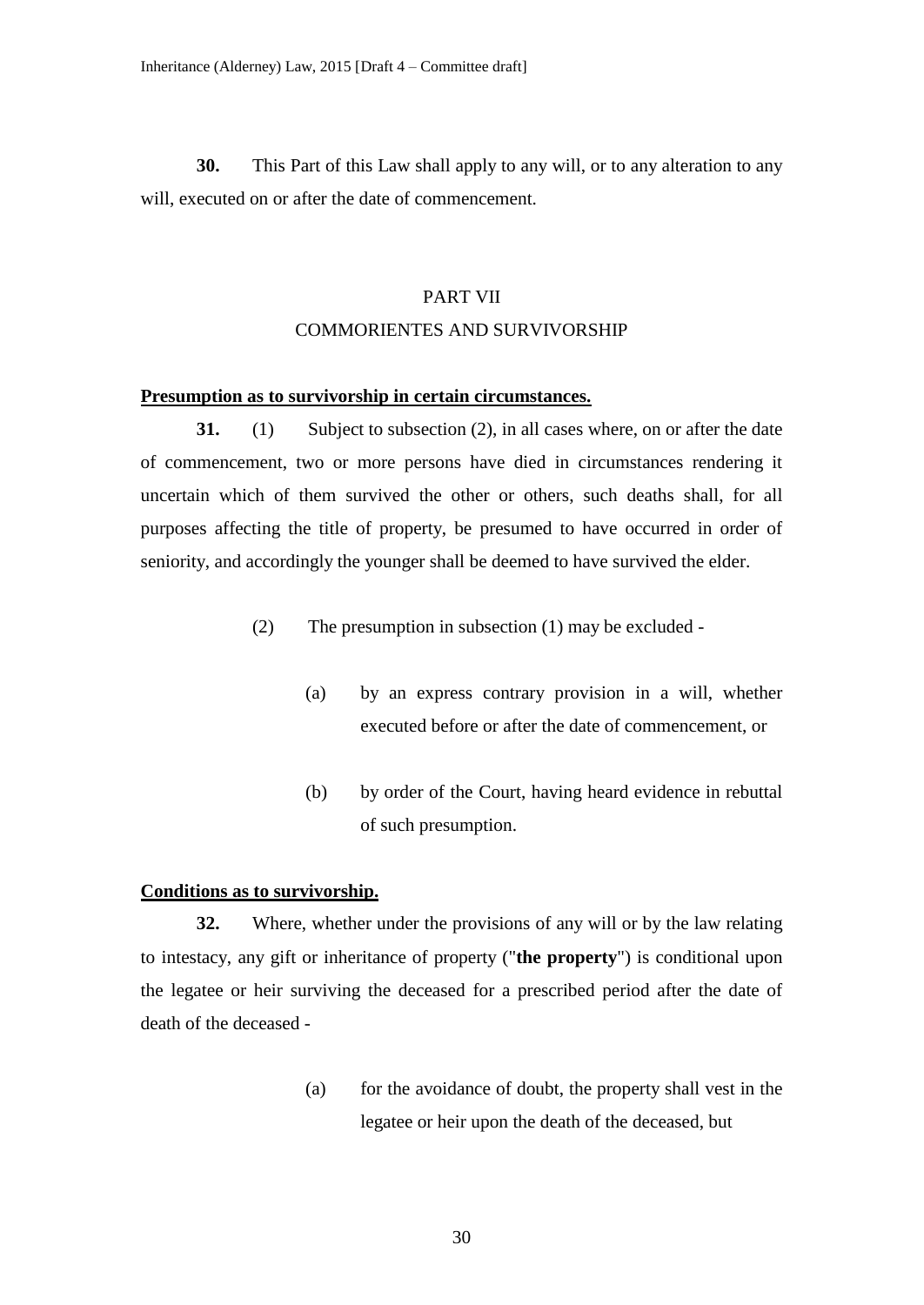**30.** This Part of this Law shall apply to any will, or to any alteration to any will, executed on or after the date of commencement.

## PART VII

## COMMORIENTES AND SURVIVORSHIP

**Presumption as to survivorship in certain circumstances.**

**31.** (1) Subject to subsection (2), in all cases where, on or after the date of commencement, two or more persons have died in circumstances rendering it uncertain which of them survived the other or others, such deaths shall, for all purposes affecting the title of property, be presumed to have occurred in order of seniority, and accordingly the younger shall be deemed to have survived the elder.

(2) The presumption in subsection (1) may be excluded -

(a) by an express contrary provision in a will, whether executed before or after the date of commencement, or

(b) by order of the Court, having heard evidence in rebuttal of such presumption.

**Conditions as to survivorship.**

**32.** Where, whether under the provisions of any will or by the law relating to intestacy, any gift or inheritance of property ("**the property**") is conditional upon the legatee or heir surviving the deceased for a prescribed period after the date of death of the deceased -

(a) for the avoidance of doubt, the property shall vest in the legatee or heir upon the death of the deceased, but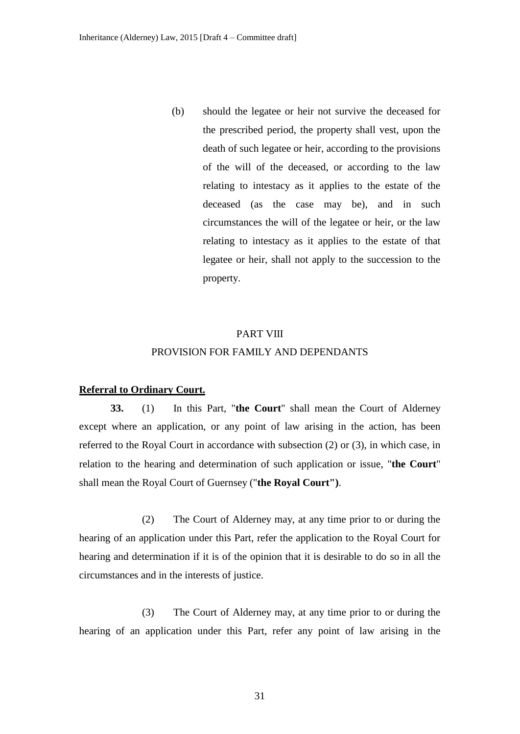(b) should the legatee or heir not survive the deceased for the prescribed period, the property shall vest, upon the death of such legatee or heir, according to the provisions of the will of the deceased, or according to the law relating to intestacy as it applies to the estate of the deceased (as the case may be), and in such circumstances the will of the legatee or heir, or the law relating to intestacy as it applies to the estate of that legatee or heir, shall not apply to the succession to the property.

## PART VIII
## PROVISION FOR FAMILY AND DEPENDANTS

**Referral to Ordinary Court.**

**33.** (1) In this Part, "**the Court**" shall mean the Court of Alderney except where an application, or any point of law arising in the action, has been referred to the Royal Court in accordance with subsection (2) or (3), in which case, in relation to the hearing and determination of such application or issue, "**the Court**" shall mean the Royal Court of Guernsey ("**the Royal Court")**.

(2) The Court of Alderney may, at any time prior to or during the hearing of an application under this Part, refer the application to the Royal Court for hearing and determination if it is of the opinion that it is desirable to do so in all the circumstances and in the interests of justice.

(3) The Court of Alderney may, at any time prior to or during the hearing of an application under this Part, refer any point of law arising in the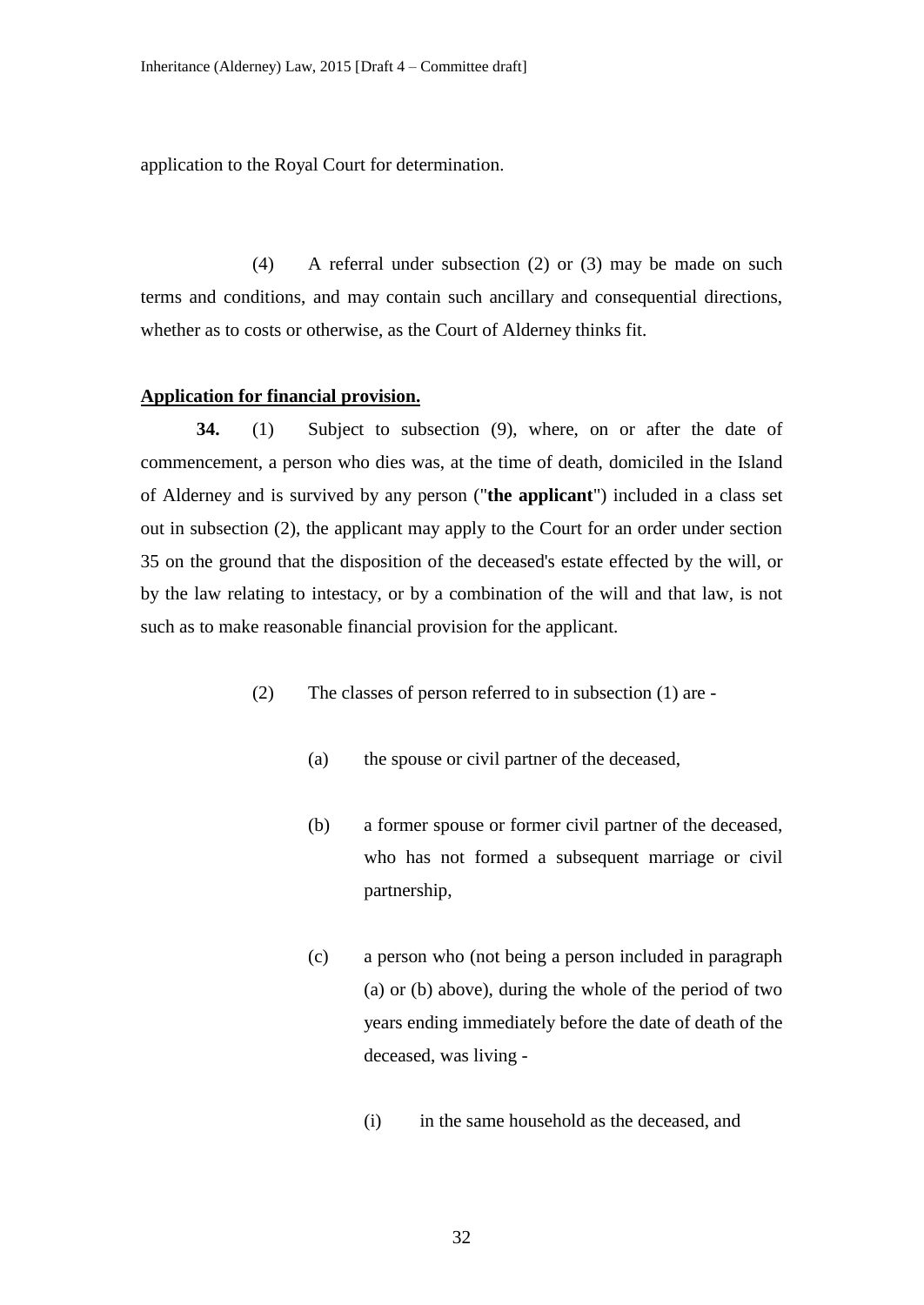application to the Royal Court for determination.

(4) A referral under subsection (2) or (3) may be made on such terms and conditions, and may contain such ancillary and consequential directions, whether as to costs or otherwise, as the Court of Alderney thinks fit.

**Application for financial provision.**

**34.** (1) Subject to subsection (9), where, on or after the date of commencement, a person who dies was, at the time of death, domiciled in the Island of Alderney and is survived by any person ("**the applicant**") included in a class set out in subsection (2), the applicant may apply to the Court for an order under section 35 on the ground that the disposition of the deceased's estate effected by the will, or by the law relating to intestacy, or by a combination of the will and that law, is not such as to make reasonable financial provision for the applicant.

(2) The classes of person referred to in subsection (1) are -

(a) the spouse or civil partner of the deceased,

(b) a former spouse or former civil partner of the deceased, who has not formed a subsequent marriage or civil partnership,

(c) a person who (not being a person included in paragraph (a) or (b) above), during the whole of the period of two years ending immediately before the date of death of the deceased, was living -

(i) in the same household as the deceased, and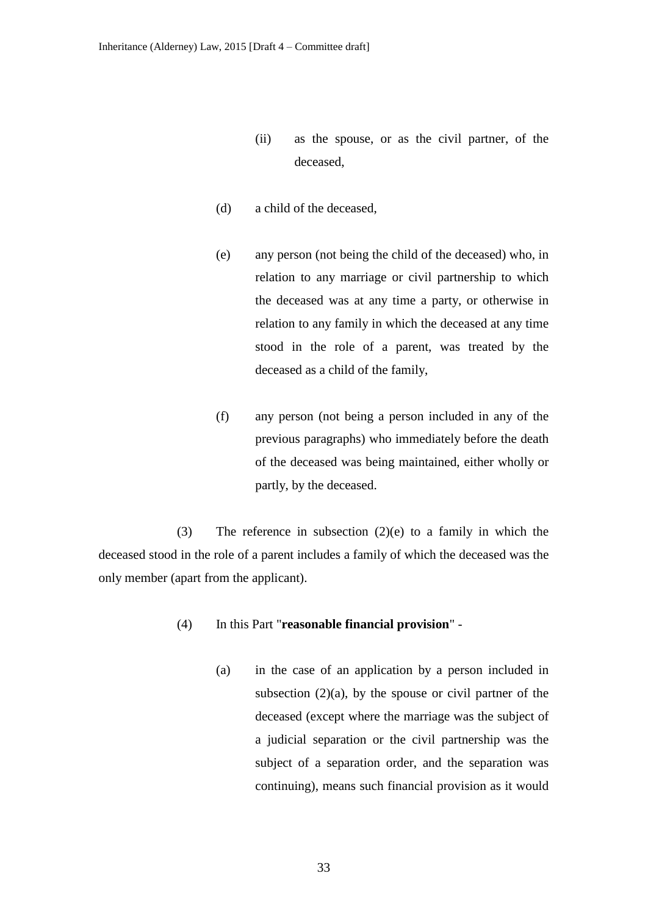(ii) as the spouse, or as the civil partner, of the deceased,

(d) a child of the deceased,

(e) any person (not being the child of the deceased) who, in relation to any marriage or civil partnership to which the deceased was at any time a party, or otherwise in relation to any family in which the deceased at any time stood in the role of a parent, was treated by the deceased as a child of the family,

(f) any person (not being a person included in any of the previous paragraphs) who immediately before the death of the deceased was being maintained, either wholly or partly, by the deceased.

(3) The reference in subsection (2)(e) to a family in which the deceased stood in the role of a parent includes a family of which the deceased was the only member (apart from the applicant).

(4) In this Part "**reasonable financial provision**" -

(a) in the case of an application by a person included in subsection (2)(a), by the spouse or civil partner of the deceased (except where the marriage was the subject of a judicial separation or the civil partnership was the subject of a separation order, and the separation was continuing), means such financial provision as it would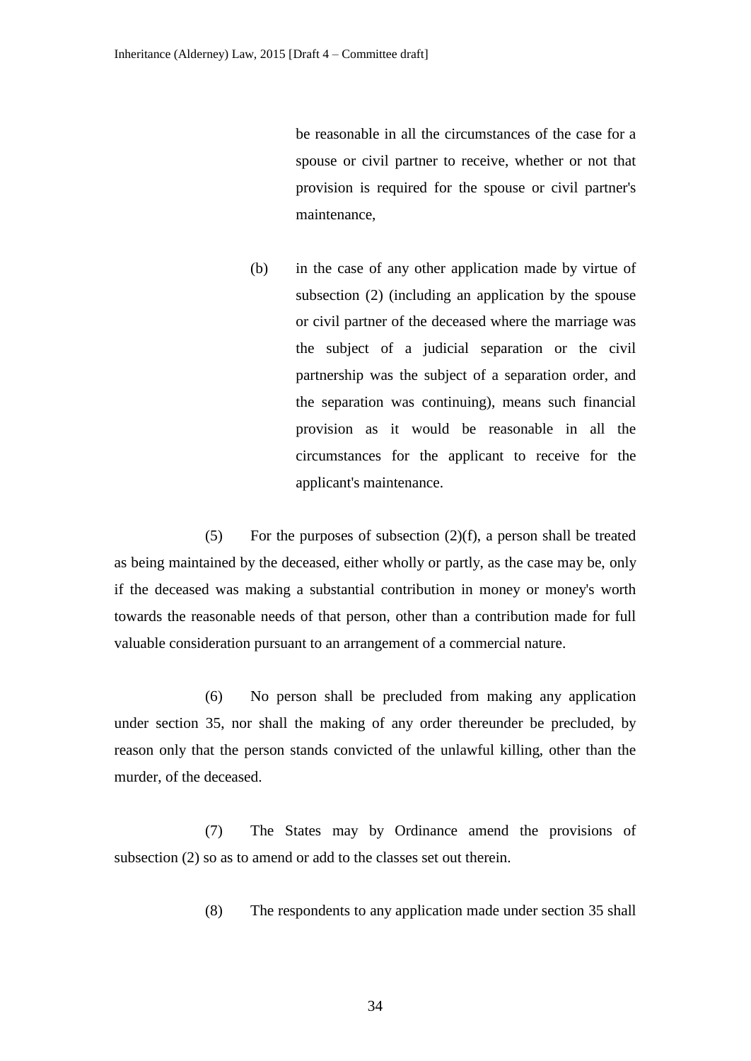be reasonable in all the circumstances of the case for a spouse or civil partner to receive, whether or not that provision is required for the spouse or civil partner's maintenance,

(b) in the case of any other application made by virtue of subsection (2) (including an application by the spouse or civil partner of the deceased where the marriage was the subject of a judicial separation or the civil partnership was the subject of a separation order, and the separation was continuing), means such financial provision as it would be reasonable in all the circumstances for the applicant to receive for the applicant's maintenance.

(5) For the purposes of subsection (2)(f), a person shall be treated as being maintained by the deceased, either wholly or partly, as the case may be, only if the deceased was making a substantial contribution in money or money's worth towards the reasonable needs of that person, other than a contribution made for full valuable consideration pursuant to an arrangement of a commercial nature.

(6) No person shall be precluded from making any application under section 35, nor shall the making of any order thereunder be precluded, by reason only that the person stands convicted of the unlawful killing, other than the murder, of the deceased.

(7) The States may by Ordinance amend the provisions of subsection (2) so as to amend or add to the classes set out therein.

(8) The respondents to any application made under section 35 shall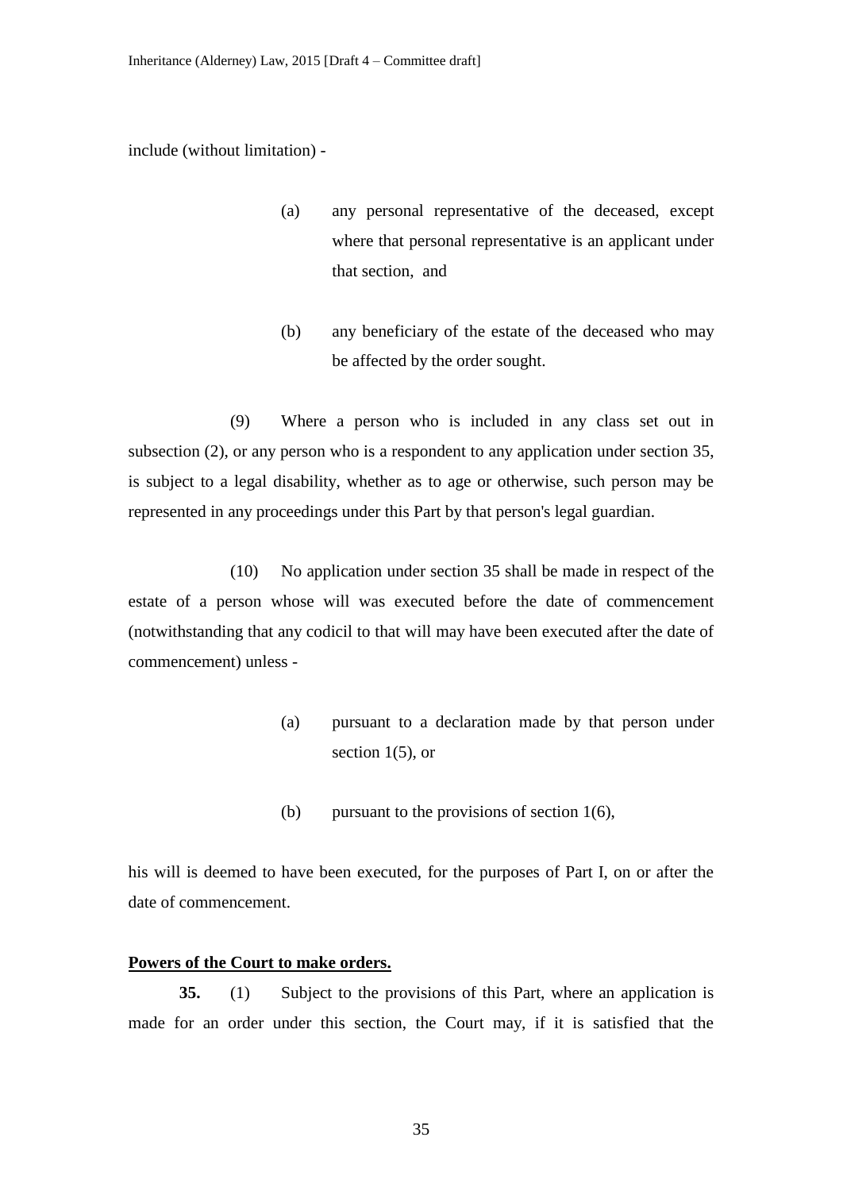include (without limitation) -

(a) any personal representative of the deceased, except where that personal representative is an applicant under that section, and

(b) any beneficiary of the estate of the deceased who may be affected by the order sought.

(9) Where a person who is included in any class set out in subsection (2), or any person who is a respondent to any application under section 35, is subject to a legal disability, whether as to age or otherwise, such person may be represented in any proceedings under this Part by that person's legal guardian.

(10) No application under section 35 shall be made in respect of the estate of a person whose will was executed before the date of commencement (notwithstanding that any codicil to that will may have been executed after the date of commencement) unless -

(a) pursuant to a declaration made by that person under section 1(5), or

(b) pursuant to the provisions of section 1(6),

his will is deemed to have been executed, for the purposes of Part I, on or after the date of commencement.

**Powers of the Court to make orders.**

**35.** (1) Subject to the provisions of this Part, where an application is made for an order under this section, the Court may, if it is satisfied that the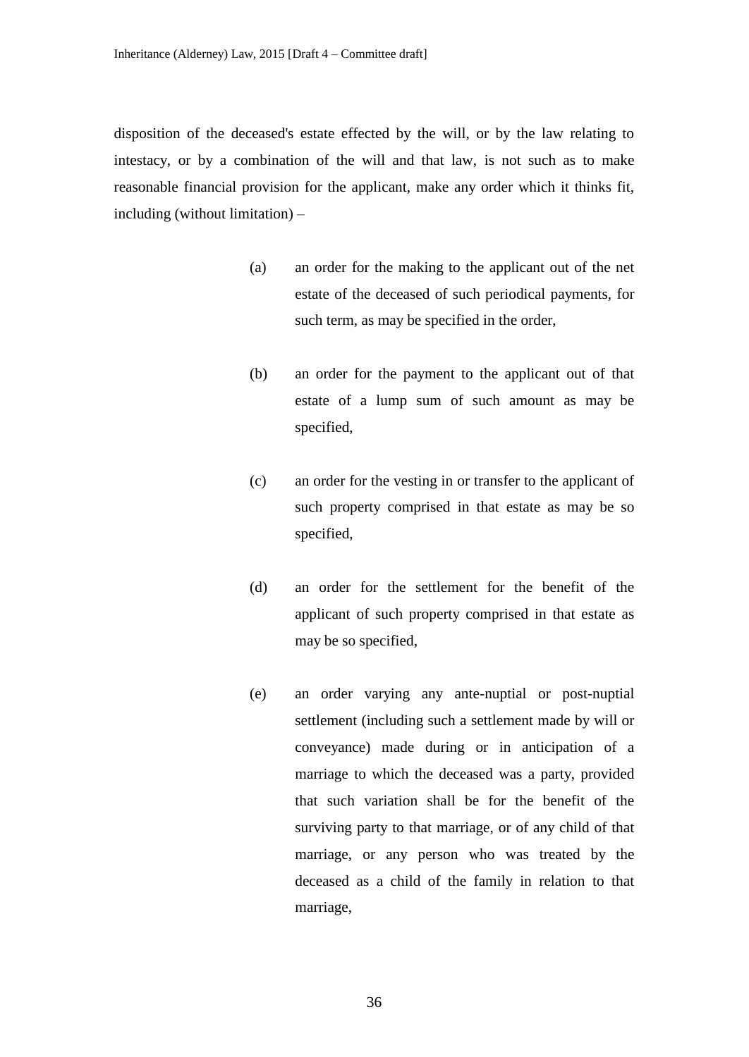disposition of the deceased's estate effected by the will, or by the law relating to intestacy, or by a combination of the will and that law, is not such as to make reasonable financial provision for the applicant, make any order which it thinks fit, including (without limitation) –

(a) an order for the making to the applicant out of the net estate of the deceased of such periodical payments, for such term, as may be specified in the order,

(b) an order for the payment to the applicant out of that estate of a lump sum of such amount as may be specified,

(c) an order for the vesting in or transfer to the applicant of such property comprised in that estate as may be so specified,

(d) an order for the settlement for the benefit of the applicant of such property comprised in that estate as may be so specified,

(e) an order varying any ante-nuptial or post-nuptial settlement (including such a settlement made by will or conveyance) made during or in anticipation of a marriage to which the deceased was a party, provided that such variation shall be for the benefit of the surviving party to that marriage, or of any child of that marriage, or any person who was treated by the deceased as a child of the family in relation to that marriage,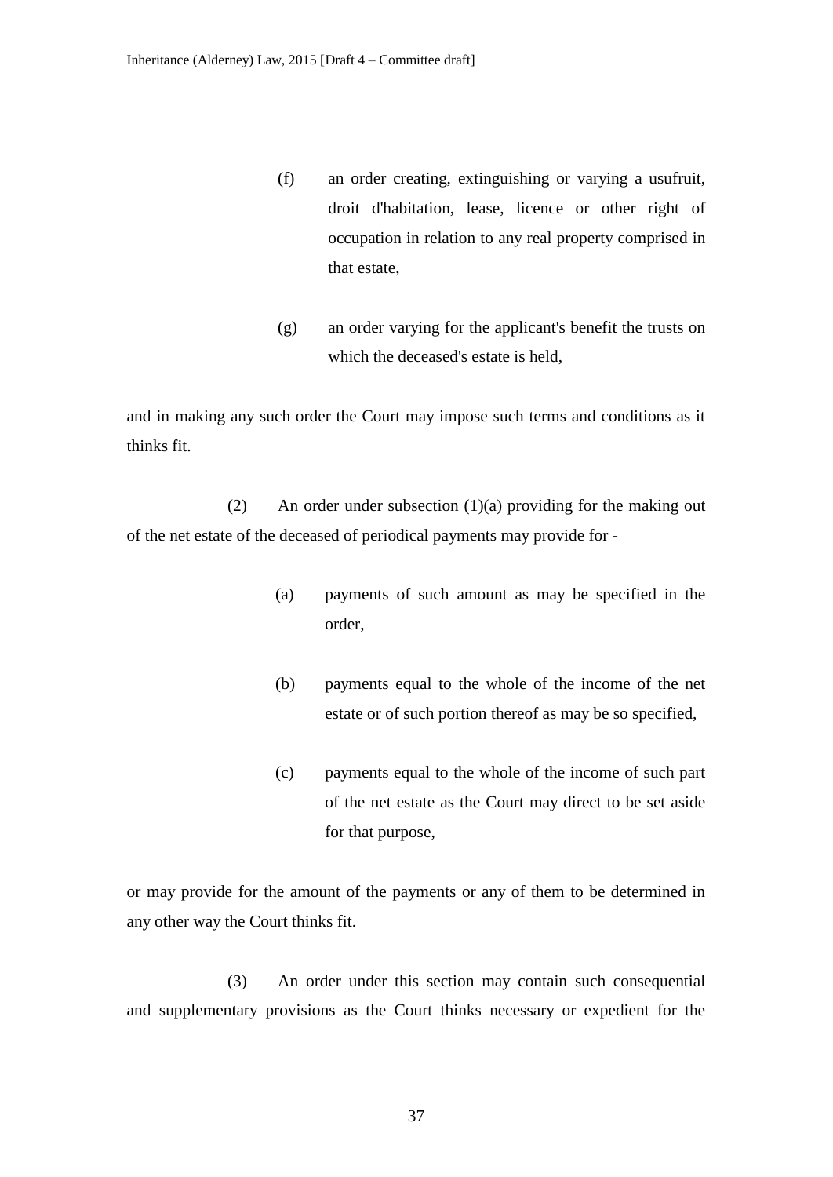(f) an order creating, extinguishing or varying a usufruit, droit d'habitation, lease, licence or other right of occupation in relation to any real property comprised in that estate,

(g) an order varying for the applicant's benefit the trusts on which the deceased's estate is held,

and in making any such order the Court may impose such terms and conditions as it thinks fit.

(2) An order under subsection (1)(a) providing for the making out of the net estate of the deceased of periodical payments may provide for -

(a) payments of such amount as may be specified in the order,

(b) payments equal to the whole of the income of the net estate or of such portion thereof as may be so specified,

(c) payments equal to the whole of the income of such part of the net estate as the Court may direct to be set aside for that purpose,

or may provide for the amount of the payments or any of them to be determined in any other way the Court thinks fit.

(3) An order under this section may contain such consequential and supplementary provisions as the Court thinks necessary or expedient for the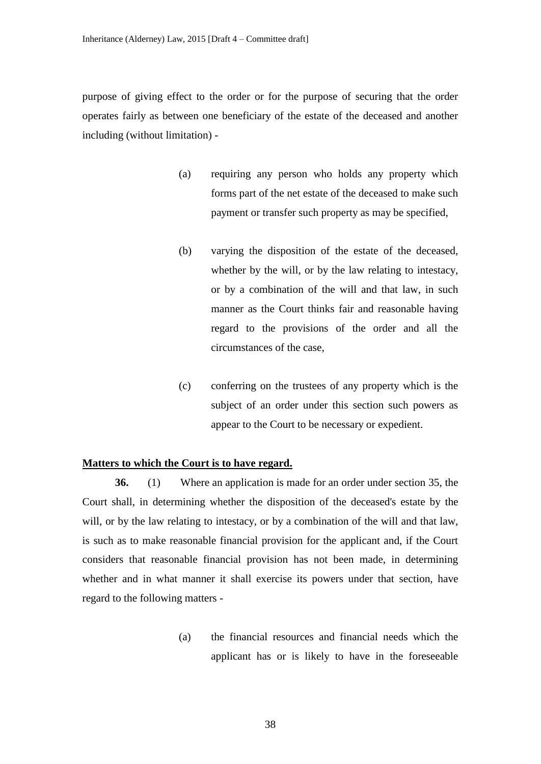purpose of giving effect to the order or for the purpose of securing that the order operates fairly as between one beneficiary of the estate of the deceased and another including (without limitation) -

> (a) requiring any person who holds any property which forms part of the net estate of the deceased to make such payment or transfer such property as may be specified,
>
> (b) varying the disposition of the estate of the deceased, whether by the will, or by the law relating to intestacy, or by a combination of the will and that law, in such manner as the Court thinks fair and reasonable having regard to the provisions of the order and all the circumstances of the case,
>
> (c) conferring on the trustees of any property which is the subject of an order under this section such powers as appear to the Court to be necessary or expedient.

**Matters to which the Court is to have regard.**

**36.** (1) Where an application is made for an order under section 35, the Court shall, in determining whether the disposition of the deceased's estate by the will, or by the law relating to intestacy, or by a combination of the will and that law, is such as to make reasonable financial provision for the applicant and, if the Court considers that reasonable financial provision has not been made, in determining whether and in what manner it shall exercise its powers under that section, have regard to the following matters -

> (a) the financial resources and financial needs which the applicant has or is likely to have in the foreseeable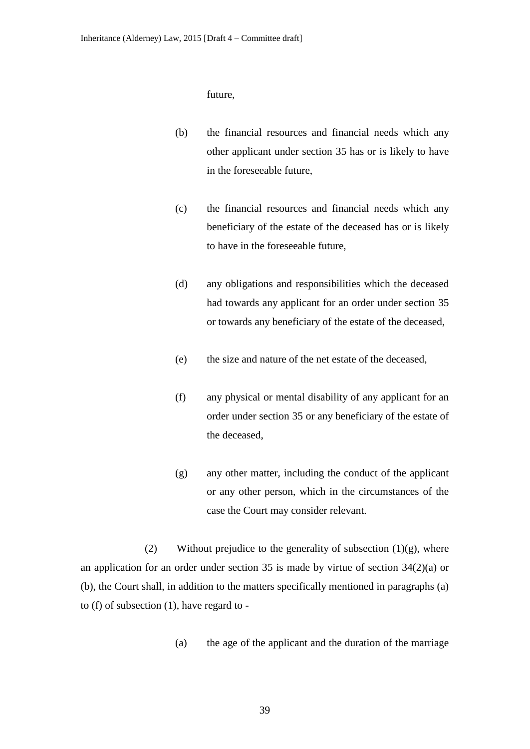future,

(b) the financial resources and financial needs which any other applicant under section 35 has or is likely to have in the foreseeable future,

(c) the financial resources and financial needs which any beneficiary of the estate of the deceased has or is likely to have in the foreseeable future,

(d) any obligations and responsibilities which the deceased had towards any applicant for an order under section 35 or towards any beneficiary of the estate of the deceased,

(e) the size and nature of the net estate of the deceased,

(f) any physical or mental disability of any applicant for an order under section 35 or any beneficiary of the estate of the deceased,

(g) any other matter, including the conduct of the applicant or any other person, which in the circumstances of the case the Court may consider relevant.

(2) Without prejudice to the generality of subsection (1)(g), where an application for an order under section 35 is made by virtue of section 34(2)(a) or (b), the Court shall, in addition to the matters specifically mentioned in paragraphs (a) to (f) of subsection (1), have regard to -

(a) the age of the applicant and the duration of the marriage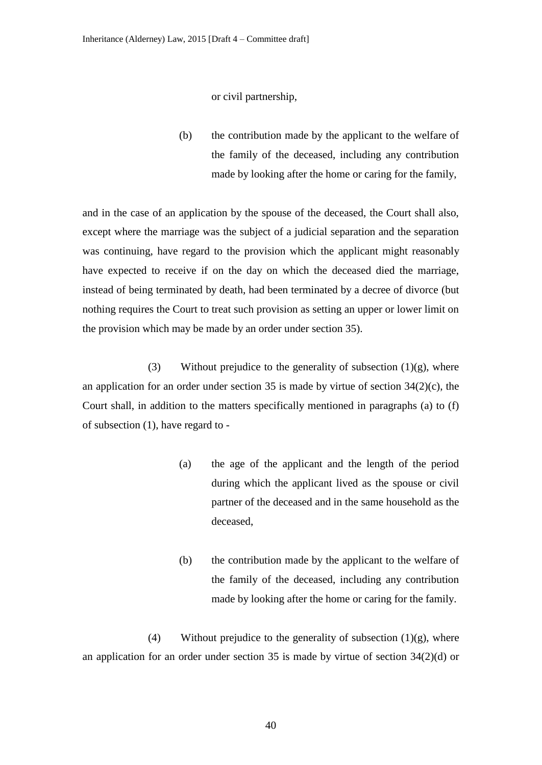or civil partnership,

(b) the contribution made by the applicant to the welfare of the family of the deceased, including any contribution made by looking after the home or caring for the family,

and in the case of an application by the spouse of the deceased, the Court shall also, except where the marriage was the subject of a judicial separation and the separation was continuing, have regard to the provision which the applicant might reasonably have expected to receive if on the day on which the deceased died the marriage, instead of being terminated by death, had been terminated by a decree of divorce (but nothing requires the Court to treat such provision as setting an upper or lower limit on the provision which may be made by an order under section 35).

(3) Without prejudice to the generality of subsection (1)(g), where an application for an order under section 35 is made by virtue of section 34(2)(c), the Court shall, in addition to the matters specifically mentioned in paragraphs (a) to (f) of subsection (1), have regard to -

(a) the age of the applicant and the length of the period during which the applicant lived as the spouse or civil partner of the deceased and in the same household as the deceased,

(b) the contribution made by the applicant to the welfare of the family of the deceased, including any contribution made by looking after the home or caring for the family.

(4) Without prejudice to the generality of subsection (1)(g), where an application for an order under section 35 is made by virtue of section 34(2)(d) or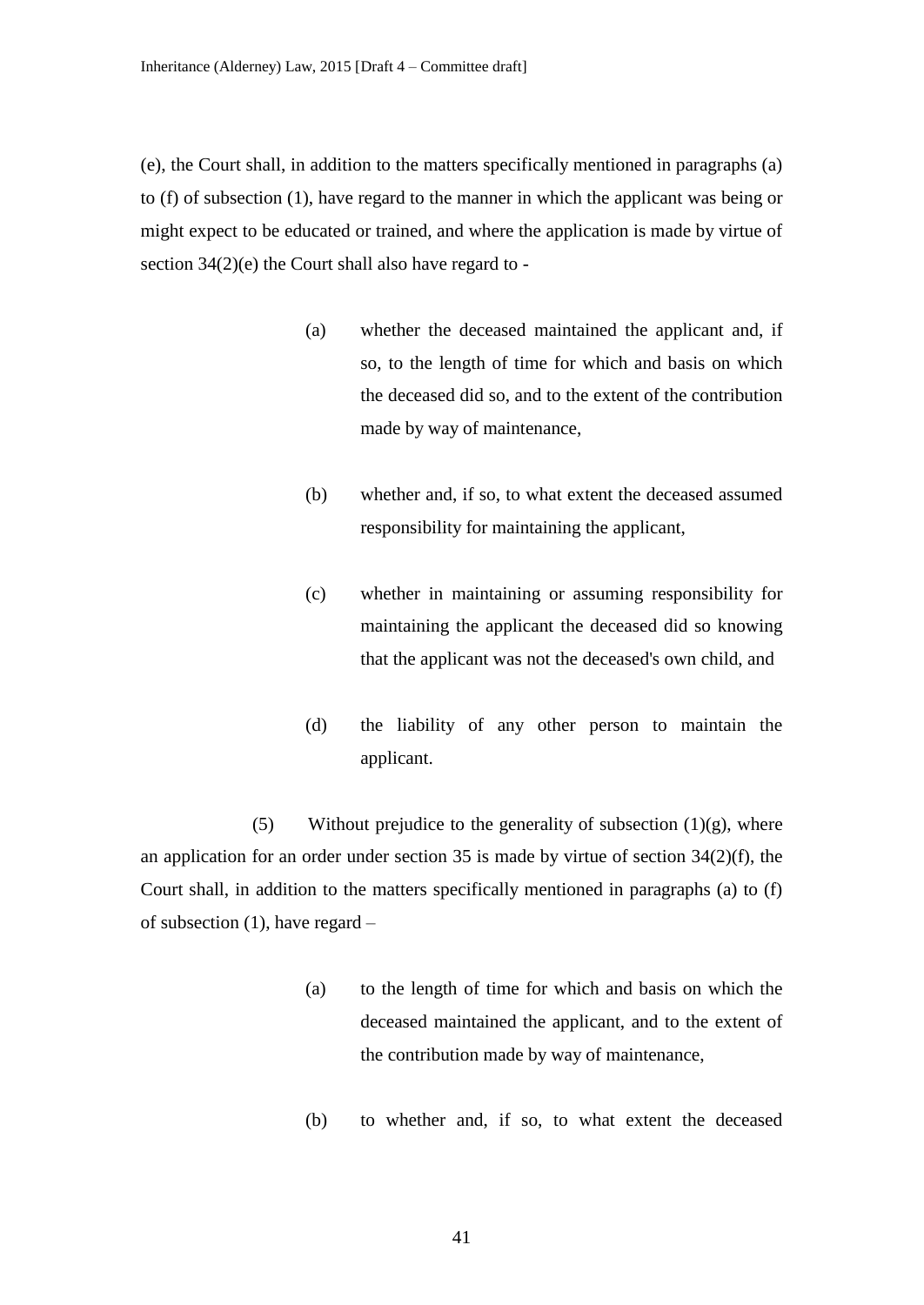(e), the Court shall, in addition to the matters specifically mentioned in paragraphs (a) to (f) of subsection (1), have regard to the manner in which the applicant was being or might expect to be educated or trained, and where the application is made by virtue of section 34(2)(e) the Court shall also have regard to -

(a) whether the deceased maintained the applicant and, if so, to the length of time for which and basis on which the deceased did so, and to the extent of the contribution made by way of maintenance,

(b) whether and, if so, to what extent the deceased assumed responsibility for maintaining the applicant,

(c) whether in maintaining or assuming responsibility for maintaining the applicant the deceased did so knowing that the applicant was not the deceased's own child, and

(d) the liability of any other person to maintain the applicant.

(5) Without prejudice to the generality of subsection (1)(g), where an application for an order under section 35 is made by virtue of section 34(2)(f), the Court shall, in addition to the matters specifically mentioned in paragraphs (a) to (f) of subsection (1), have regard –

(a) to the length of time for which and basis on which the deceased maintained the applicant, and to the extent of the contribution made by way of maintenance,

(b) to whether and, if so, to what extent the deceased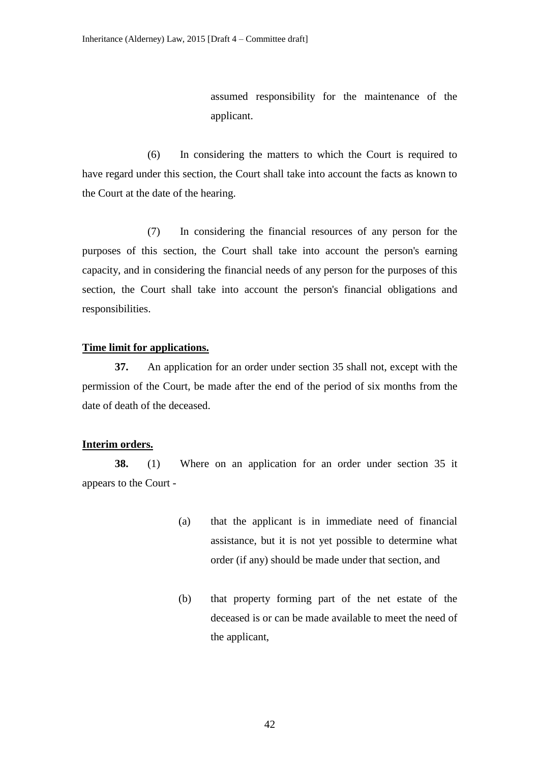assumed responsibility for the maintenance of the applicant.

(6) In considering the matters to which the Court is required to have regard under this section, the Court shall take into account the facts as known to the Court at the date of the hearing.

(7) In considering the financial resources of any person for the purposes of this section, the Court shall take into account the person's earning capacity, and in considering the financial needs of any person for the purposes of this section, the Court shall take into account the person's financial obligations and responsibilities.

**Time limit for applications.**

**37.** An application for an order under section 35 shall not, except with the permission of the Court, be made after the end of the period of six months from the date of death of the deceased.

**Interim orders.**

**38.** (1) Where on an application for an order under section 35 it appears to the Court -

(a) that the applicant is in immediate need of financial assistance, but it is not yet possible to determine what order (if any) should be made under that section, and

(b) that property forming part of the net estate of the deceased is or can be made available to meet the need of the applicant,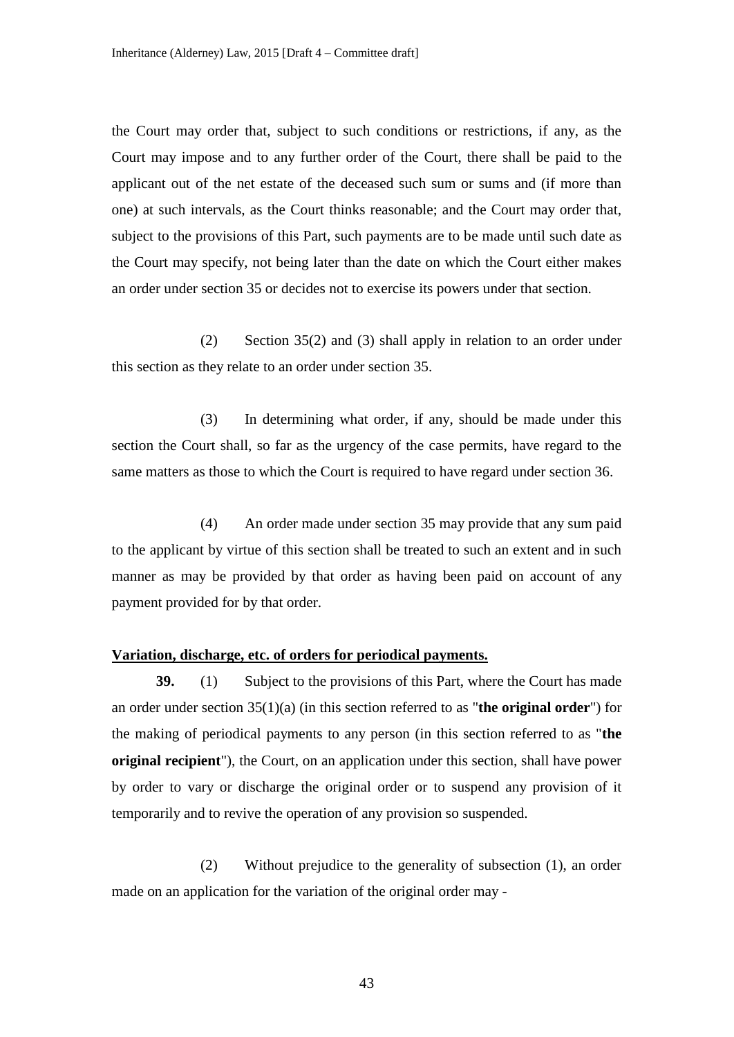the Court may order that, subject to such conditions or restrictions, if any, as the Court may impose and to any further order of the Court, there shall be paid to the applicant out of the net estate of the deceased such sum or sums and (if more than one) at such intervals, as the Court thinks reasonable; and the Court may order that, subject to the provisions of this Part, such payments are to be made until such date as the Court may specify, not being later than the date on which the Court either makes an order under section 35 or decides not to exercise its powers under that section.

(2) Section 35(2) and (3) shall apply in relation to an order under this section as they relate to an order under section 35.

(3) In determining what order, if any, should be made under this section the Court shall, so far as the urgency of the case permits, have regard to the same matters as those to which the Court is required to have regard under section 36.

(4) An order made under section 35 may provide that any sum paid to the applicant by virtue of this section shall be treated to such an extent and in such manner as may be provided by that order as having been paid on account of any payment provided for by that order.

**Variation, discharge, etc. of orders for periodical payments.**

**39.** (1) Subject to the provisions of this Part, where the Court has made an order under section 35(1)(a) (in this section referred to as "**the original order**") for the making of periodical payments to any person (in this section referred to as "**the original recipient**"), the Court, on an application under this section, shall have power by order to vary or discharge the original order or to suspend any provision of it temporarily and to revive the operation of any provision so suspended.

(2) Without prejudice to the generality of subsection (1), an order made on an application for the variation of the original order may -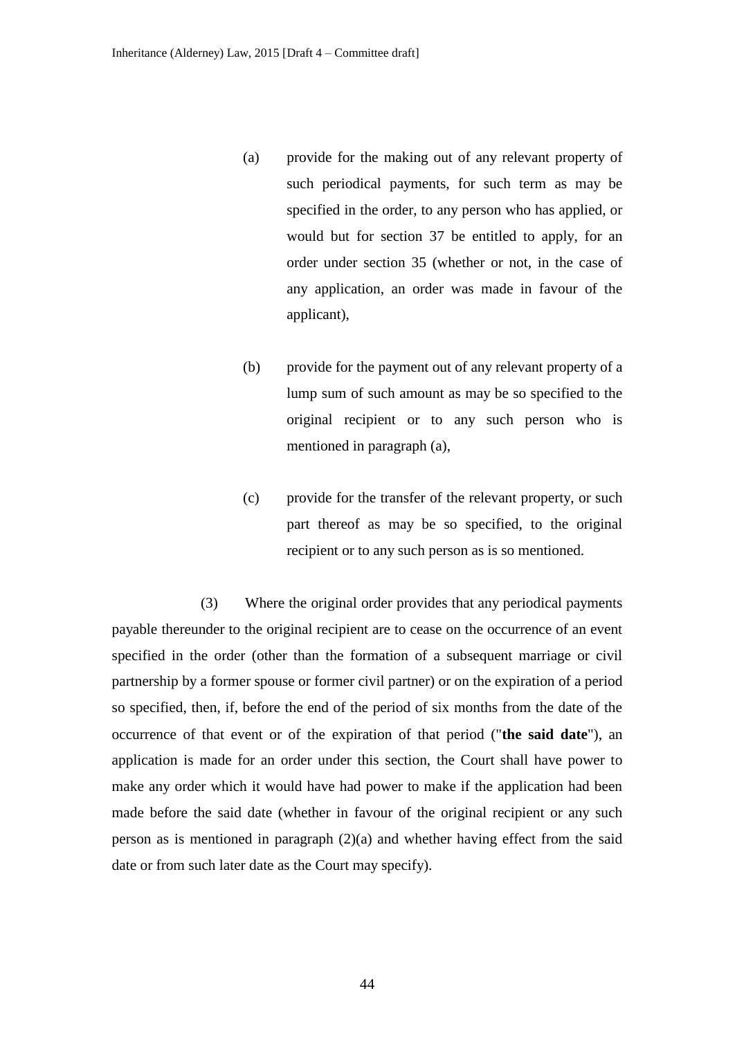(a) provide for the making out of any relevant property of such periodical payments, for such term as may be specified in the order, to any person who has applied, or would but for section 37 be entitled to apply, for an order under section 35 (whether or not, in the case of any application, an order was made in favour of the applicant),

(b) provide for the payment out of any relevant property of a lump sum of such amount as may be so specified to the original recipient or to any such person who is mentioned in paragraph (a),

(c) provide for the transfer of the relevant property, or such part thereof as may be so specified, to the original recipient or to any such person as is so mentioned.

(3) Where the original order provides that any periodical payments payable thereunder to the original recipient are to cease on the occurrence of an event specified in the order (other than the formation of a subsequent marriage or civil partnership by a former spouse or former civil partner) or on the expiration of a period so specified, then, if, before the end of the period of six months from the date of the occurrence of that event or of the expiration of that period ("**the said date**"), an application is made for an order under this section, the Court shall have power to make any order which it would have had power to make if the application had been made before the said date (whether in favour of the original recipient or any such person as is mentioned in paragraph (2)(a) and whether having effect from the said date or from such later date as the Court may specify).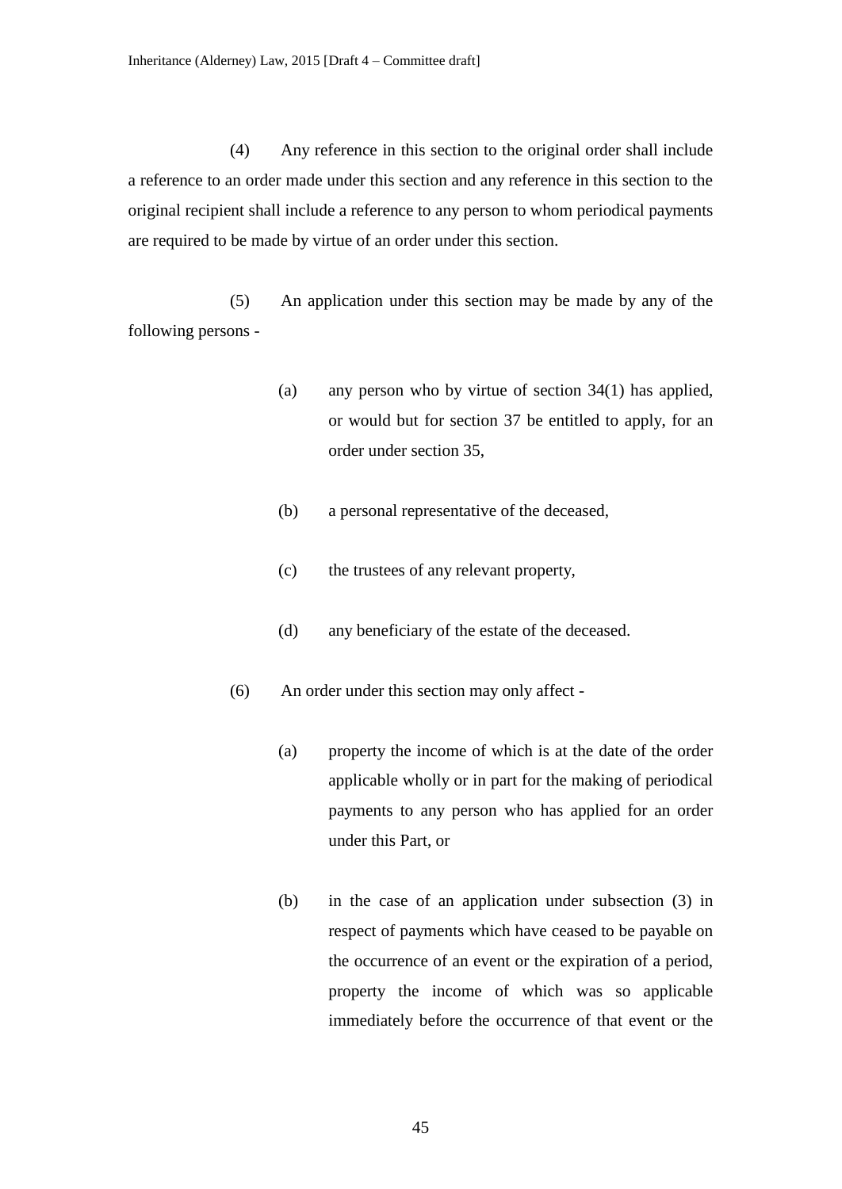(4) Any reference in this section to the original order shall include a reference to an order made under this section and any reference in this section to the original recipient shall include a reference to any person to whom periodical payments are required to be made by virtue of an order under this section.

(5) An application under this section may be made by any of the following persons -

(a) any person who by virtue of section 34(1) has applied, or would but for section 37 be entitled to apply, for an order under section 35,

(b) a personal representative of the deceased,

(c) the trustees of any relevant property,

(d) any beneficiary of the estate of the deceased.

(6) An order under this section may only affect -

(a) property the income of which is at the date of the order applicable wholly or in part for the making of periodical payments to any person who has applied for an order under this Part, or

(b) in the case of an application under subsection (3) in respect of payments which have ceased to be payable on the occurrence of an event or the expiration of a period, property the income of which was so applicable immediately before the occurrence of that event or the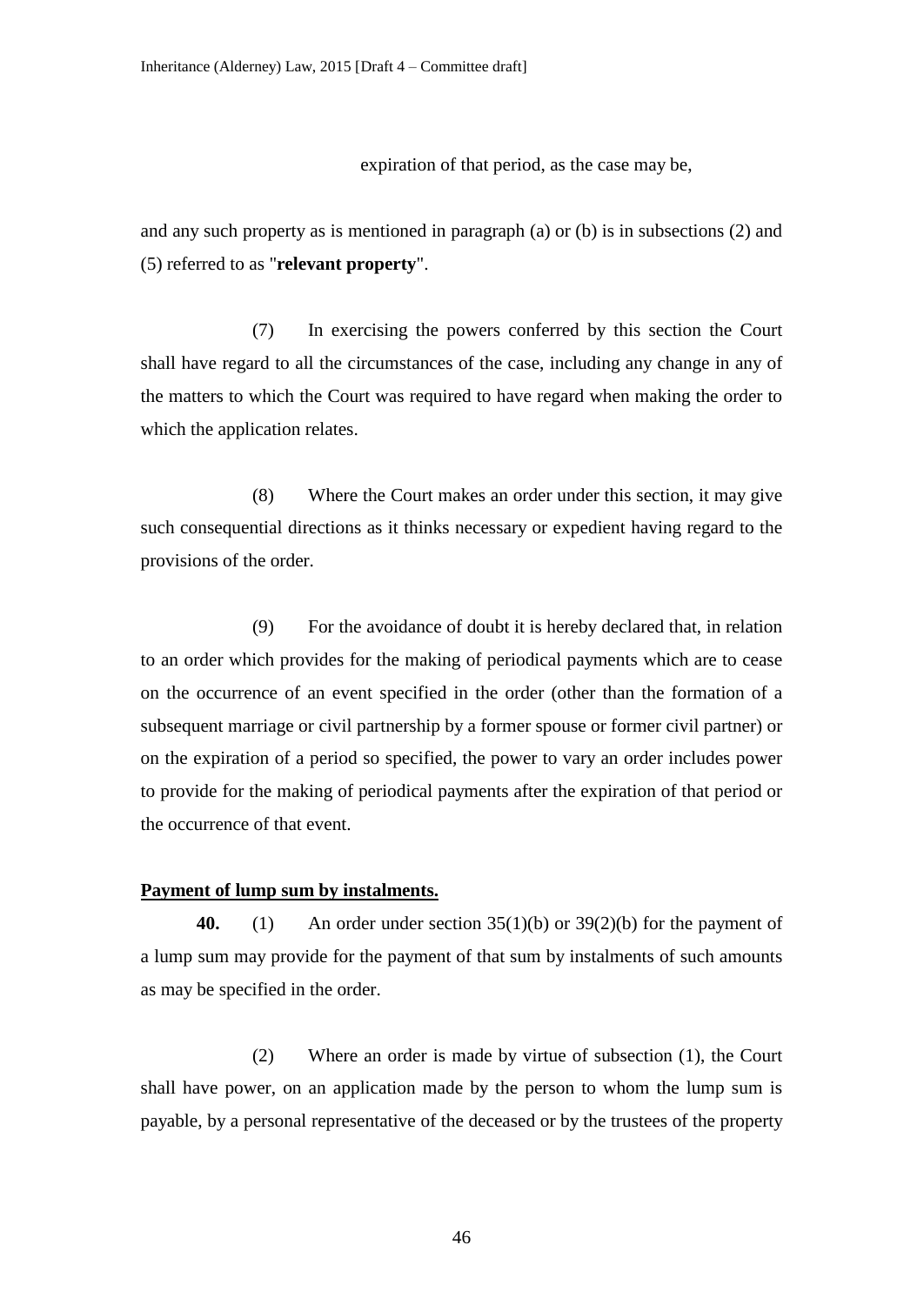expiration of that period, as the case may be,

and any such property as is mentioned in paragraph (a) or (b) is in subsections (2) and (5) referred to as "**relevant property**".

(7) In exercising the powers conferred by this section the Court shall have regard to all the circumstances of the case, including any change in any of the matters to which the Court was required to have regard when making the order to which the application relates.

(8) Where the Court makes an order under this section, it may give such consequential directions as it thinks necessary or expedient having regard to the provisions of the order.

(9) For the avoidance of doubt it is hereby declared that, in relation to an order which provides for the making of periodical payments which are to cease on the occurrence of an event specified in the order (other than the formation of a subsequent marriage or civil partnership by a former spouse or former civil partner) or on the expiration of a period so specified, the power to vary an order includes power to provide for the making of periodical payments after the expiration of that period or the occurrence of that event.

**Payment of lump sum by instalments.**

**40.** (1) An order under section 35(1)(b) or 39(2)(b) for the payment of a lump sum may provide for the payment of that sum by instalments of such amounts as may be specified in the order.

(2) Where an order is made by virtue of subsection (1), the Court shall have power, on an application made by the person to whom the lump sum is payable, by a personal representative of the deceased or by the trustees of the property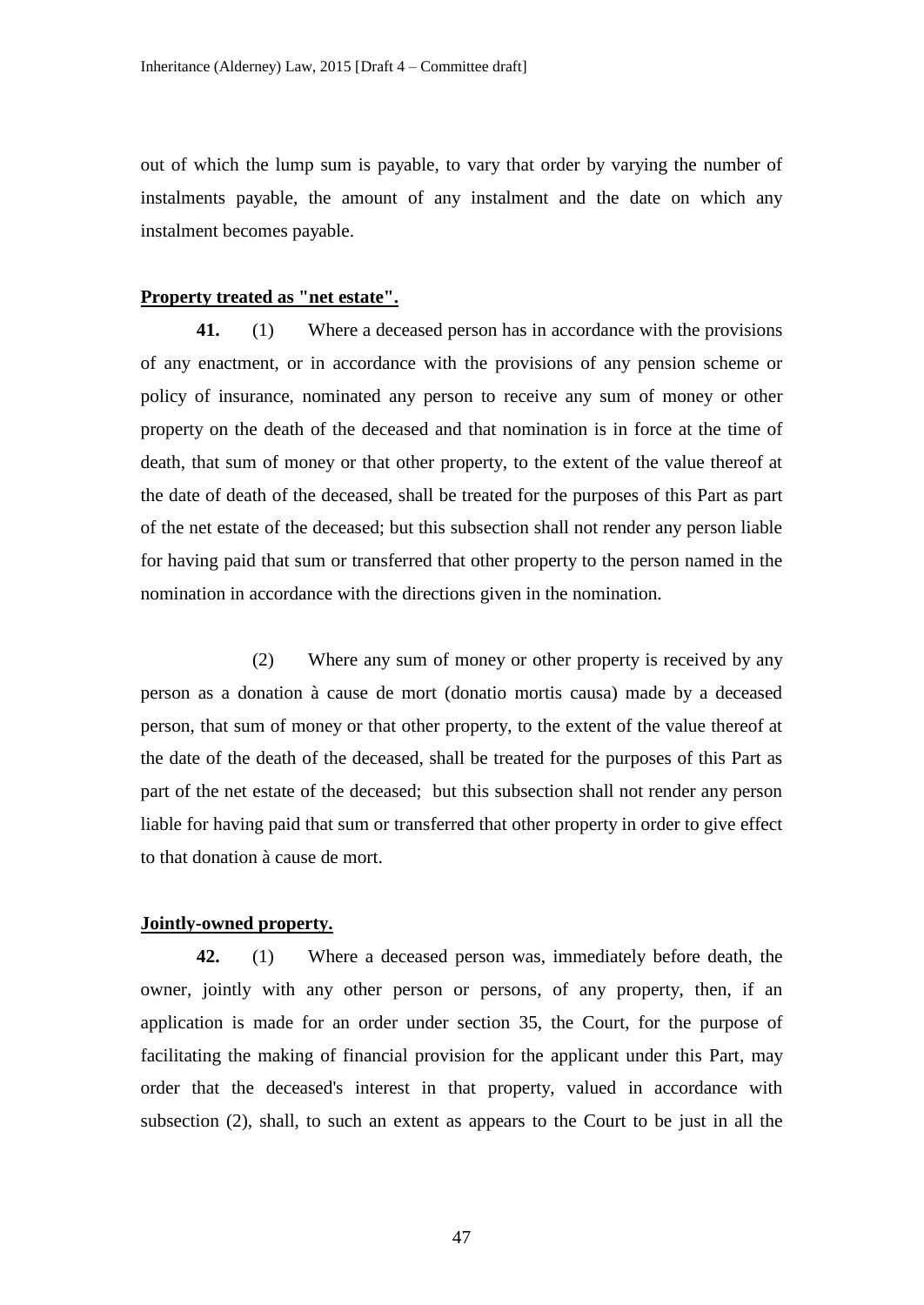out of which the lump sum is payable, to vary that order by varying the number of instalments payable, the amount of any instalment and the date on which any instalment becomes payable.

**Property treated as "net estate".**

**41.** (1) Where a deceased person has in accordance with the provisions of any enactment, or in accordance with the provisions of any pension scheme or policy of insurance, nominated any person to receive any sum of money or other property on the death of the deceased and that nomination is in force at the time of death, that sum of money or that other property, to the extent of the value thereof at the date of death of the deceased, shall be treated for the purposes of this Part as part of the net estate of the deceased; but this subsection shall not render any person liable for having paid that sum or transferred that other property to the person named in the nomination in accordance with the directions given in the nomination.

(2) Where any sum of money or other property is received by any person as a donation à cause de mort (donatio mortis causa) made by a deceased person, that sum of money or that other property, to the extent of the value thereof at the date of the death of the deceased, shall be treated for the purposes of this Part as part of the net estate of the deceased; but this subsection shall not render any person liable for having paid that sum or transferred that other property in order to give effect to that donation à cause de mort.

**Jointly-owned property.**

**42.** (1) Where a deceased person was, immediately before death, the owner, jointly with any other person or persons, of any property, then, if an application is made for an order under section 35, the Court, for the purpose of facilitating the making of financial provision for the applicant under this Part, may order that the deceased's interest in that property, valued in accordance with subsection (2), shall, to such an extent as appears to the Court to be just in all the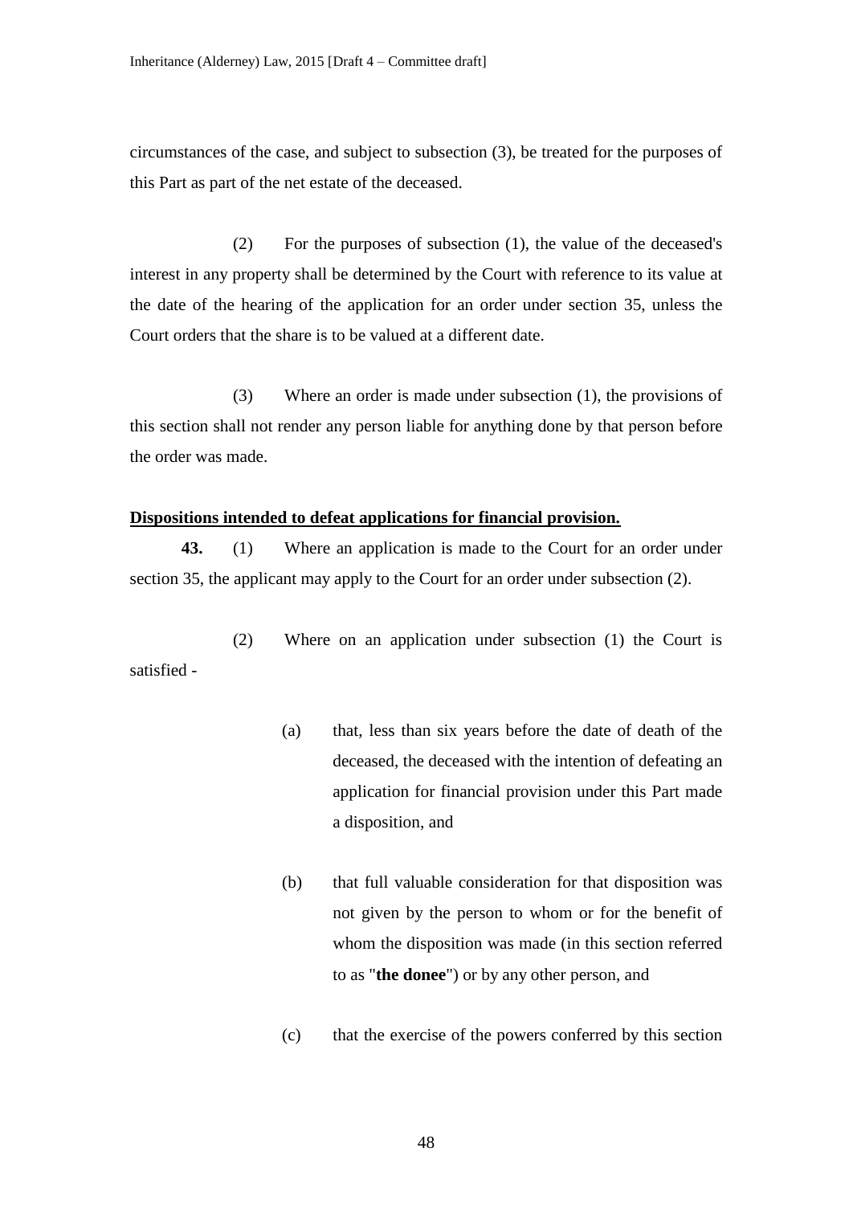circumstances of the case, and subject to subsection (3), be treated for the purposes of this Part as part of the net estate of the deceased.

(2) For the purposes of subsection (1), the value of the deceased's interest in any property shall be determined by the Court with reference to its value at the date of the hearing of the application for an order under section 35, unless the Court orders that the share is to be valued at a different date.

(3) Where an order is made under subsection (1), the provisions of this section shall not render any person liable for anything done by that person before the order was made.

**Dispositions intended to defeat applications for financial provision.**

**43.** (1) Where an application is made to the Court for an order under section 35, the applicant may apply to the Court for an order under subsection (2).

(2) Where on an application under subsection (1) the Court is satisfied -

(a) that, less than six years before the date of death of the deceased, the deceased with the intention of defeating an application for financial provision under this Part made a disposition, and

(b) that full valuable consideration for that disposition was not given by the person to whom or for the benefit of whom the disposition was made (in this section referred to as "**the donee**") or by any other person, and

(c) that the exercise of the powers conferred by this section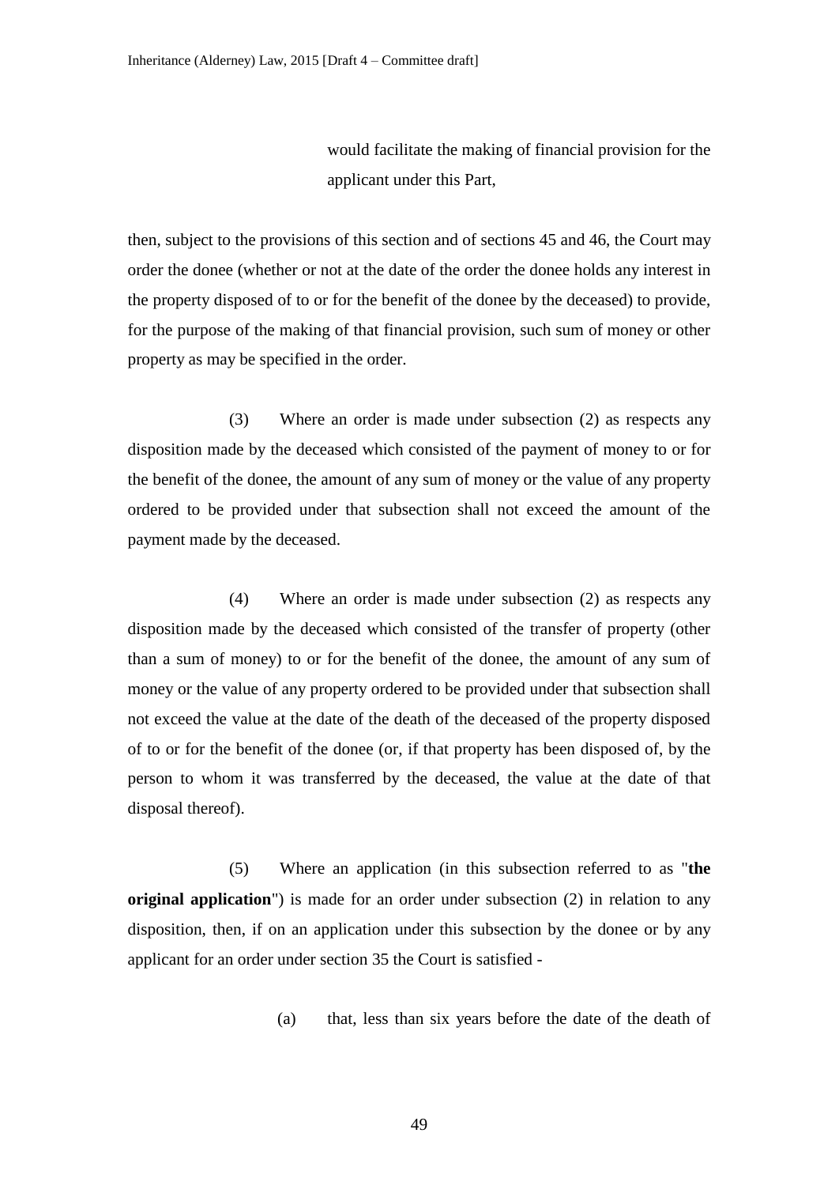would facilitate the making of financial provision for the applicant under this Part,

then, subject to the provisions of this section and of sections 45 and 46, the Court may order the donee (whether or not at the date of the order the donee holds any interest in the property disposed of to or for the benefit of the donee by the deceased) to provide, for the purpose of the making of that financial provision, such sum of money or other property as may be specified in the order.

(3) Where an order is made under subsection (2) as respects any disposition made by the deceased which consisted of the payment of money to or for the benefit of the donee, the amount of any sum of money or the value of any property ordered to be provided under that subsection shall not exceed the amount of the payment made by the deceased.

(4) Where an order is made under subsection (2) as respects any disposition made by the deceased which consisted of the transfer of property (other than a sum of money) to or for the benefit of the donee, the amount of any sum of money or the value of any property ordered to be provided under that subsection shall not exceed the value at the date of the death of the deceased of the property disposed of to or for the benefit of the donee (or, if that property has been disposed of, by the person to whom it was transferred by the deceased, the value at the date of that disposal thereof).

(5) Where an application (in this subsection referred to as "**the original application**") is made for an order under subsection (2) in relation to any disposition, then, if on an application under this subsection by the donee or by any applicant for an order under section 35 the Court is satisfied -

(a) that, less than six years before the date of the death of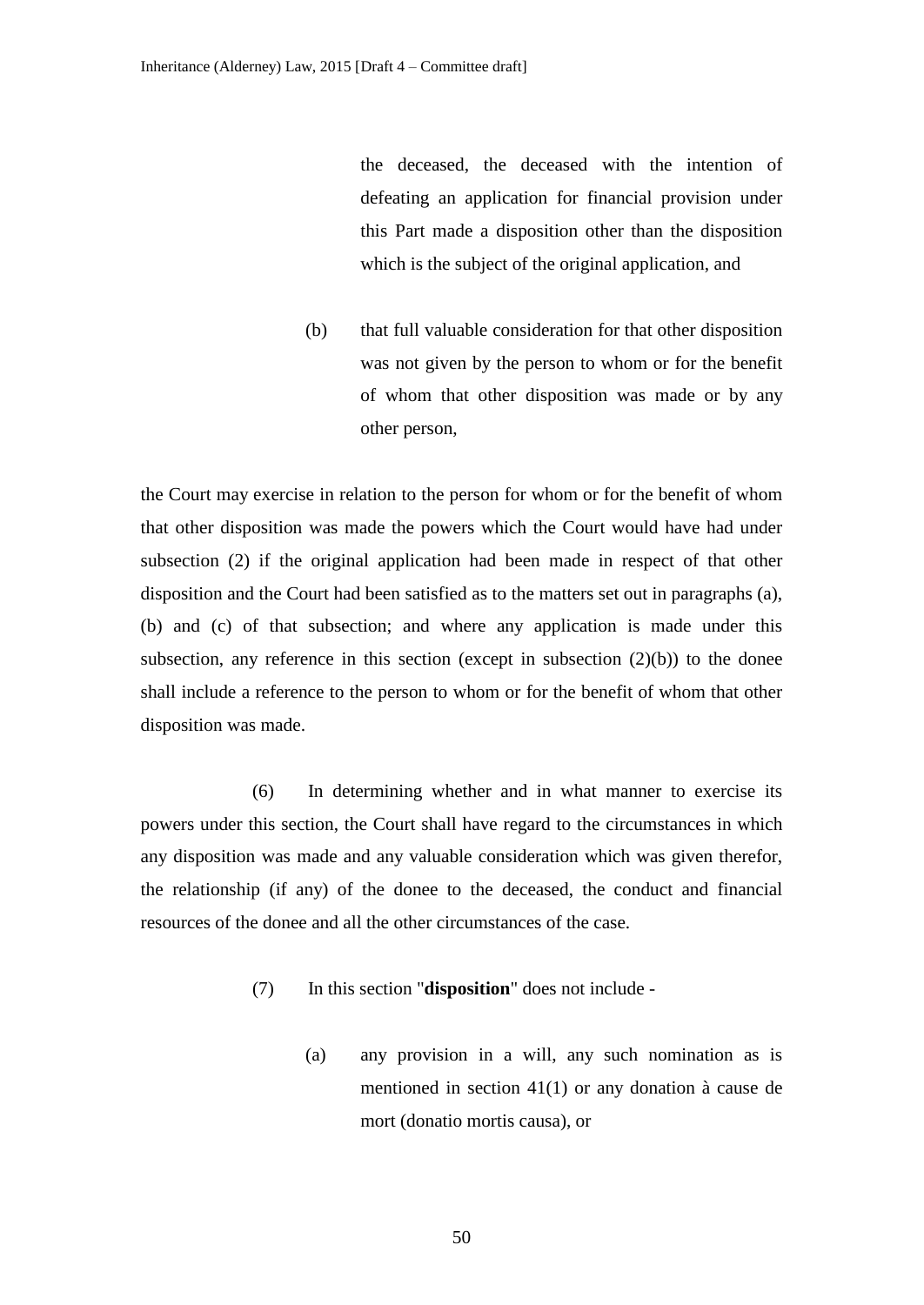the deceased, the deceased with the intention of defeating an application for financial provision under this Part made a disposition other than the disposition which is the subject of the original application, and

(b) that full valuable consideration for that other disposition was not given by the person to whom or for the benefit of whom that other disposition was made or by any other person,

the Court may exercise in relation to the person for whom or for the benefit of whom that other disposition was made the powers which the Court would have had under subsection (2) if the original application had been made in respect of that other disposition and the Court had been satisfied as to the matters set out in paragraphs (a), (b) and (c) of that subsection; and where any application is made under this subsection, any reference in this section (except in subsection (2)(b)) to the donee shall include a reference to the person to whom or for the benefit of whom that other disposition was made.

(6) In determining whether and in what manner to exercise its powers under this section, the Court shall have regard to the circumstances in which any disposition was made and any valuable consideration which was given therefor, the relationship (if any) of the donee to the deceased, the conduct and financial resources of the donee and all the other circumstances of the case.

(7) In this section "**disposition**" does not include -

(a) any provision in a will, any such nomination as is mentioned in section 41(1) or any donation à cause de mort (donatio mortis causa), or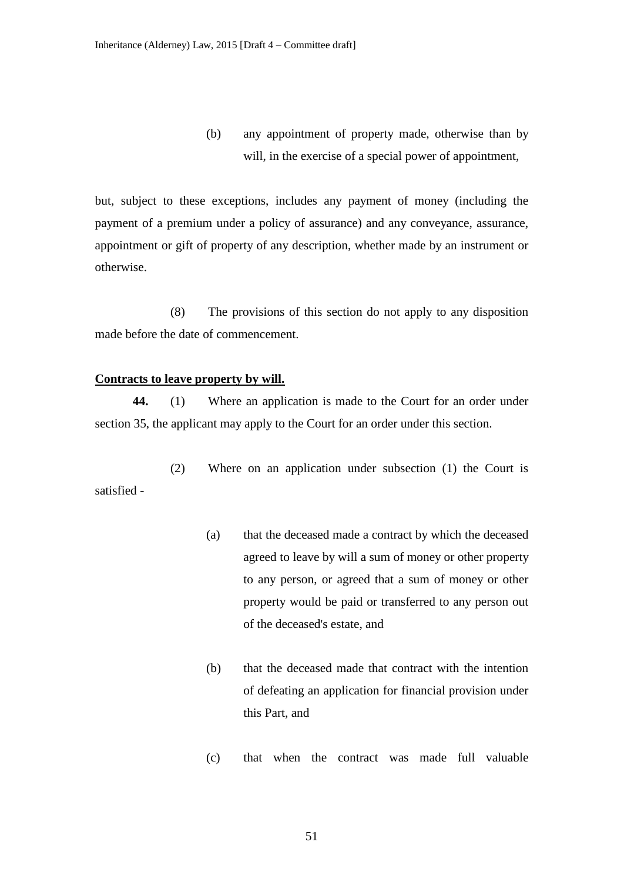(b) any appointment of property made, otherwise than by will, in the exercise of a special power of appointment,

but, subject to these exceptions, includes any payment of money (including the payment of a premium under a policy of assurance) and any conveyance, assurance, appointment or gift of property of any description, whether made by an instrument or otherwise.

(8) The provisions of this section do not apply to any disposition made before the date of commencement.

**Contracts to leave property by will.**

**44.** (1) Where an application is made to the Court for an order under section 35, the applicant may apply to the Court for an order under this section.

(2) Where on an application under subsection (1) the Court is satisfied -

(a) that the deceased made a contract by which the deceased agreed to leave by will a sum of money or other property to any person, or agreed that a sum of money or other property would be paid or transferred to any person out of the deceased's estate, and

(b) that the deceased made that contract with the intention of defeating an application for financial provision under this Part, and

(c) that when the contract was made full valuable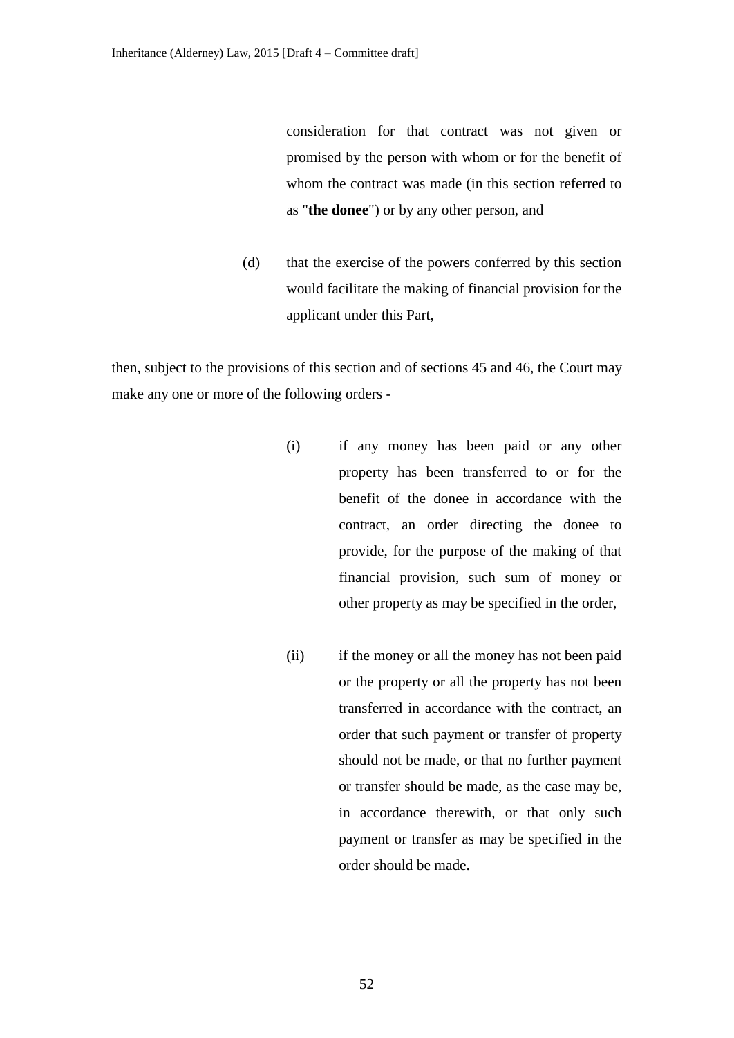consideration for that contract was not given or promised by the person with whom or for the benefit of whom the contract was made (in this section referred to as "**the donee**") or by any other person, and

(d) that the exercise of the powers conferred by this section would facilitate the making of financial provision for the applicant under this Part,

then, subject to the provisions of this section and of sections 45 and 46, the Court may make any one or more of the following orders -

(i) if any money has been paid or any other property has been transferred to or for the benefit of the donee in accordance with the contract, an order directing the donee to provide, for the purpose of the making of that financial provision, such sum of money or other property as may be specified in the order,

(ii) if the money or all the money has not been paid or the property or all the property has not been transferred in accordance with the contract, an order that such payment or transfer of property should not be made, or that no further payment or transfer should be made, as the case may be, in accordance therewith, or that only such payment or transfer as may be specified in the order should be made.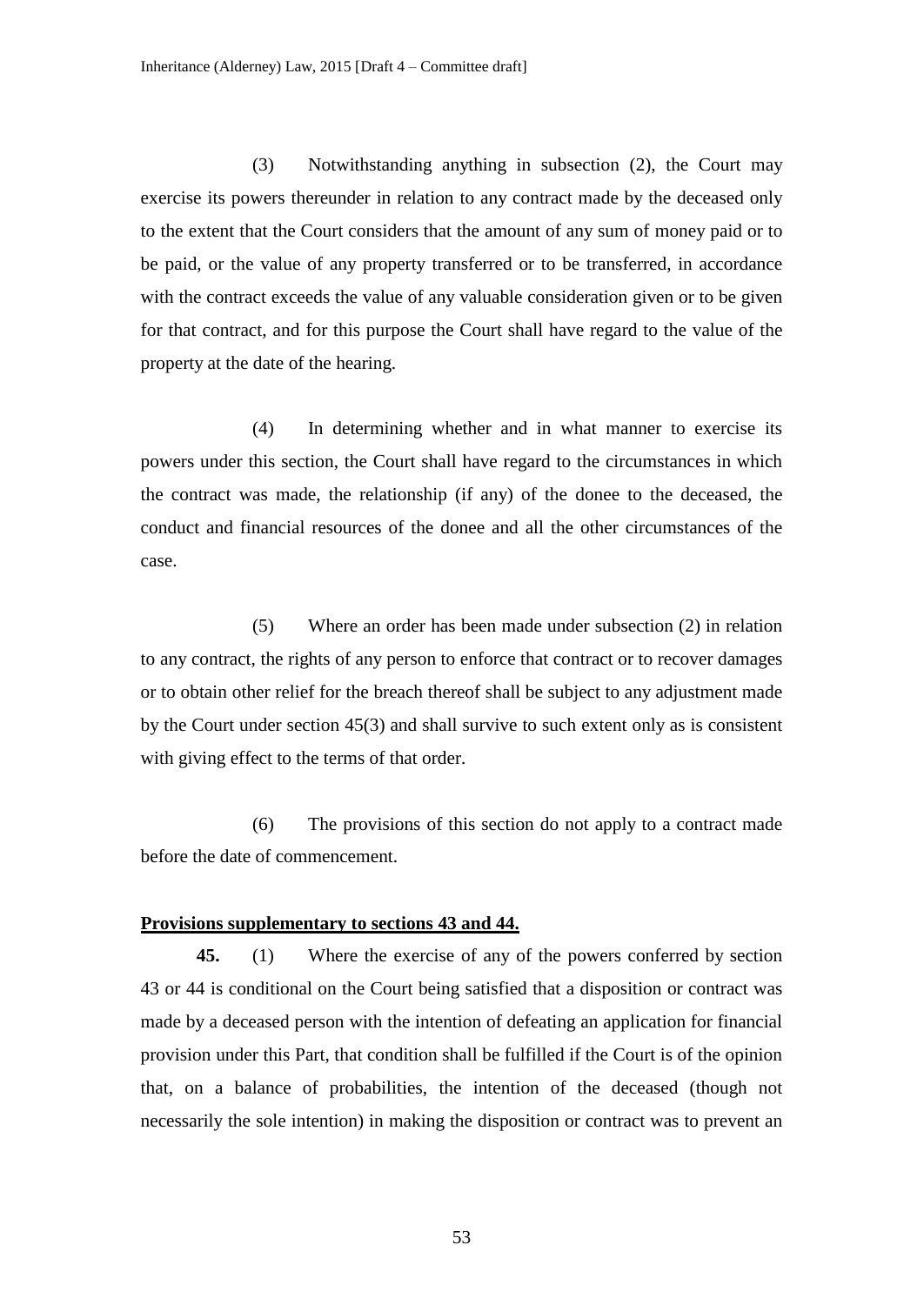(3) Notwithstanding anything in subsection (2), the Court may exercise its powers thereunder in relation to any contract made by the deceased only to the extent that the Court considers that the amount of any sum of money paid or to be paid, or the value of any property transferred or to be transferred, in accordance with the contract exceeds the value of any valuable consideration given or to be given for that contract, and for this purpose the Court shall have regard to the value of the property at the date of the hearing.

(4) In determining whether and in what manner to exercise its powers under this section, the Court shall have regard to the circumstances in which the contract was made, the relationship (if any) of the donee to the deceased, the conduct and financial resources of the donee and all the other circumstances of the case.

(5) Where an order has been made under subsection (2) in relation to any contract, the rights of any person to enforce that contract or to recover damages or to obtain other relief for the breach thereof shall be subject to any adjustment made by the Court under section 45(3) and shall survive to such extent only as is consistent with giving effect to the terms of that order.

(6) The provisions of this section do not apply to a contract made before the date of commencement.

**Provisions supplementary to sections 43 and 44.**

**45.** (1) Where the exercise of any of the powers conferred by section 43 or 44 is conditional on the Court being satisfied that a disposition or contract was made by a deceased person with the intention of defeating an application for financial provision under this Part, that condition shall be fulfilled if the Court is of the opinion that, on a balance of probabilities, the intention of the deceased (though not necessarily the sole intention) in making the disposition or contract was to prevent an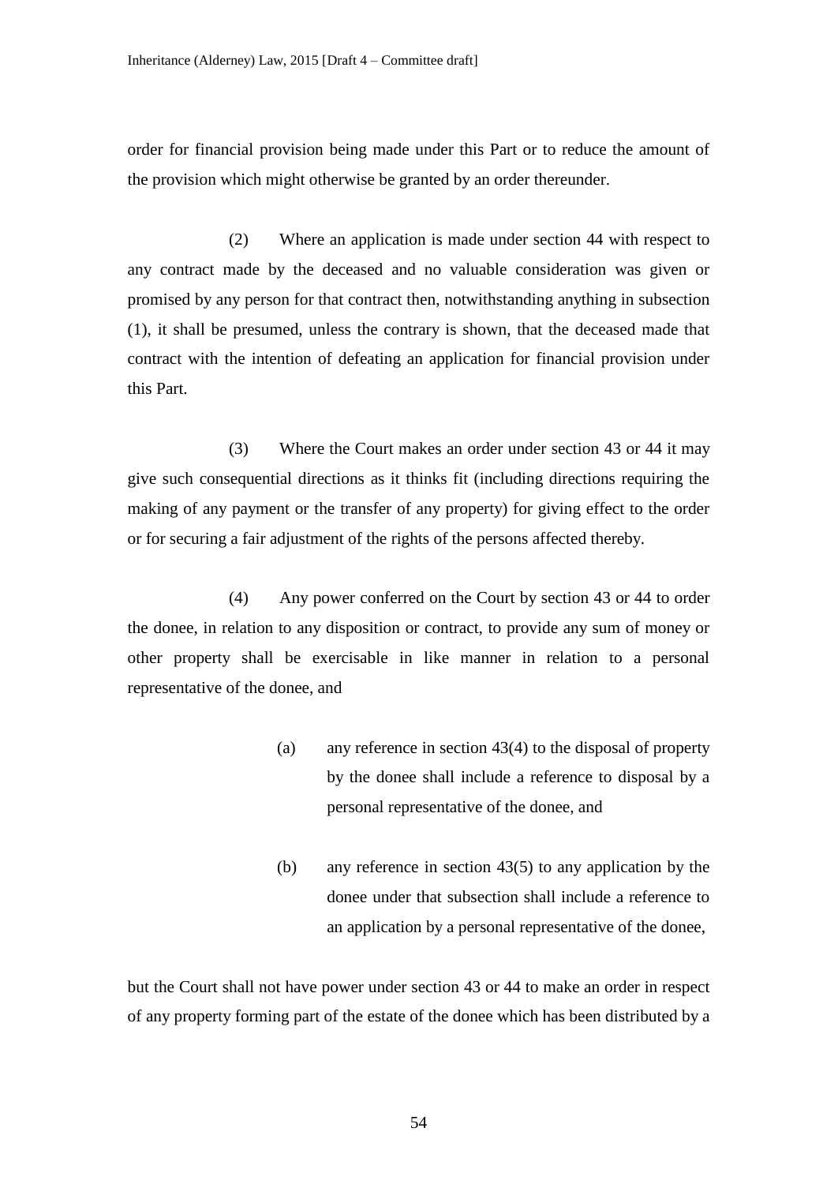order for financial provision being made under this Part or to reduce the amount of the provision which might otherwise be granted by an order thereunder.

(2) Where an application is made under section 44 with respect to any contract made by the deceased and no valuable consideration was given or promised by any person for that contract then, notwithstanding anything in subsection (1), it shall be presumed, unless the contrary is shown, that the deceased made that contract with the intention of defeating an application for financial provision under this Part.

(3) Where the Court makes an order under section 43 or 44 it may give such consequential directions as it thinks fit (including directions requiring the making of any payment or the transfer of any property) for giving effect to the order or for securing a fair adjustment of the rights of the persons affected thereby.

(4) Any power conferred on the Court by section 43 or 44 to order the donee, in relation to any disposition or contract, to provide any sum of money or other property shall be exercisable in like manner in relation to a personal representative of the donee, and

(a) any reference in section 43(4) to the disposal of property by the donee shall include a reference to disposal by a personal representative of the donee, and

(b) any reference in section 43(5) to any application by the donee under that subsection shall include a reference to an application by a personal representative of the donee,

but the Court shall not have power under section 43 or 44 to make an order in respect of any property forming part of the estate of the donee which has been distributed by a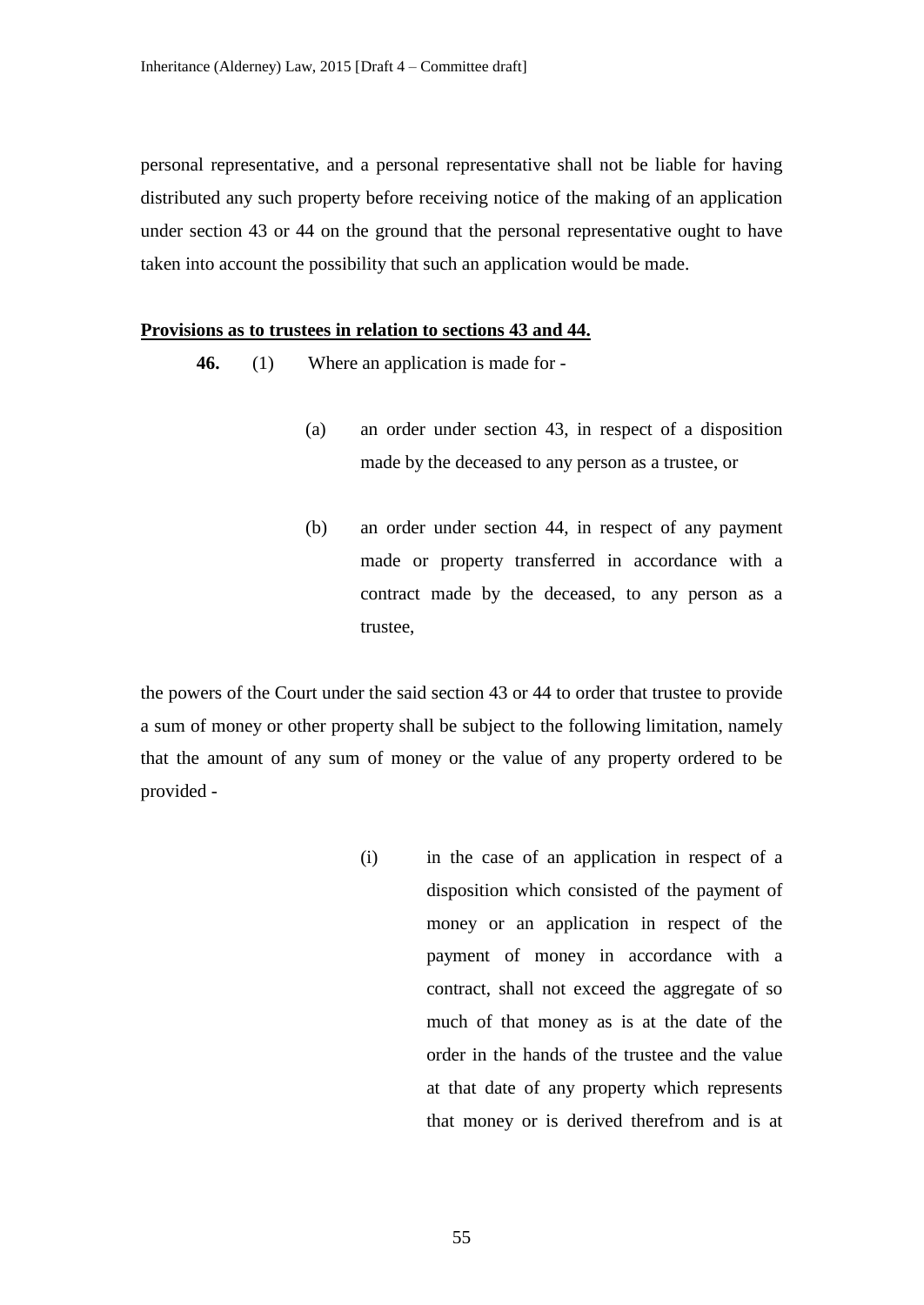personal representative, and a personal representative shall not be liable for having distributed any such property before receiving notice of the making of an application under section 43 or 44 on the ground that the personal representative ought to have taken into account the possibility that such an application would be made.

**Provisions as to trustees in relation to sections 43 and 44.**

**46.** (1) Where an application is made for -

(a) an order under section 43, in respect of a disposition made by the deceased to any person as a trustee, or

(b) an order under section 44, in respect of any payment made or property transferred in accordance with a contract made by the deceased, to any person as a trustee,

the powers of the Court under the said section 43 or 44 to order that trustee to provide a sum of money or other property shall be subject to the following limitation, namely that the amount of any sum of money or the value of any property ordered to be provided -

(i) in the case of an application in respect of a disposition which consisted of the payment of money or an application in respect of the payment of money in accordance with a contract, shall not exceed the aggregate of so much of that money as is at the date of the order in the hands of the trustee and the value at that date of any property which represents that money or is derived therefrom and is at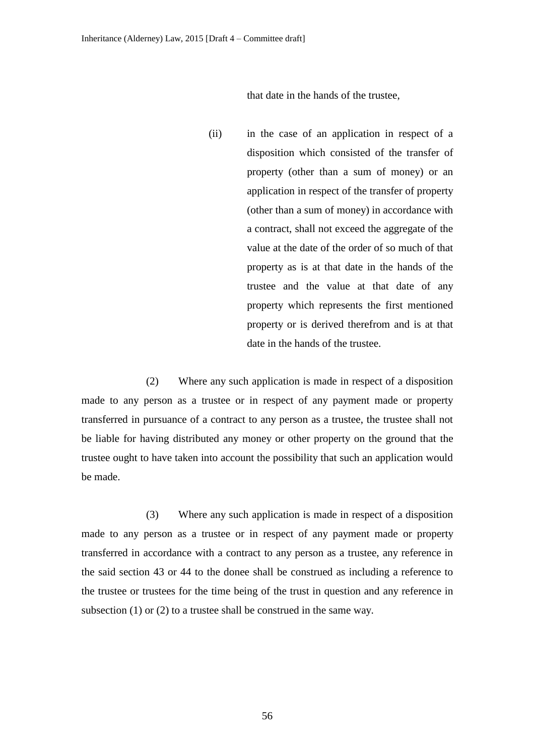that date in the hands of the trustee,

(ii) in the case of an application in respect of a disposition which consisted of the transfer of property (other than a sum of money) or an application in respect of the transfer of property (other than a sum of money) in accordance with a contract, shall not exceed the aggregate of the value at the date of the order of so much of that property as is at that date in the hands of the trustee and the value at that date of any property which represents the first mentioned property or is derived therefrom and is at that date in the hands of the trustee.

(2) Where any such application is made in respect of a disposition made to any person as a trustee or in respect of any payment made or property transferred in pursuance of a contract to any person as a trustee, the trustee shall not be liable for having distributed any money or other property on the ground that the trustee ought to have taken into account the possibility that such an application would be made.

(3) Where any such application is made in respect of a disposition made to any person as a trustee or in respect of any payment made or property transferred in accordance with a contract to any person as a trustee, any reference in the said section 43 or 44 to the donee shall be construed as including a reference to the trustee or trustees for the time being of the trust in question and any reference in subsection (1) or (2) to a trustee shall be construed in the same way.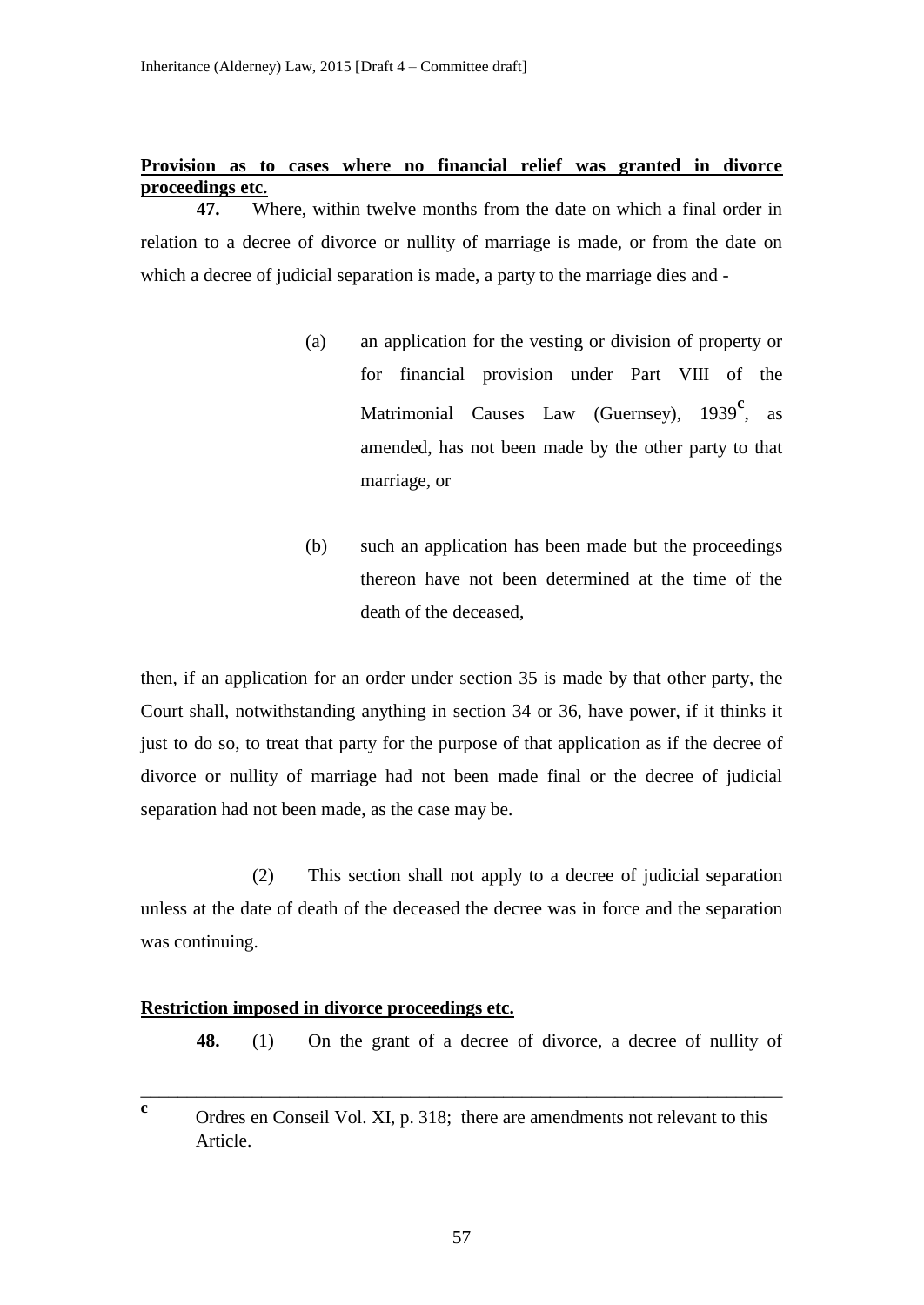**Provision as to cases where no financial relief was granted in divorce proceedings etc.**

**47.** Where, within twelve months from the date on which a final order in relation to a decree of divorce or nullity of marriage is made, or from the date on which a decree of judicial separation is made, a party to the marriage dies and -

> (a) an application for the vesting or division of property or for financial provision under Part VIII of the Matrimonial Causes Law (Guernsey), 1939[c], as amended, has not been made by the other party to that marriage, or
>
> (b) such an application has been made but the proceedings thereon have not been determined at the time of the death of the deceased,

then, if an application for an order under section 35 is made by that other party, the Court shall, notwithstanding anything in section 34 or 36, have power, if it thinks it just to do so, to treat that party for the purpose of that application as if the decree of divorce or nullity of marriage had not been made final or the decree of judicial separation had not been made, as the case may be.

(2) This section shall not apply to a decree of judicial separation unless at the date of death of the deceased the decree was in force and the separation was continuing.

**Restriction imposed in divorce proceedings etc.**

**48.** (1) On the grant of a decree of divorce, a decree of nullity of

---

[c] Ordres en Conseil Vol. XI, p. 318; there are amendments not relevant to this Article.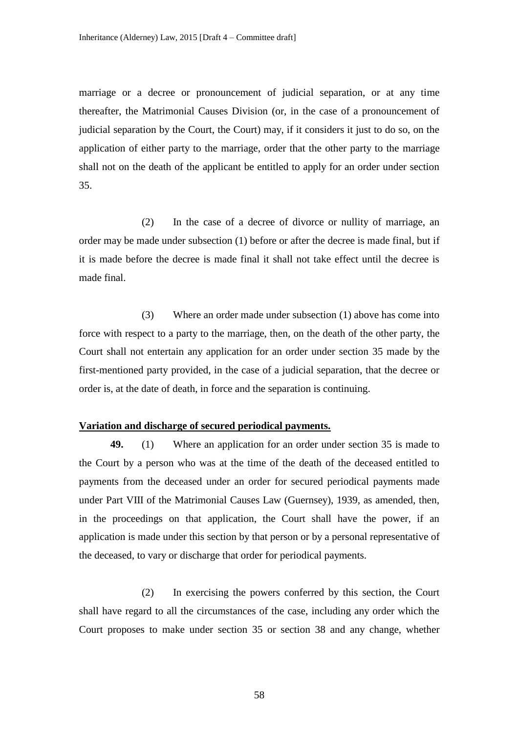marriage or a decree or pronouncement of judicial separation, or at any time thereafter, the Matrimonial Causes Division (or, in the case of a pronouncement of judicial separation by the Court, the Court) may, if it considers it just to do so, on the application of either party to the marriage, order that the other party to the marriage shall not on the death of the applicant be entitled to apply for an order under section 35.

(2) In the case of a decree of divorce or nullity of marriage, an order may be made under subsection (1) before or after the decree is made final, but if it is made before the decree is made final it shall not take effect until the decree is made final.

(3) Where an order made under subsection (1) above has come into force with respect to a party to the marriage, then, on the death of the other party, the Court shall not entertain any application for an order under section 35 made by the first-mentioned party provided, in the case of a judicial separation, that the decree or order is, at the date of death, in force and the separation is continuing.

**Variation and discharge of secured periodical payments.**

**49.** (1) Where an application for an order under section 35 is made to the Court by a person who was at the time of the death of the deceased entitled to payments from the deceased under an order for secured periodical payments made under Part VIII of the Matrimonial Causes Law (Guernsey), 1939, as amended, then, in the proceedings on that application, the Court shall have the power, if an application is made under this section by that person or by a personal representative of the deceased, to vary or discharge that order for periodical payments.

(2) In exercising the powers conferred by this section, the Court shall have regard to all the circumstances of the case, including any order which the Court proposes to make under section 35 or section 38 and any change, whether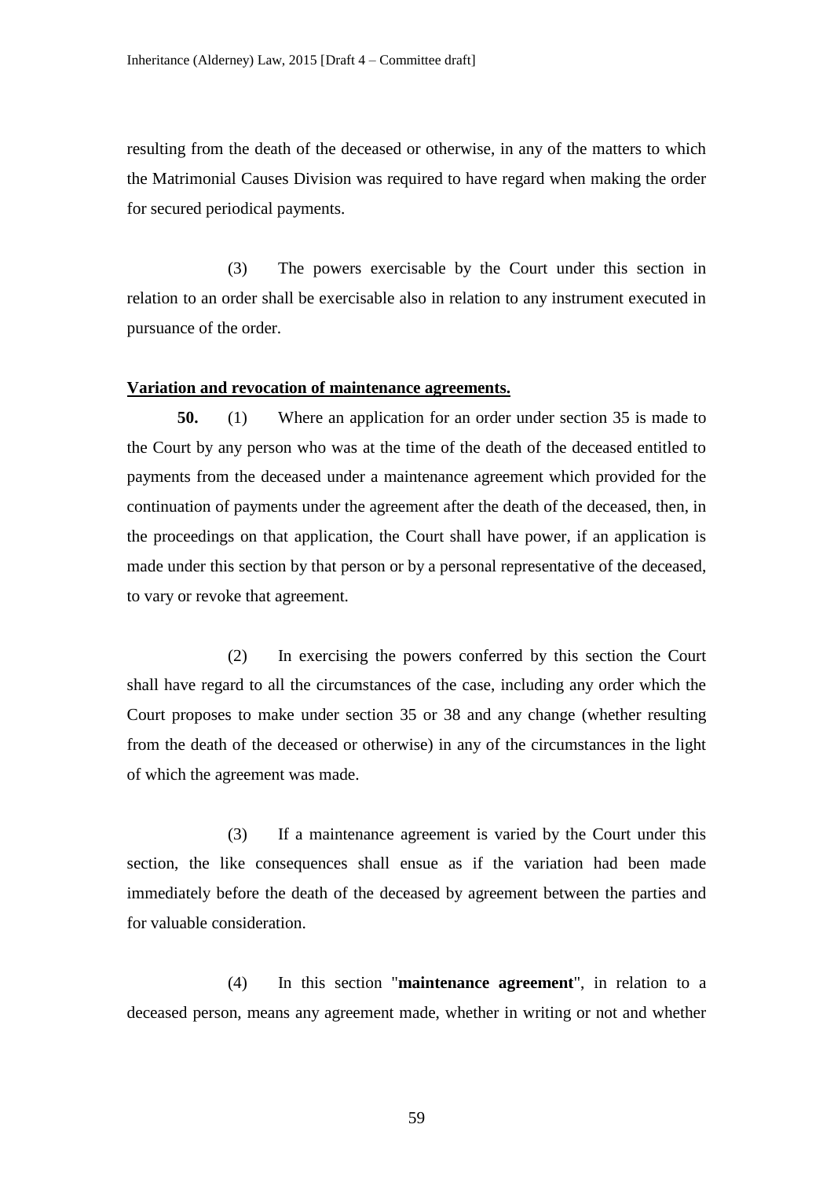resulting from the death of the deceased or otherwise, in any of the matters to which the Matrimonial Causes Division was required to have regard when making the order for secured periodical payments.

(3) The powers exercisable by the Court under this section in relation to an order shall be exercisable also in relation to any instrument executed in pursuance of the order.

**Variation and revocation of maintenance agreements.**

**50.** (1) Where an application for an order under section 35 is made to the Court by any person who was at the time of the death of the deceased entitled to payments from the deceased under a maintenance agreement which provided for the continuation of payments under the agreement after the death of the deceased, then, in the proceedings on that application, the Court shall have power, if an application is made under this section by that person or by a personal representative of the deceased, to vary or revoke that agreement.

(2) In exercising the powers conferred by this section the Court shall have regard to all the circumstances of the case, including any order which the Court proposes to make under section 35 or 38 and any change (whether resulting from the death of the deceased or otherwise) in any of the circumstances in the light of which the agreement was made.

(3) If a maintenance agreement is varied by the Court under this section, the like consequences shall ensue as if the variation had been made immediately before the death of the deceased by agreement between the parties and for valuable consideration.

(4) In this section "**maintenance agreement**", in relation to a deceased person, means any agreement made, whether in writing or not and whether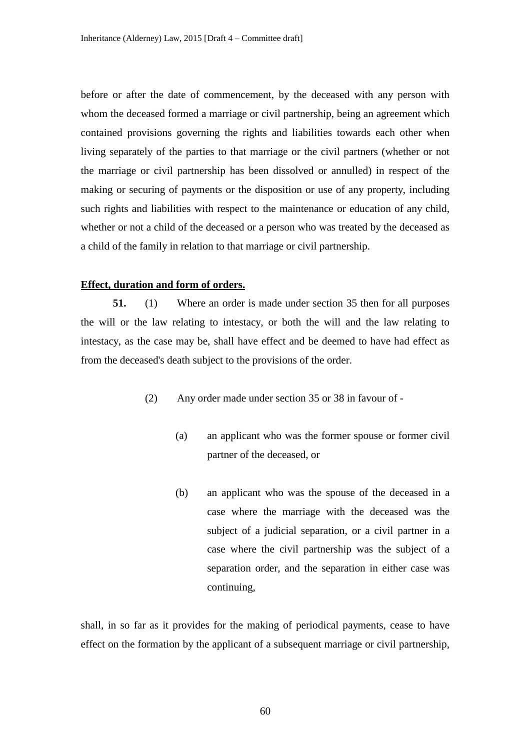before or after the date of commencement, by the deceased with any person with whom the deceased formed a marriage or civil partnership, being an agreement which contained provisions governing the rights and liabilities towards each other when living separately of the parties to that marriage or the civil partners (whether or not the marriage or civil partnership has been dissolved or annulled) in respect of the making or securing of payments or the disposition or use of any property, including such rights and liabilities with respect to the maintenance or education of any child, whether or not a child of the deceased or a person who was treated by the deceased as a child of the family in relation to that marriage or civil partnership.

**Effect, duration and form of orders.**

**51.** (1) Where an order is made under section 35 then for all purposes the will or the law relating to intestacy, or both the will and the law relating to intestacy, as the case may be, shall have effect and be deemed to have had effect as from the deceased's death subject to the provisions of the order.

(2) Any order made under section 35 or 38 in favour of -

(a) an applicant who was the former spouse or former civil partner of the deceased, or

(b) an applicant who was the spouse of the deceased in a case where the marriage with the deceased was the subject of a judicial separation, or a civil partner in a case where the civil partnership was the subject of a separation order, and the separation in either case was continuing,

shall, in so far as it provides for the making of periodical payments, cease to have effect on the formation by the applicant of a subsequent marriage or civil partnership,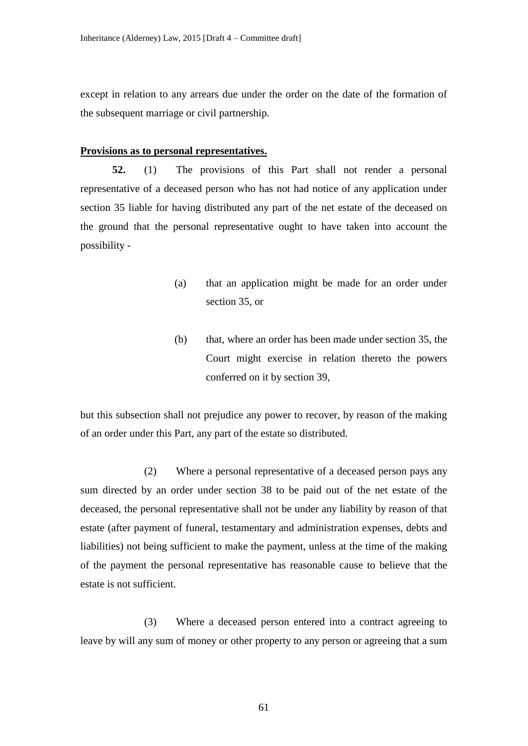except in relation to any arrears due under the order on the date of the formation of the subsequent marriage or civil partnership.

**Provisions as to personal representatives.**

**52.** (1) The provisions of this Part shall not render a personal representative of a deceased person who has not had notice of any application under section 35 liable for having distributed any part of the net estate of the deceased on the ground that the personal representative ought to have taken into account the possibility -

(a) that an application might be made for an order under section 35, or

(b) that, where an order has been made under section 35, the Court might exercise in relation thereto the powers conferred on it by section 39,

but this subsection shall not prejudice any power to recover, by reason of the making of an order under this Part, any part of the estate so distributed.

(2) Where a personal representative of a deceased person pays any sum directed by an order under section 38 to be paid out of the net estate of the deceased, the personal representative shall not be under any liability by reason of that estate (after payment of funeral, testamentary and administration expenses, debts and liabilities) not being sufficient to make the payment, unless at the time of the making of the payment the personal representative has reasonable cause to believe that the estate is not sufficient.

(3) Where a deceased person entered into a contract agreeing to leave by will any sum of money or other property to any person or agreeing that a sum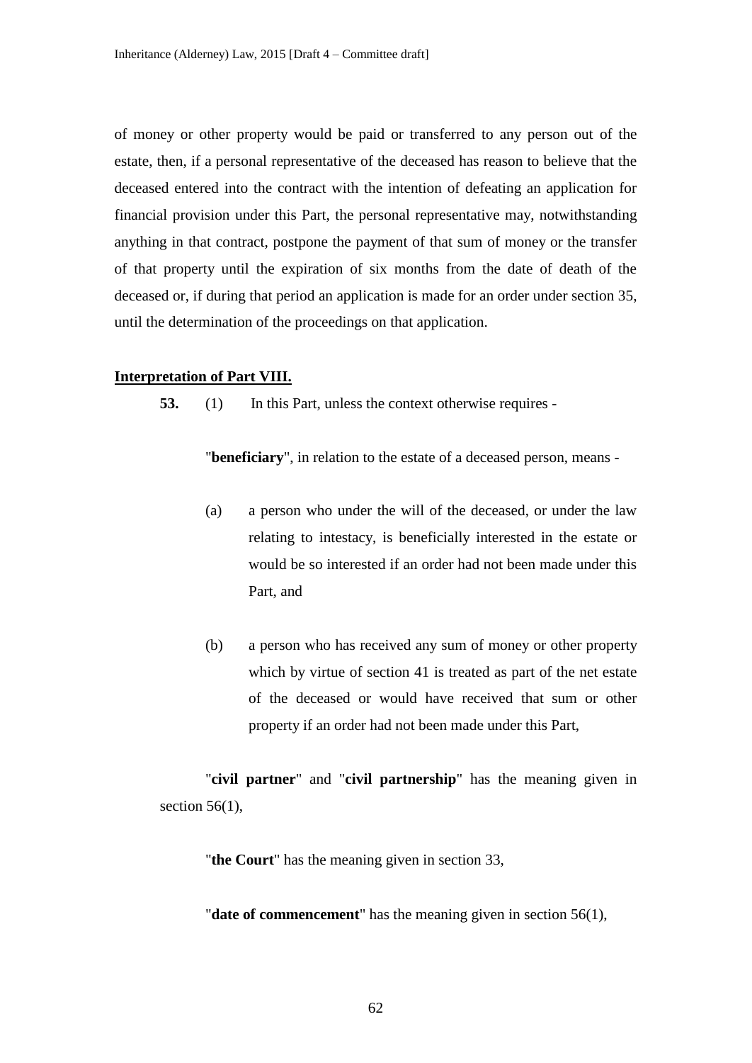of money or other property would be paid or transferred to any person out of the estate, then, if a personal representative of the deceased has reason to believe that the deceased entered into the contract with the intention of defeating an application for financial provision under this Part, the personal representative may, notwithstanding anything in that contract, postpone the payment of that sum of money or the transfer of that property until the expiration of six months from the date of death of the deceased or, if during that period an application is made for an order under section 35, until the determination of the proceedings on that application.

**Interpretation of Part VIII.**

**53.** (1) In this Part, unless the context otherwise requires -

"**beneficiary**", in relation to the estate of a deceased person, means -

(a) a person who under the will of the deceased, or under the law relating to intestacy, is beneficially interested in the estate or would be so interested if an order had not been made under this Part, and

(b) a person who has received any sum of money or other property which by virtue of section 41 is treated as part of the net estate of the deceased or would have received that sum or other property if an order had not been made under this Part,

"**civil partner**" and "**civil partnership**" has the meaning given in section 56(1),

"**the Court**" has the meaning given in section 33,

"**date of commencement**" has the meaning given in section 56(1),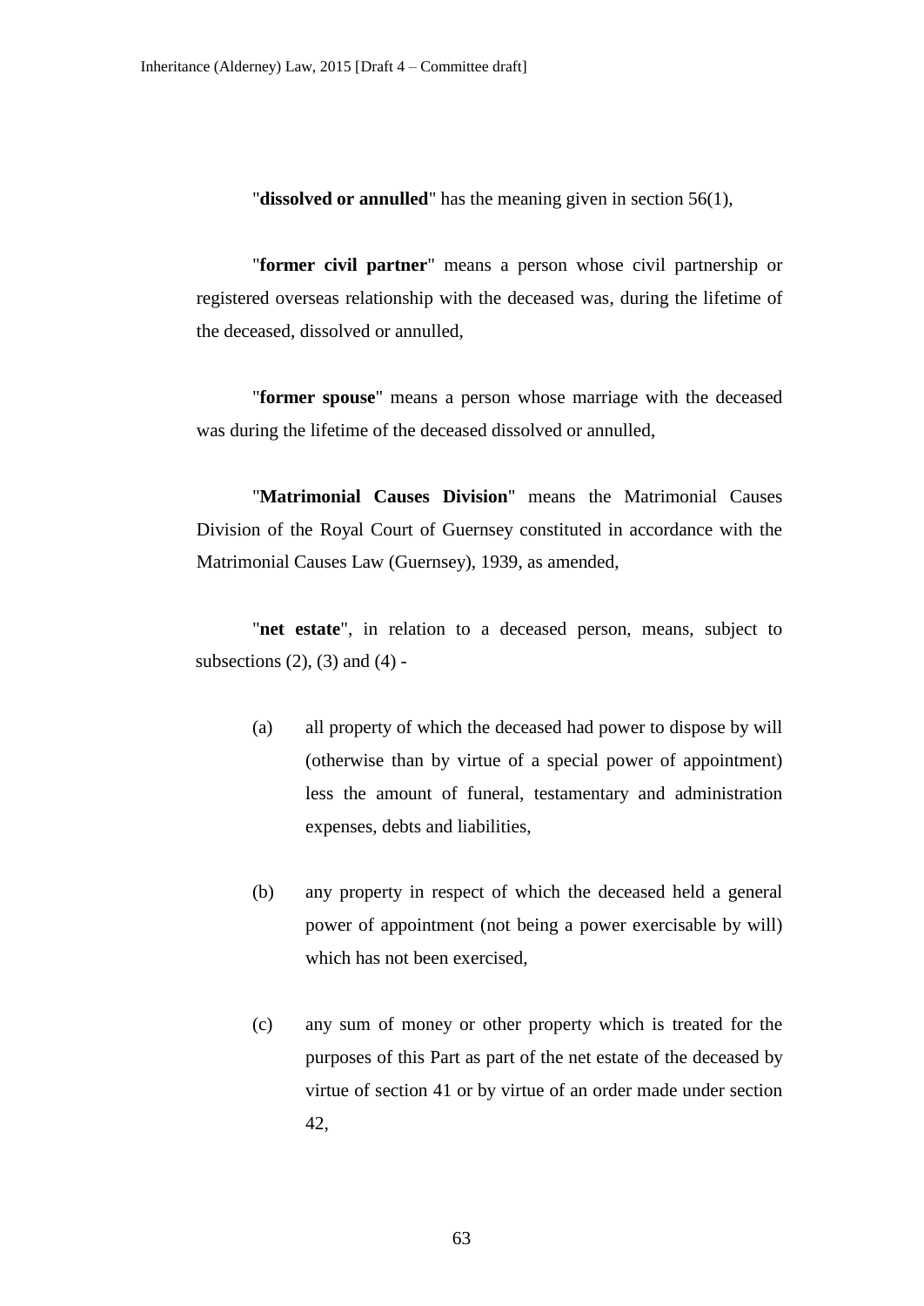"**dissolved or annulled**" has the meaning given in section 56(1),

"**former civil partner**" means a person whose civil partnership or registered overseas relationship with the deceased was, during the lifetime of the deceased, dissolved or annulled,

"**former spouse**" means a person whose marriage with the deceased was during the lifetime of the deceased dissolved or annulled,

"**Matrimonial Causes Division**" means the Matrimonial Causes Division of the Royal Court of Guernsey constituted in accordance with the Matrimonial Causes Law (Guernsey), 1939, as amended,

"**net estate**", in relation to a deceased person, means, subject to subsections (2), (3) and (4) -

(a) all property of which the deceased had power to dispose by will (otherwise than by virtue of a special power of appointment) less the amount of funeral, testamentary and administration expenses, debts and liabilities,

(b) any property in respect of which the deceased held a general power of appointment (not being a power exercisable by will) which has not been exercised,

(c) any sum of money or other property which is treated for the purposes of this Part as part of the net estate of the deceased by virtue of section 41 or by virtue of an order made under section 42,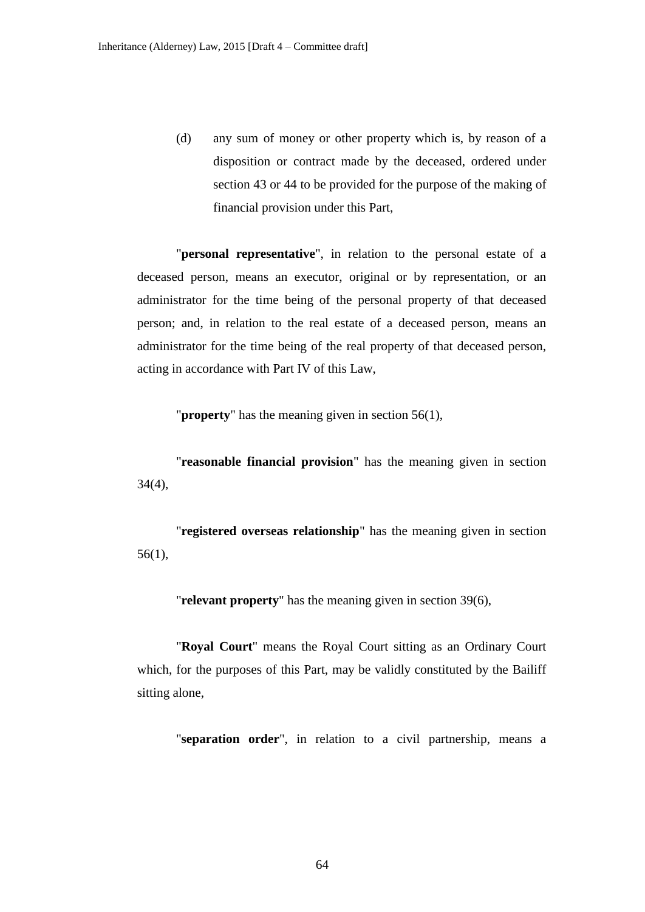(d) any sum of money or other property which is, by reason of a disposition or contract made by the deceased, ordered under section 43 or 44 to be provided for the purpose of the making of financial provision under this Part,

"**personal representative**", in relation to the personal estate of a deceased person, means an executor, original or by representation, or an administrator for the time being of the personal property of that deceased person; and, in relation to the real estate of a deceased person, means an administrator for the time being of the real property of that deceased person, acting in accordance with Part IV of this Law,

"**property**" has the meaning given in section 56(1),

"**reasonable financial provision**" has the meaning given in section 34(4),

"**registered overseas relationship**" has the meaning given in section 56(1),

"**relevant property**" has the meaning given in section 39(6),

"**Royal Court**" means the Royal Court sitting as an Ordinary Court which, for the purposes of this Part, may be validly constituted by the Bailiff sitting alone,

"**separation order**", in relation to a civil partnership, means a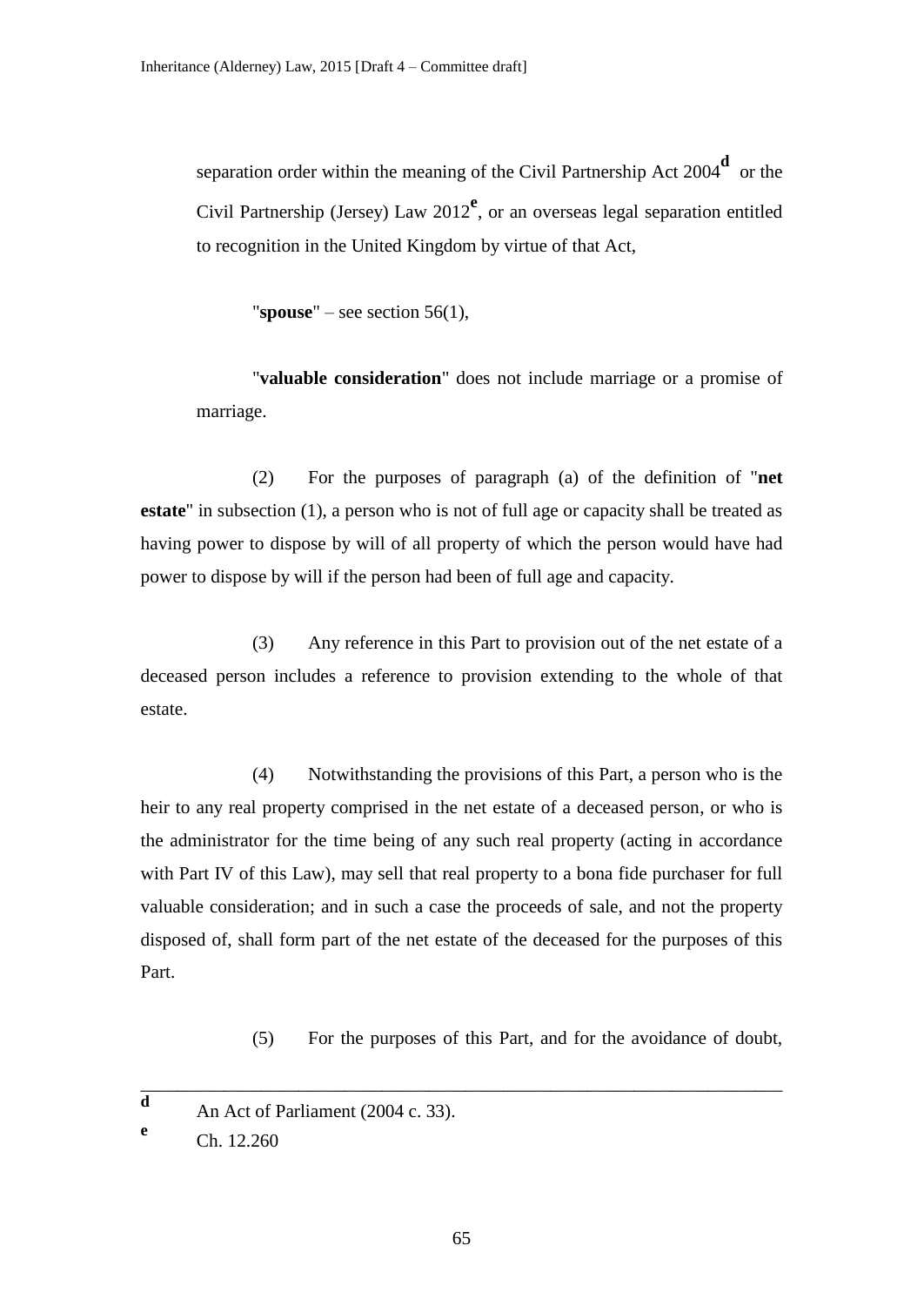separation order within the meaning of the Civil Partnership Act 2004[d] or the Civil Partnership (Jersey) Law 2012[e], or an overseas legal separation entitled to recognition in the United Kingdom by virtue of that Act,

"**spouse**" – see section 56(1),

"**valuable consideration**" does not include marriage or a promise of marriage.

(2) For the purposes of paragraph (a) of the definition of "**net estate**" in subsection (1), a person who is not of full age or capacity shall be treated as having power to dispose by will of all property of which the person would have had power to dispose by will if the person had been of full age and capacity.

(3) Any reference in this Part to provision out of the net estate of a deceased person includes a reference to provision extending to the whole of that estate.

(4) Notwithstanding the provisions of this Part, a person who is the heir to any real property comprised in the net estate of a deceased person, or who is the administrator for the time being of any such real property (acting in accordance with Part IV of this Law), may sell that real property to a bona fide purchaser for full valuable consideration; and in such a case the proceeds of sale, and not the property disposed of, shall form part of the net estate of the deceased for the purposes of this Part.

(5) For the purposes of this Part, and for the avoidance of doubt,

---

[d] An Act of Parliament (2004 c. 33).

[e] Ch. 12.260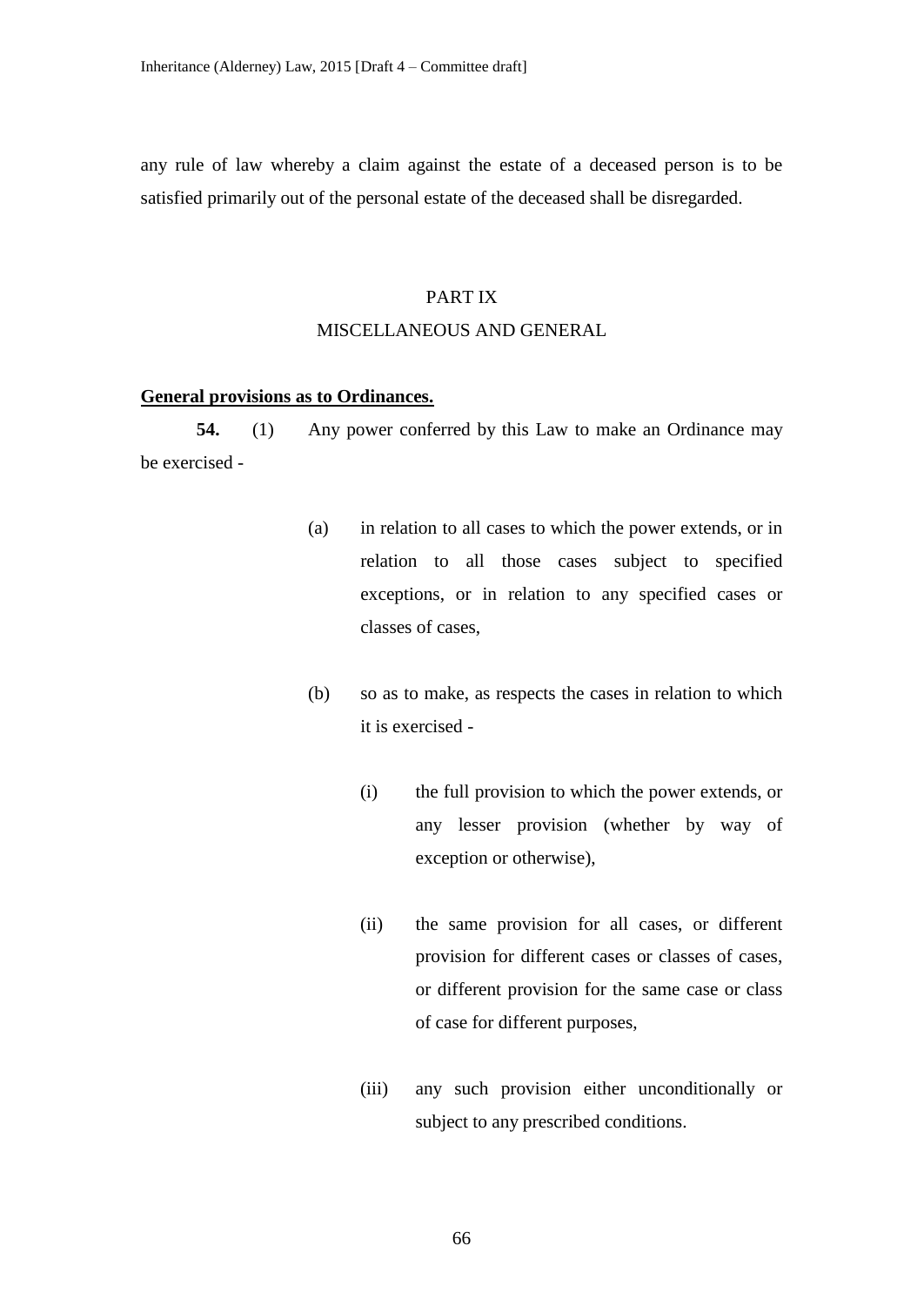any rule of law whereby a claim against the estate of a deceased person is to be satisfied primarily out of the personal estate of the deceased shall be disregarded.

## PART IX
## MISCELLANEOUS AND GENERAL

**General provisions as to Ordinances.**

**54.** (1) Any power conferred by this Law to make an Ordinance may be exercised -

(a) in relation to all cases to which the power extends, or in relation to all those cases subject to specified exceptions, or in relation to any specified cases or classes of cases,

(b) so as to make, as respects the cases in relation to which it is exercised -

(i) the full provision to which the power extends, or any lesser provision (whether by way of exception or otherwise),

(ii) the same provision for all cases, or different provision for different cases or classes of cases, or different provision for the same case or class of case for different purposes,

(iii) any such provision either unconditionally or subject to any prescribed conditions.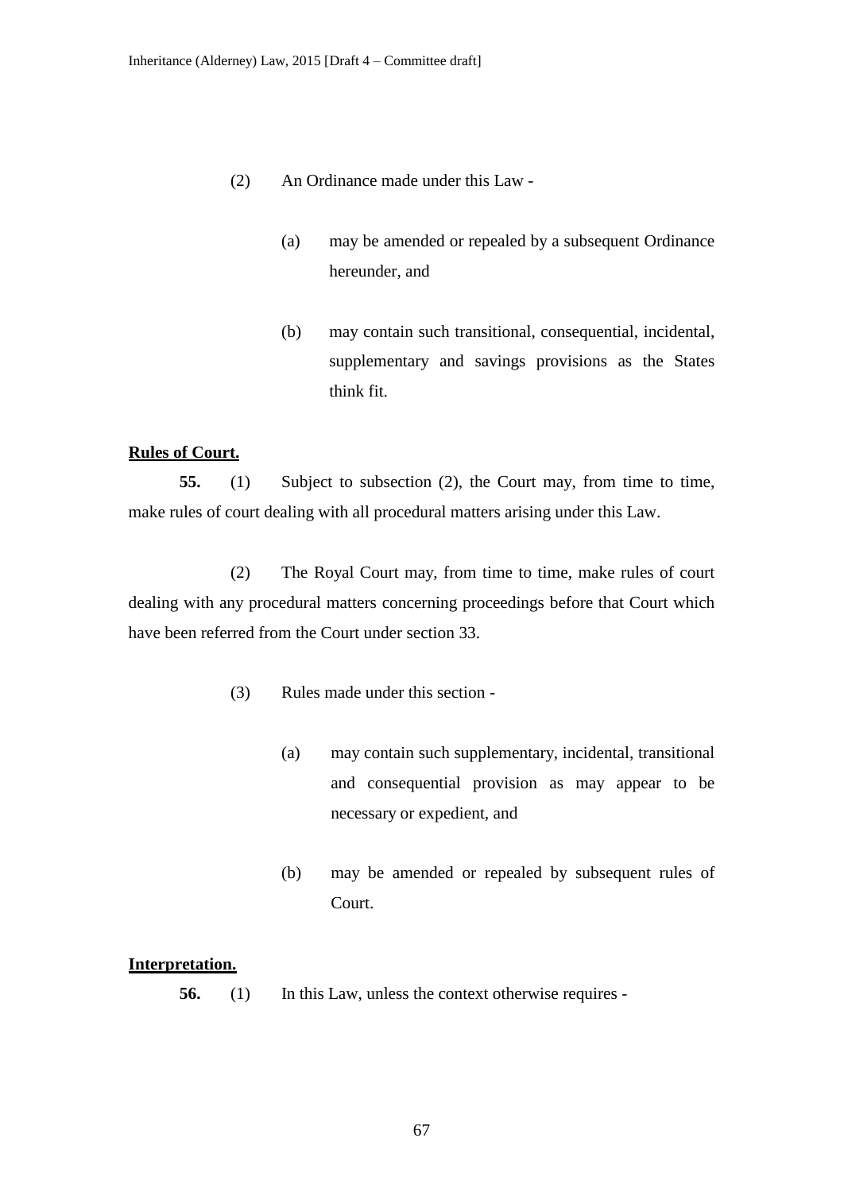(2) An Ordinance made under this Law -

(a) may be amended or repealed by a subsequent Ordinance hereunder, and

(b) may contain such transitional, consequential, incidental, supplementary and savings provisions as the States think fit.

**Rules of Court.**

**55.** (1) Subject to subsection (2), the Court may, from time to time, make rules of court dealing with all procedural matters arising under this Law.

(2) The Royal Court may, from time to time, make rules of court dealing with any procedural matters concerning proceedings before that Court which have been referred from the Court under section 33.

(3) Rules made under this section -

(a) may contain such supplementary, incidental, transitional and consequential provision as may appear to be necessary or expedient, and

(b) may be amended or repealed by subsequent rules of Court.

**Interpretation.**

**56.** (1) In this Law, unless the context otherwise requires -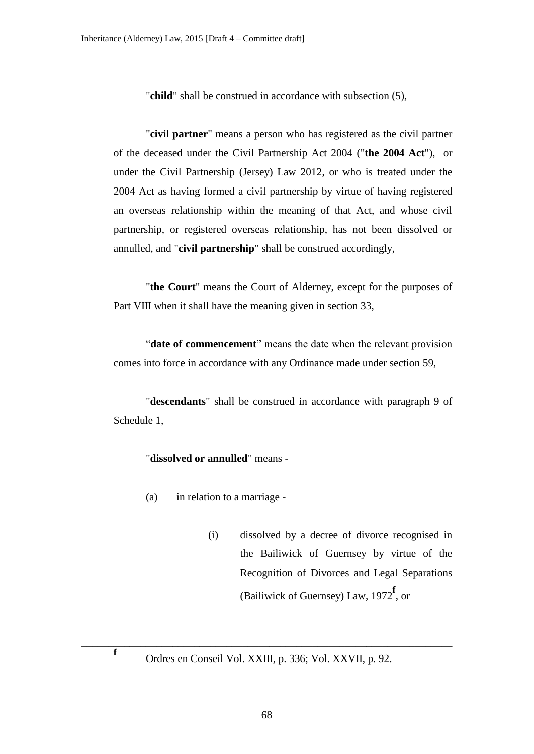"**child**" shall be construed in accordance with subsection (5),

"**civil partner**" means a person who has registered as the civil partner of the deceased under the Civil Partnership Act 2004 ("**the 2004 Act**"), or under the Civil Partnership (Jersey) Law 2012, or who is treated under the 2004 Act as having formed a civil partnership by virtue of having registered an overseas relationship within the meaning of that Act, and whose civil partnership, or registered overseas relationship, has not been dissolved or annulled, and "**civil partnership**" shall be construed accordingly,

"**the Court**" means the Court of Alderney, except for the purposes of Part VIII when it shall have the meaning given in section 33,

"**date of commencement**" means the date when the relevant provision comes into force in accordance with any Ordinance made under section 59,

"**descendants**" shall be construed in accordance with paragraph 9 of Schedule 1,

"**dissolved or annulled**" means -

(a) in relation to a marriage -

(i) dissolved by a decree of divorce recognised in the Bailiwick of Guernsey by virtue of the Recognition of Divorces and Legal Separations (Bailiwick of Guernsey) Law, 1972[f], or

---

[f] Ordres en Conseil Vol. XXIII, p. 336; Vol. XXVII, p. 92.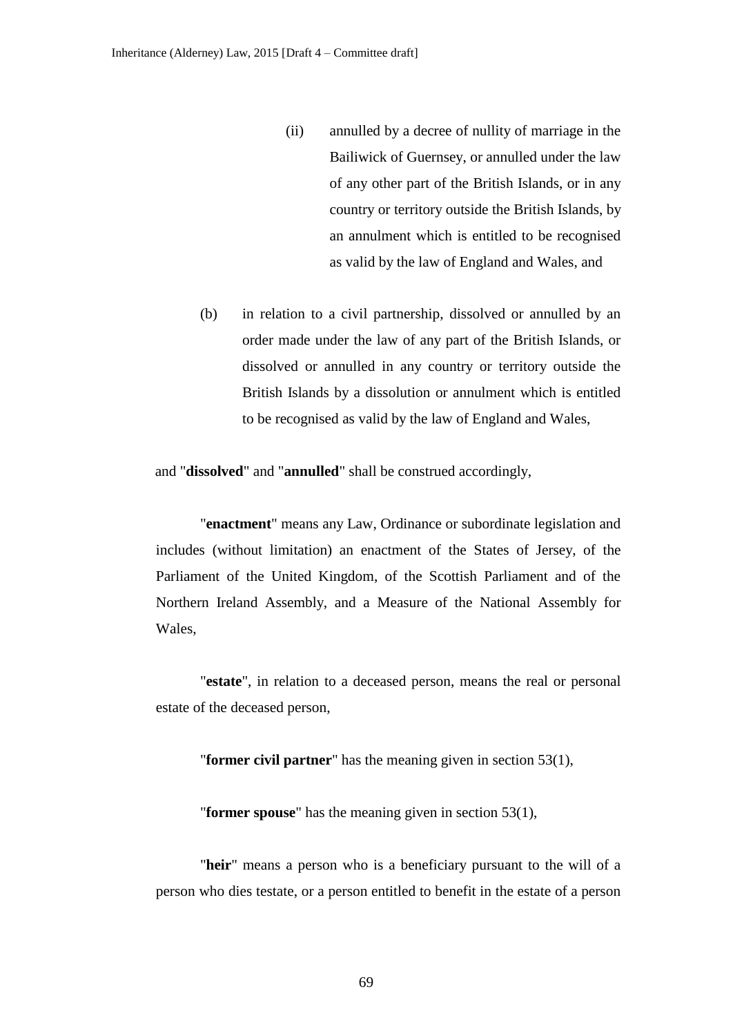(ii) annulled by a decree of nullity of marriage in the Bailiwick of Guernsey, or annulled under the law of any other part of the British Islands, or in any country or territory outside the British Islands, by an annulment which is entitled to be recognised as valid by the law of England and Wales, and

(b) in relation to a civil partnership, dissolved or annulled by an order made under the law of any part of the British Islands, or dissolved or annulled in any country or territory outside the British Islands by a dissolution or annulment which is entitled to be recognised as valid by the law of England and Wales,

and "**dissolved**" and "**annulled**" shall be construed accordingly,

"**enactment**" means any Law, Ordinance or subordinate legislation and includes (without limitation) an enactment of the States of Jersey, of the Parliament of the United Kingdom, of the Scottish Parliament and of the Northern Ireland Assembly, and a Measure of the National Assembly for Wales,

"**estate**", in relation to a deceased person, means the real or personal estate of the deceased person,

"**former civil partner**" has the meaning given in section 53(1),

"**former spouse**" has the meaning given in section 53(1),

"**heir**" means a person who is a beneficiary pursuant to the will of a person who dies testate, or a person entitled to benefit in the estate of a person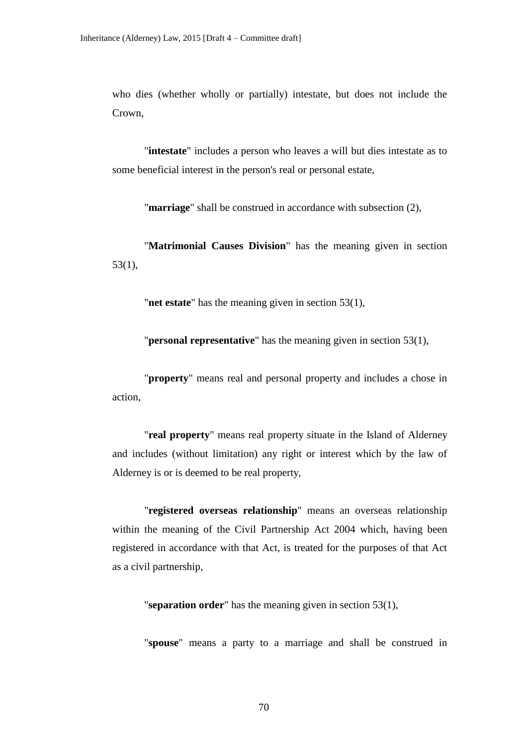who dies (whether wholly or partially) intestate, but does not include the Crown,

"**intestate**" includes a person who leaves a will but dies intestate as to some beneficial interest in the person's real or personal estate,

"**marriage**" shall be construed in accordance with subsection (2),

"**Matrimonial Causes Division**" has the meaning given in section 53(1),

"**net estate**" has the meaning given in section 53(1),

"**personal representative**" has the meaning given in section 53(1),

"**property**" means real and personal property and includes a chose in action,

"**real property**" means real property situate in the Island of Alderney and includes (without limitation) any right or interest which by the law of Alderney is or is deemed to be real property,

"**registered overseas relationship**" means an overseas relationship within the meaning of the Civil Partnership Act 2004 which, having been registered in accordance with that Act, is treated for the purposes of that Act as a civil partnership,

"**separation order**" has the meaning given in section 53(1),

"**spouse**" means a party to a marriage and shall be construed in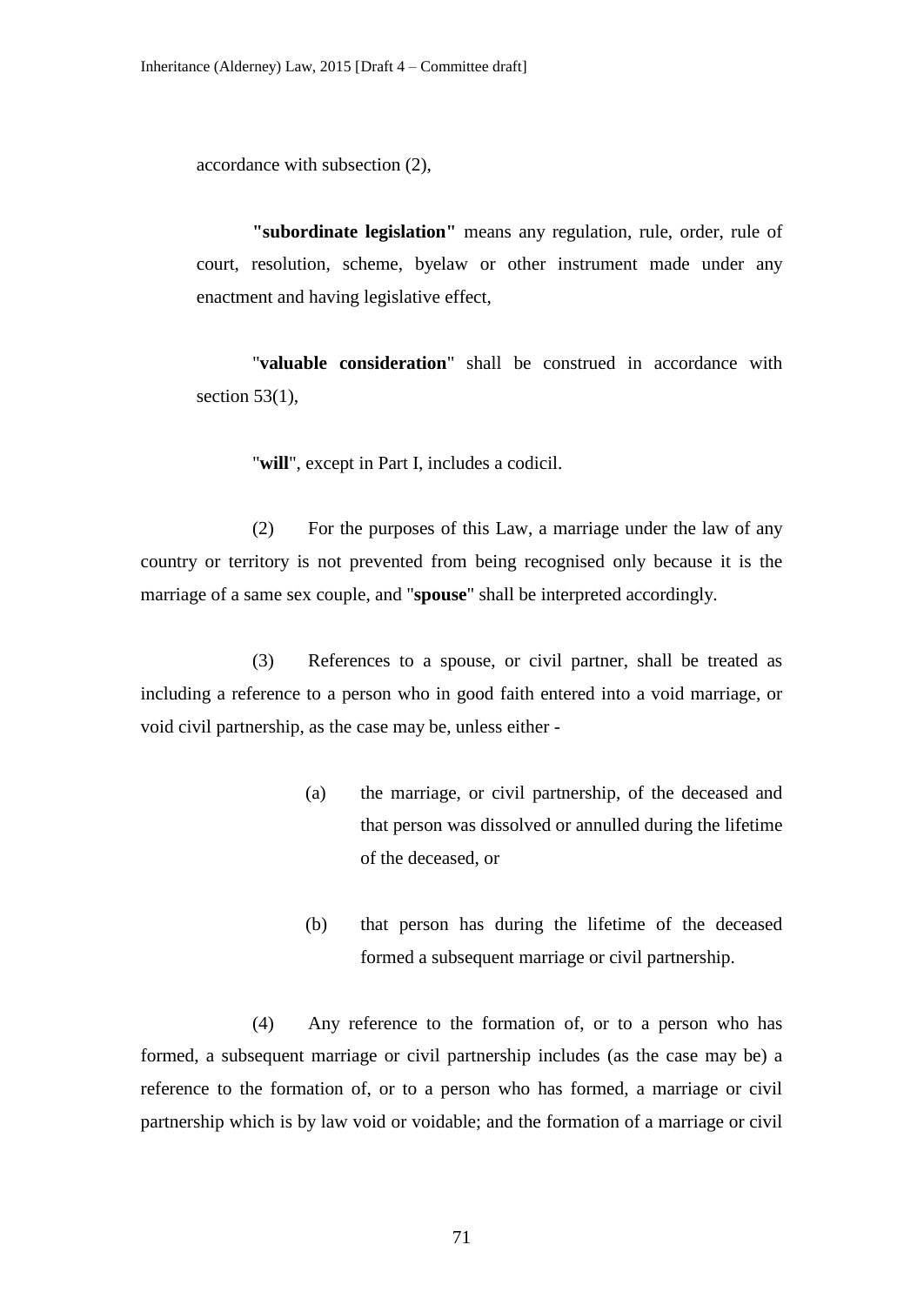accordance with subsection (2),

**"subordinate legislation"** means any regulation, rule, order, rule of court, resolution, scheme, byelaw or other instrument made under any enactment and having legislative effect,

"**valuable consideration**" shall be construed in accordance with section 53(1),

"**will**", except in Part I, includes a codicil.

(2) For the purposes of this Law, a marriage under the law of any country or territory is not prevented from being recognised only because it is the marriage of a same sex couple, and "**spouse**" shall be interpreted accordingly.

(3) References to a spouse, or civil partner, shall be treated as including a reference to a person who in good faith entered into a void marriage, or void civil partnership, as the case may be, unless either -

(a) the marriage, or civil partnership, of the deceased and that person was dissolved or annulled during the lifetime of the deceased, or

(b) that person has during the lifetime of the deceased formed a subsequent marriage or civil partnership.

(4) Any reference to the formation of, or to a person who has formed, a subsequent marriage or civil partnership includes (as the case may be) a reference to the formation of, or to a person who has formed, a marriage or civil partnership which is by law void or voidable; and the formation of a marriage or civil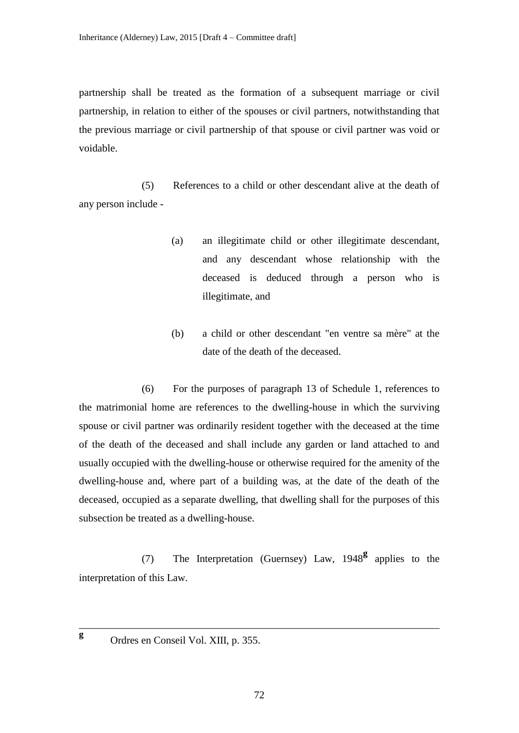partnership shall be treated as the formation of a subsequent marriage or civil partnership, in relation to either of the spouses or civil partners, notwithstanding that the previous marriage or civil partnership of that spouse or civil partner was void or voidable.

(5) References to a child or other descendant alive at the death of any person include -

(a) an illegitimate child or other illegitimate descendant, and any descendant whose relationship with the deceased is deduced through a person who is illegitimate, and

(b) a child or other descendant "en ventre sa mère" at the date of the death of the deceased.

(6) For the purposes of paragraph 13 of Schedule 1, references to the matrimonial home are references to the dwelling-house in which the surviving spouse or civil partner was ordinarily resident together with the deceased at the time of the death of the deceased and shall include any garden or land attached to and usually occupied with the dwelling-house or otherwise required for the amenity of the dwelling-house and, where part of a building was, at the date of the death of the deceased, occupied as a separate dwelling, that dwelling shall for the purposes of this subsection be treated as a dwelling-house.

(7) The Interpretation (Guernsey) Law, 1948[g] applies to the interpretation of this Law.

---

[g] Ordres en Conseil Vol. XIII, p. 355.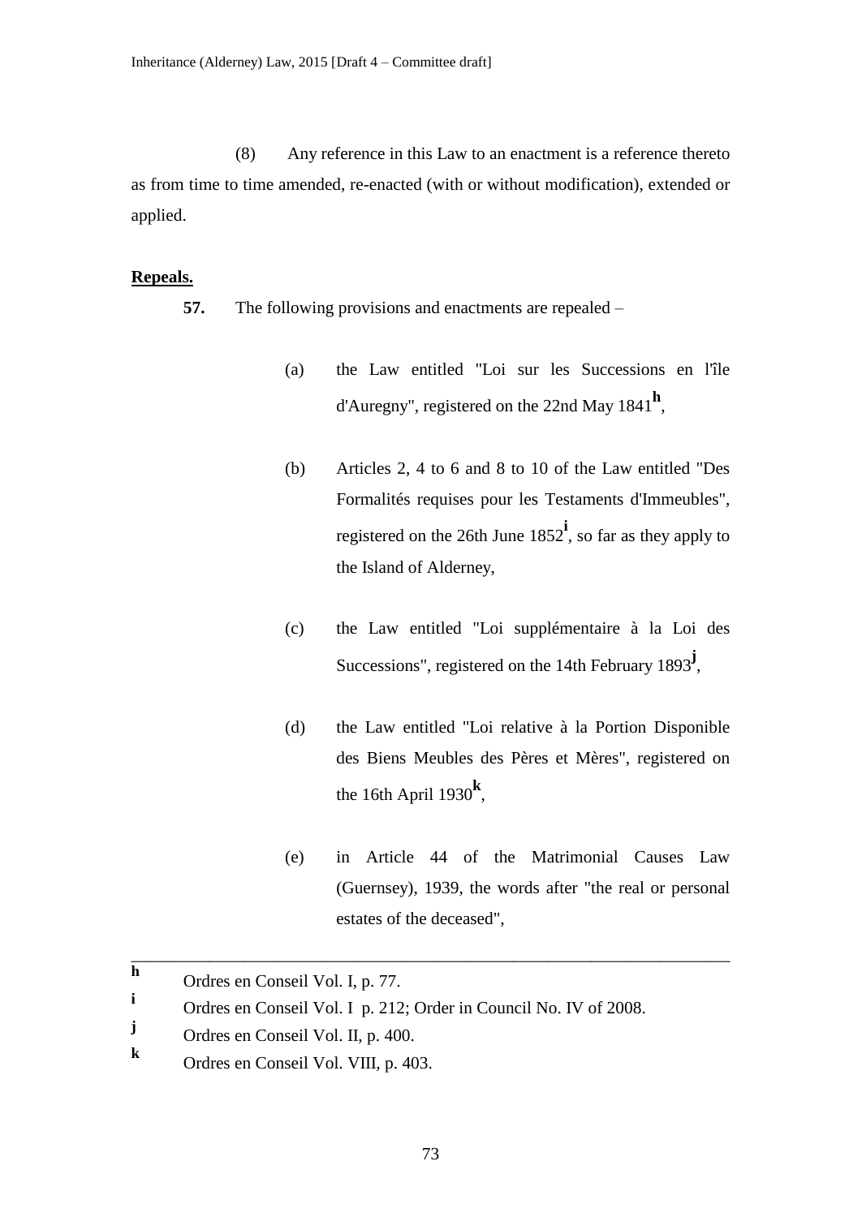(8) Any reference in this Law to an enactment is a reference thereto as from time to time amended, re-enacted (with or without modification), extended or applied.

**Repeals.**

**57.** The following provisions and enactments are repealed –

(a) the Law entitled "Loi sur les Successions en l'île d'Auregny", registered on the 22nd May 1841[h],

(b) Articles 2, 4 to 6 and 8 to 10 of the Law entitled "Des Formalités requises pour les Testaments d'Immeubles", registered on the 26th June 1852[i], so far as they apply to the Island of Alderney,

(c) the Law entitled "Loi supplémentaire à la Loi des Successions", registered on the 14th February 1893[j],

(d) the Law entitled "Loi relative à la Portion Disponible des Biens Meubles des Pères et Mères", registered on the 16th April 1930[k],

(e) in Article 44 of the Matrimonial Causes Law (Guernsey), 1939, the words after "the real or personal estates of the deceased",

---

[h] Ordres en Conseil Vol. I, p. 77.

[i] Ordres en Conseil Vol. I p. 212; Order in Council No. IV of 2008.

[j] Ordres en Conseil Vol. II, p. 400.

[k] Ordres en Conseil Vol. VIII, p. 403.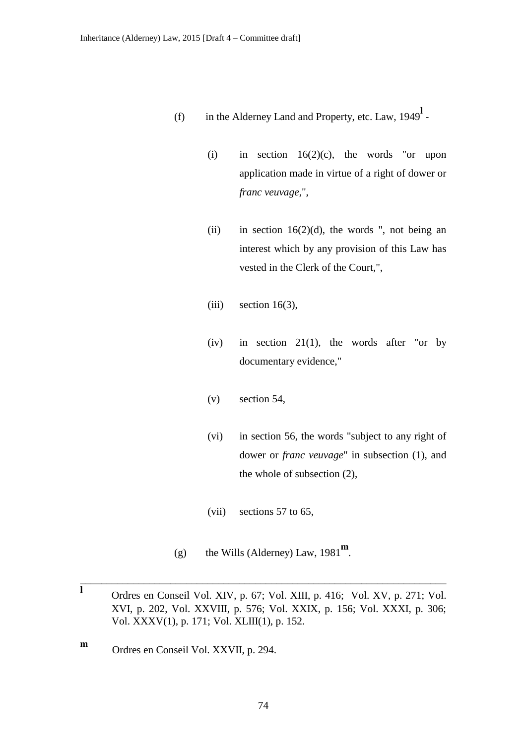(f) in the Alderney Land and Property, etc. Law, 1949[l] -

(i) in section 16(2)(c), the words "or upon application made in virtue of a right of dower or *franc veuvage*,",

(ii) in section 16(2)(d), the words ", not being an interest which by any provision of this Law has vested in the Clerk of the Court,",

(iii) section 16(3),

(iv) in section 21(1), the words after "or by documentary evidence,"

(v) section 54,

(vi) in section 56, the words "subject to any right of dower or *franc veuvage*" in subsection (1), and the whole of subsection (2),

(vii) sections 57 to 65,

(g) the Wills (Alderney) Law, 1981[m].

---

[l] Ordres en Conseil Vol. XIV, p. 67; Vol. XIII, p. 416; Vol. XV, p. 271; Vol. XVI, p. 202, Vol. XXVIII, p. 576; Vol. XXIX, p. 156; Vol. XXXI, p. 306; Vol. XXXV(1), p. 171; Vol. XLIII(1), p. 152.

[m] Ordres en Conseil Vol. XXVII, p. 294.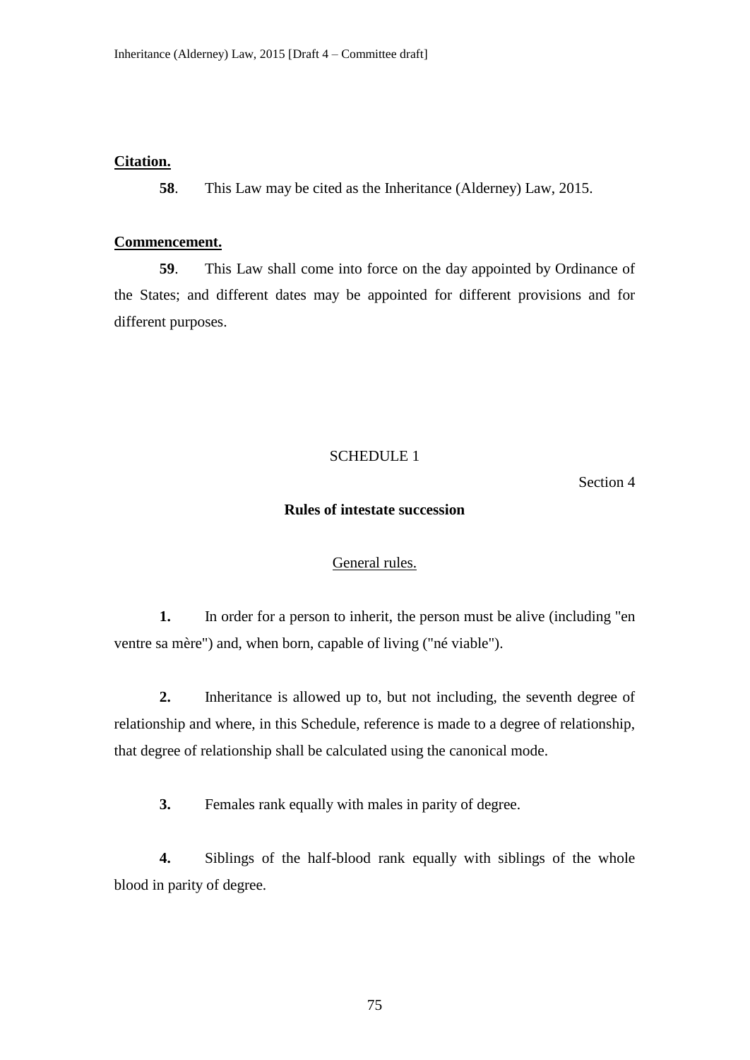**Citation.**

**58**. This Law may be cited as the Inheritance (Alderney) Law, 2015.

**Commencement.**

**59**. This Law shall come into force on the day appointed by Ordinance of the States; and different dates may be appointed for different provisions and for different purposes.

SCHEDULE 1

Section 4

**Rules of intestate succession**

General rules.

**1.** In order for a person to inherit, the person must be alive (including "en ventre sa mère") and, when born, capable of living ("né viable").

**2.** Inheritance is allowed up to, but not including, the seventh degree of relationship and where, in this Schedule, reference is made to a degree of relationship, that degree of relationship shall be calculated using the canonical mode.

**3.** Females rank equally with males in parity of degree.

**4.** Siblings of the half-blood rank equally with siblings of the whole blood in parity of degree.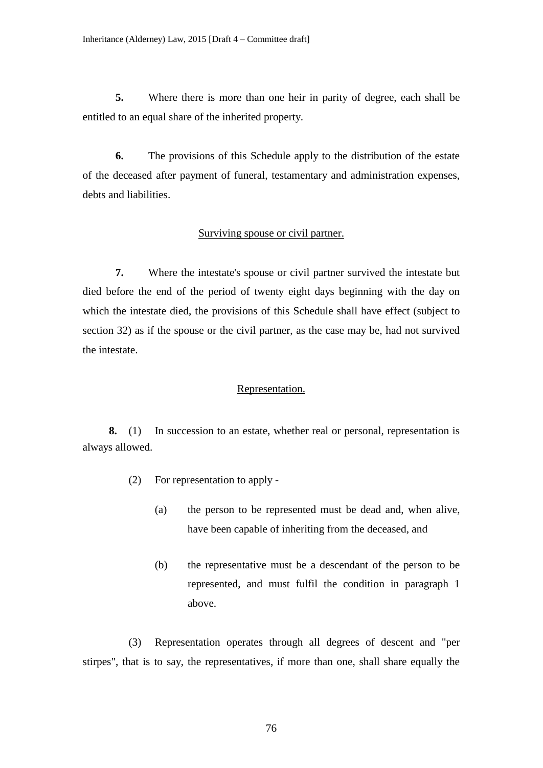**5.** Where there is more than one heir in parity of degree, each shall be entitled to an equal share of the inherited property.

**6.** The provisions of this Schedule apply to the distribution of the estate of the deceased after payment of funeral, testamentary and administration expenses, debts and liabilities.

<u>Surviving spouse or civil partner.</u>

**7.** Where the intestate's spouse or civil partner survived the intestate but died before the end of the period of twenty eight days beginning with the day on which the intestate died, the provisions of this Schedule shall have effect (subject to section 32) as if the spouse or the civil partner, as the case may be, had not survived the intestate.

<u>Representation.</u>

**8.** (1) In succession to an estate, whether real or personal, representation is always allowed.

(2) For representation to apply -

(a) the person to be represented must be dead and, when alive, have been capable of inheriting from the deceased, and

(b) the representative must be a descendant of the person to be represented, and must fulfil the condition in paragraph 1 above.

(3) Representation operates through all degrees of descent and "per stirpes", that is to say, the representatives, if more than one, shall share equally the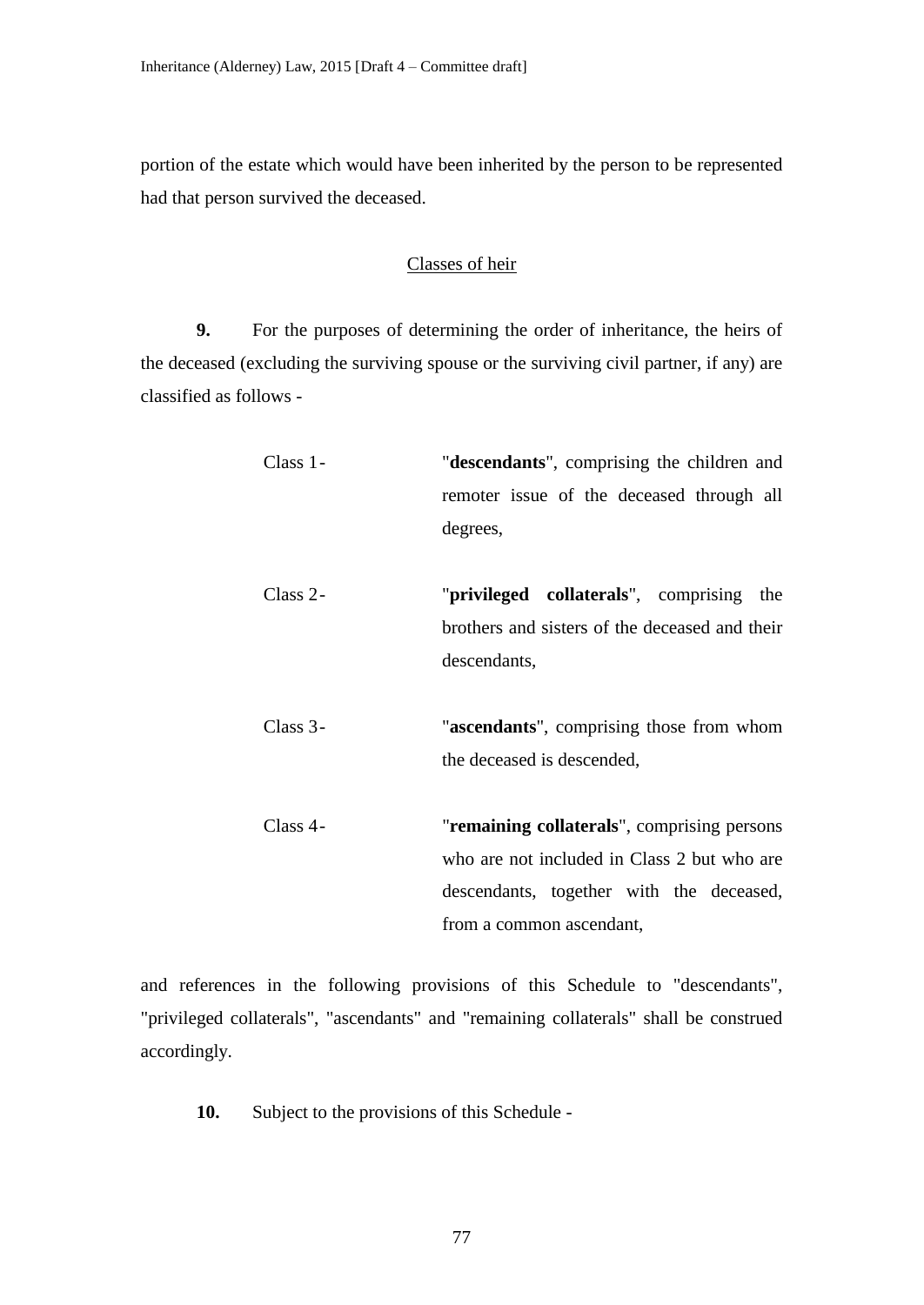portion of the estate which would have been inherited by the person to be represented had that person survived the deceased.

<u>Classes of heir</u>

**9.** For the purposes of determining the order of inheritance, the heirs of the deceased (excluding the surviving spouse or the surviving civil partner, if any) are classified as follows -

Class 1 - "**descendants**", comprising the children and remoter issue of the deceased through all degrees,

Class 2 - "**privileged collaterals**", comprising the brothers and sisters of the deceased and their descendants,

Class 3 - "**ascendants**", comprising those from whom the deceased is descended,

Class 4 - "**remaining collaterals**", comprising persons who are not included in Class 2 but who are descendants, together with the deceased, from a common ascendant,

and references in the following provisions of this Schedule to "descendants", "privileged collaterals", "ascendants" and "remaining collaterals" shall be construed accordingly.

**10.** Subject to the provisions of this Schedule -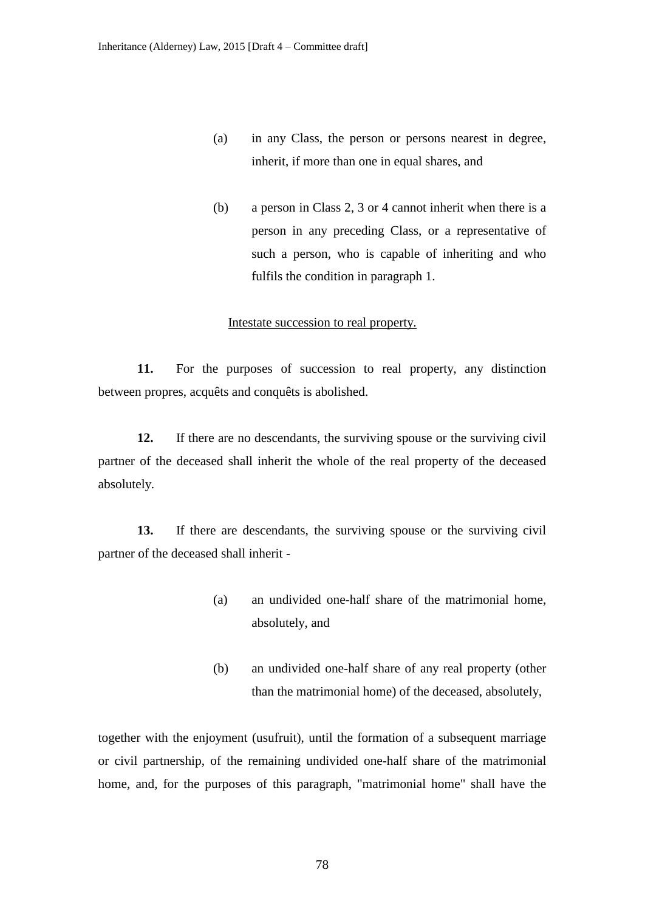(a) in any Class, the person or persons nearest in degree, inherit, if more than one in equal shares, and

(b) a person in Class 2, 3 or 4 cannot inherit when there is a person in any preceding Class, or a representative of such a person, who is capable of inheriting and who fulfils the condition in paragraph 1.

Intestate succession to real property.

**11.** For the purposes of succession to real property, any distinction between propres, acquêts and conquêts is abolished.

**12.** If there are no descendants, the surviving spouse or the surviving civil partner of the deceased shall inherit the whole of the real property of the deceased absolutely.

**13.** If there are descendants, the surviving spouse or the surviving civil partner of the deceased shall inherit -

(a) an undivided one-half share of the matrimonial home, absolutely, and

(b) an undivided one-half share of any real property (other than the matrimonial home) of the deceased, absolutely,

together with the enjoyment (usufruit), until the formation of a subsequent marriage or civil partnership, of the remaining undivided one-half share of the matrimonial home, and, for the purposes of this paragraph, "matrimonial home" shall have the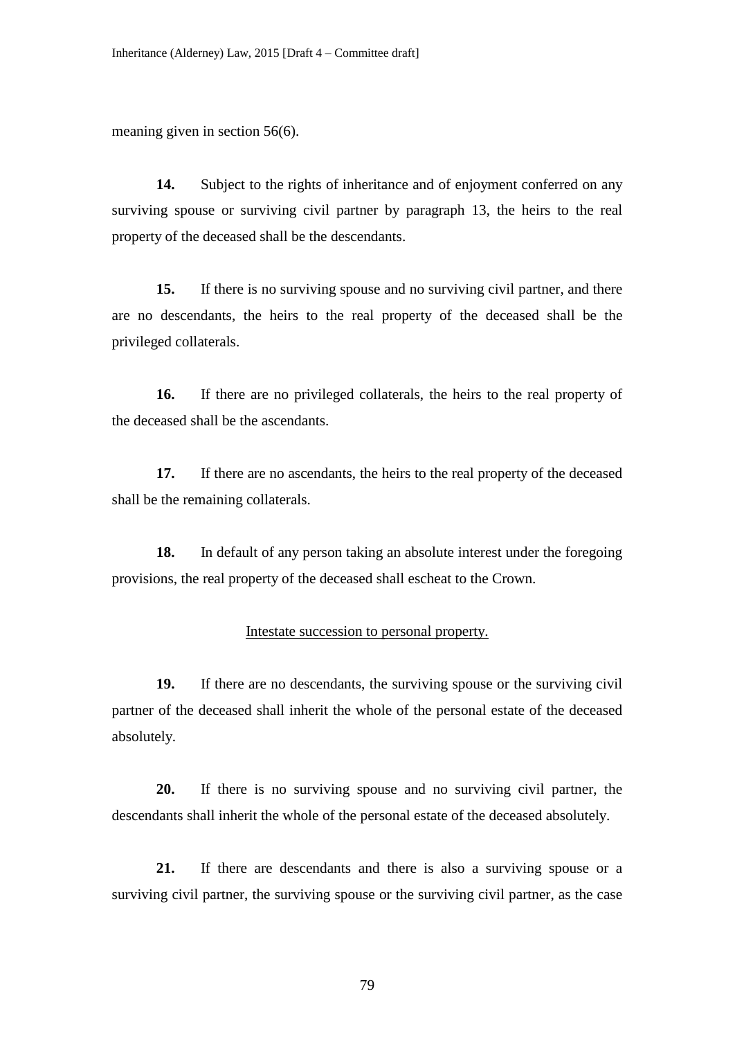meaning given in section 56(6).

**14.** Subject to the rights of inheritance and of enjoyment conferred on any surviving spouse or surviving civil partner by paragraph 13, the heirs to the real property of the deceased shall be the descendants.

**15.** If there is no surviving spouse and no surviving civil partner, and there are no descendants, the heirs to the real property of the deceased shall be the privileged collaterals.

**16.** If there are no privileged collaterals, the heirs to the real property of the deceased shall be the ascendants.

**17.** If there are no ascendants, the heirs to the real property of the deceased shall be the remaining collaterals.

**18.** In default of any person taking an absolute interest under the foregoing provisions, the real property of the deceased shall escheat to the Crown.

<u>Intestate succession to personal property.</u>

**19.** If there are no descendants, the surviving spouse or the surviving civil partner of the deceased shall inherit the whole of the personal estate of the deceased absolutely.

**20.** If there is no surviving spouse and no surviving civil partner, the descendants shall inherit the whole of the personal estate of the deceased absolutely.

**21.** If there are descendants and there is also a surviving spouse or a surviving civil partner, the surviving spouse or the surviving civil partner, as the case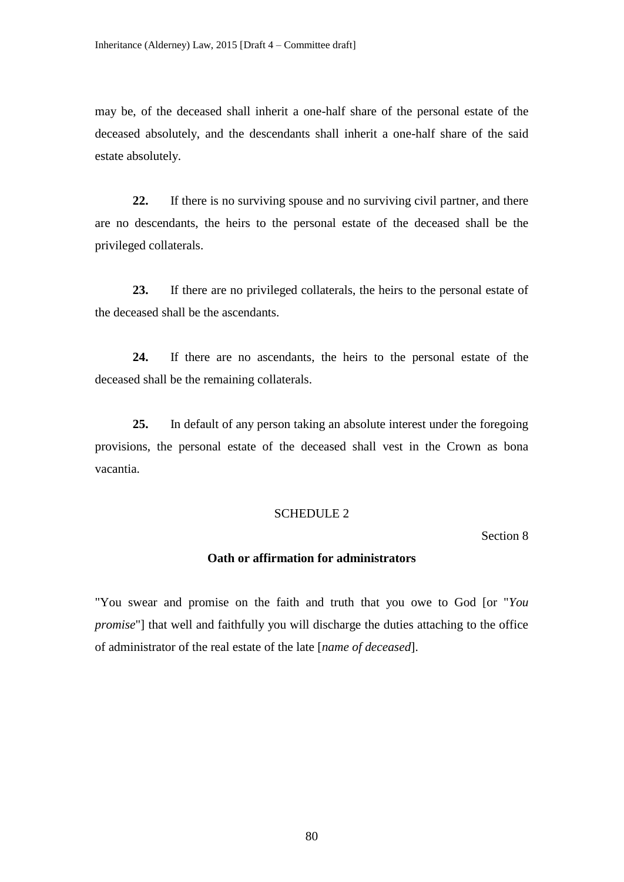may be, of the deceased shall inherit a one-half share of the personal estate of the deceased absolutely, and the descendants shall inherit a one-half share of the said estate absolutely.

**22.** If there is no surviving spouse and no surviving civil partner, and there are no descendants, the heirs to the personal estate of the deceased shall be the privileged collaterals.

**23.** If there are no privileged collaterals, the heirs to the personal estate of the deceased shall be the ascendants.

**24.** If there are no ascendants, the heirs to the personal estate of the deceased shall be the remaining collaterals.

**25.** In default of any person taking an absolute interest under the foregoing provisions, the personal estate of the deceased shall vest in the Crown as bona vacantia.

SCHEDULE 2

Section 8

**Oath or affirmation for administrators**

"You swear and promise on the faith and truth that you owe to God [or "*You promise*"] that well and faithfully you will discharge the duties attaching to the office of administrator of the real estate of the late [*name of deceased*].